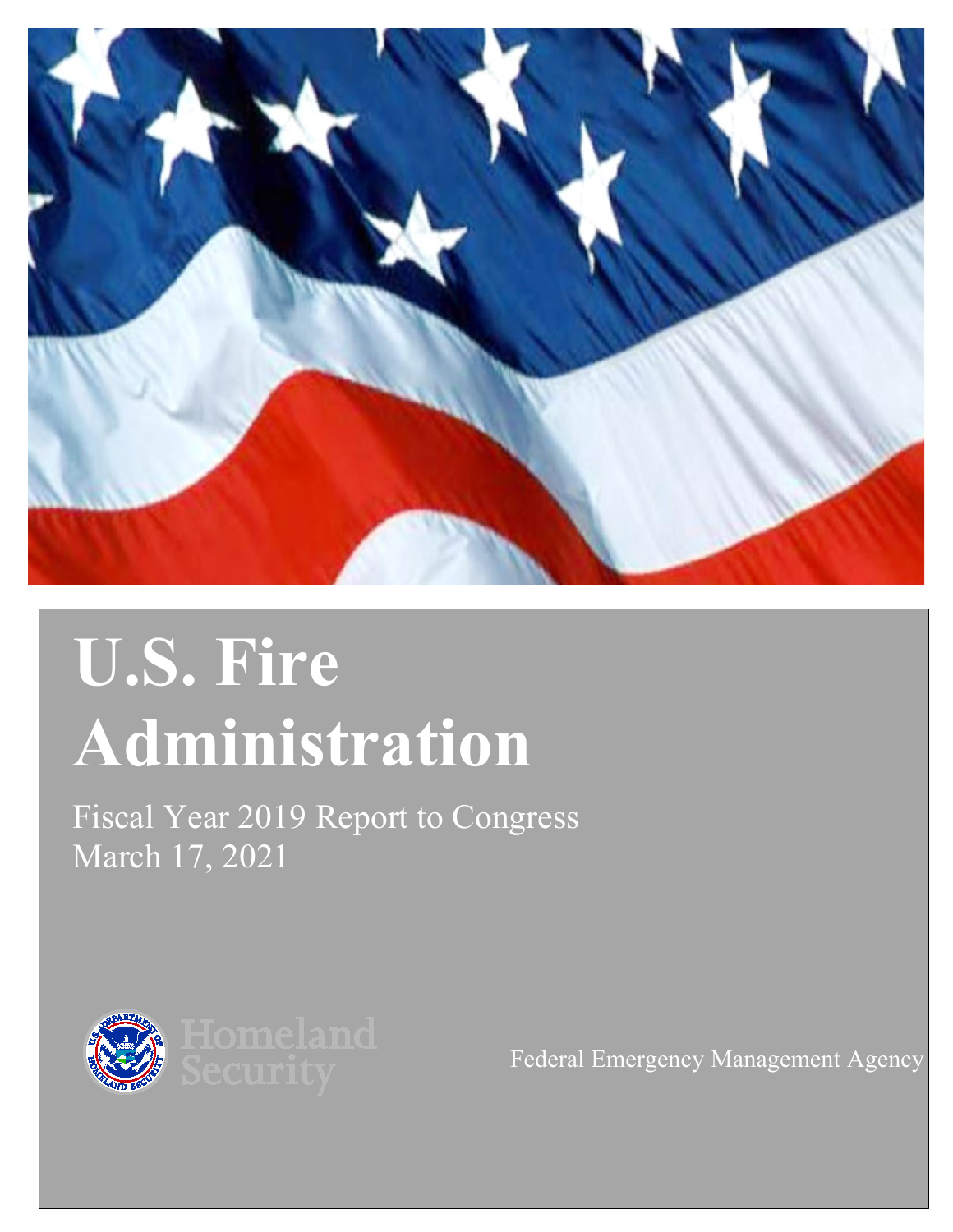# U.S. Fire Administration

Fiscal Year 2019 Report to Congress
March 17, 2021

Homeland Security

Federal Emergency Management Agency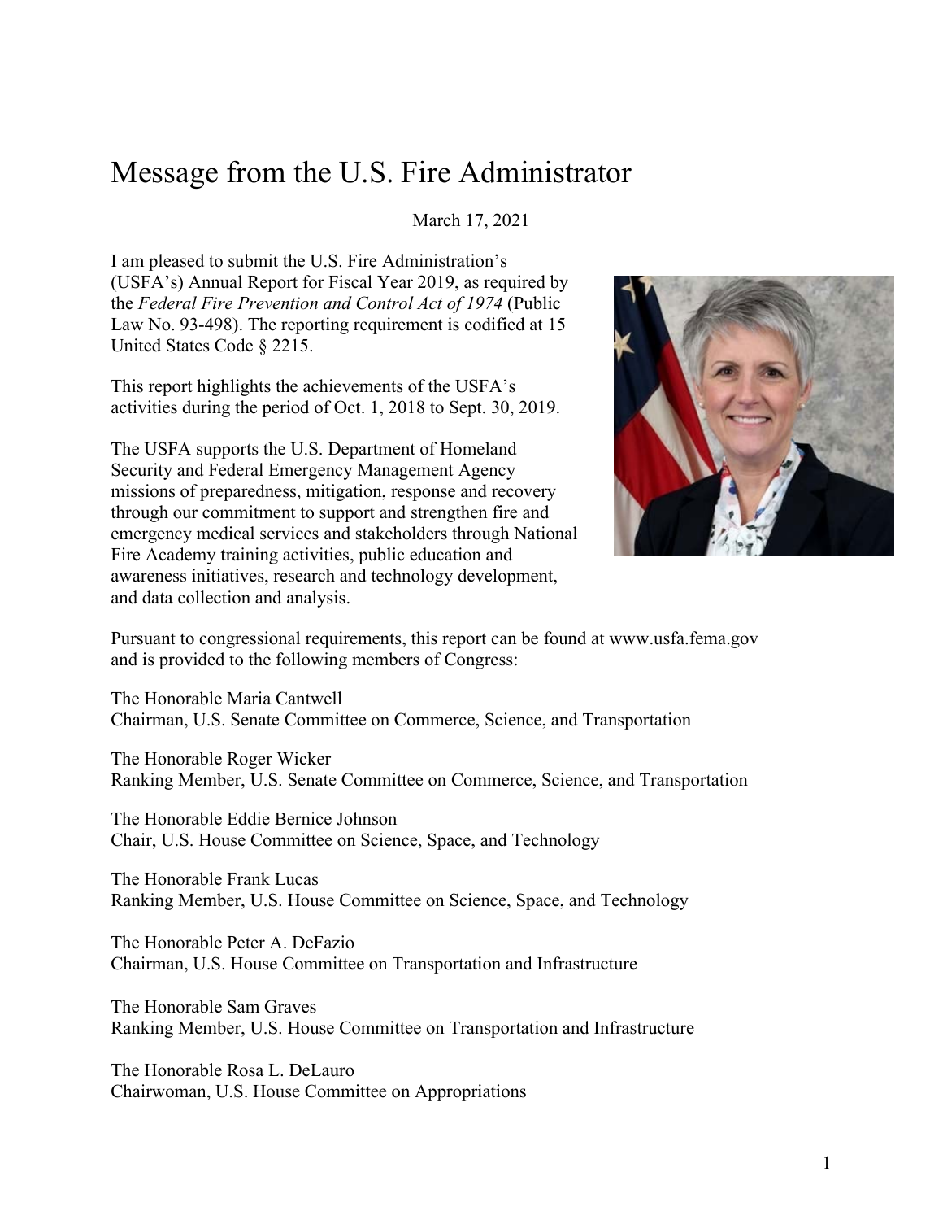# Message from the U.S. Fire Administrator

March 17, 2021

I am pleased to submit the U.S. Fire Administration's (USFA's) Annual Report for Fiscal Year 2019, as required by the *Federal Fire Prevention and Control Act of 1974* (Public Law No. 93-498). The reporting requirement is codified at 15 United States Code § 2215.

This report highlights the achievements of the USFA's activities during the period of Oct. 1, 2018 to Sept. 30, 2019.

The USFA supports the U.S. Department of Homeland Security and Federal Emergency Management Agency missions of preparedness, mitigation, response and recovery through our commitment to support and strengthen fire and emergency medical services and stakeholders through National Fire Academy training activities, public education and awareness initiatives, research and technology development, and data collection and analysis.

Pursuant to congressional requirements, this report can be found at www.usfa.fema.gov and is provided to the following members of Congress:

The Honorable Maria Cantwell
Chairman, U.S. Senate Committee on Commerce, Science, and Transportation

The Honorable Roger Wicker
Ranking Member, U.S. Senate Committee on Commerce, Science, and Transportation

The Honorable Eddie Bernice Johnson
Chair, U.S. House Committee on Science, Space, and Technology

The Honorable Frank Lucas
Ranking Member, U.S. House Committee on Science, Space, and Technology

The Honorable Peter A. DeFazio
Chairman, U.S. House Committee on Transportation and Infrastructure

The Honorable Sam Graves
Ranking Member, U.S. House Committee on Transportation and Infrastructure

The Honorable Rosa L. DeLauro
Chairwoman, U.S. House Committee on Appropriations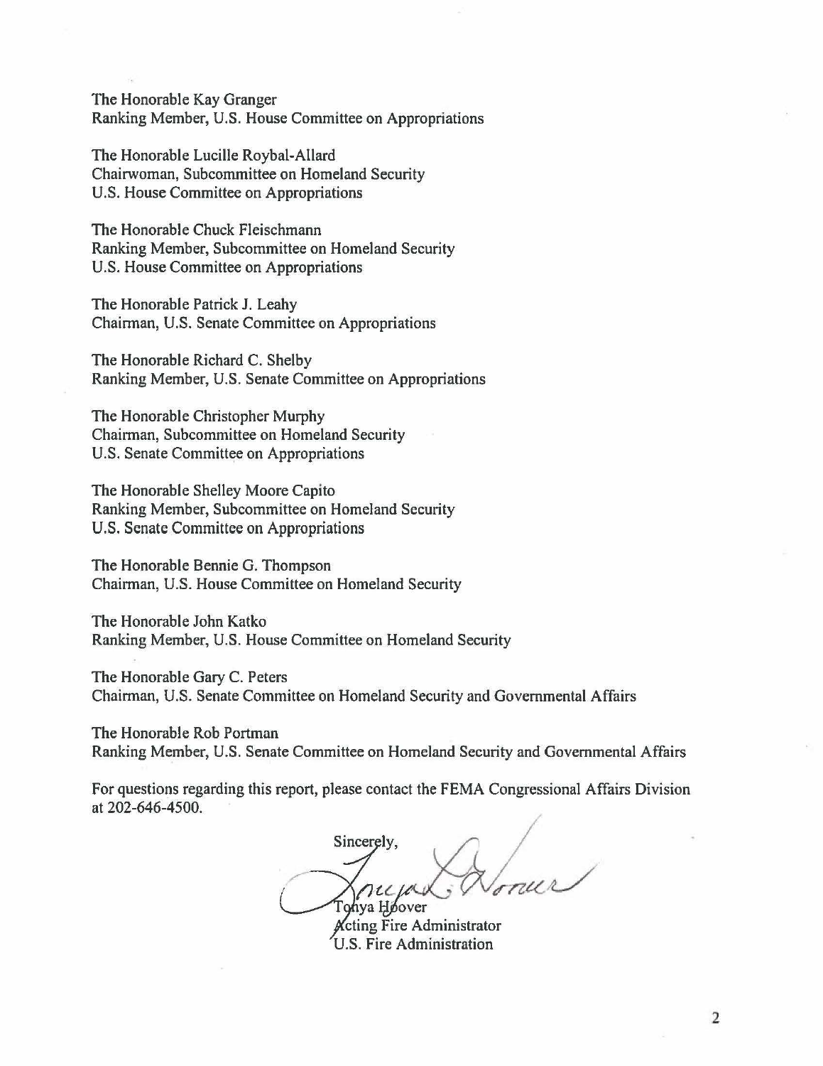The Honorable Kay Granger
Ranking Member, U.S. House Committee on Appropriations

The Honorable Lucille Roybal-Allard
Chairwoman, Subcommittee on Homeland Security
U.S. House Committee on Appropriations

The Honorable Chuck Fleischmann
Ranking Member, Subcommittee on Homeland Security
U.S. House Committee on Appropriations

The Honorable Patrick J. Leahy
Chairman, U.S. Senate Committee on Appropriations

The Honorable Richard C. Shelby
Ranking Member, U.S. Senate Committee on Appropriations

The Honorable Christopher Murphy
Chairman, Subcommittee on Homeland Security
U.S. Senate Committee on Appropriations

The Honorable Shelley Moore Capito
Ranking Member, Subcommittee on Homeland Security
U.S. Senate Committee on Appropriations

The Honorable Bennie G. Thompson
Chairman, U.S. House Committee on Homeland Security

The Honorable John Katko
Ranking Member, U.S. House Committee on Homeland Security

The Honorable Gary C. Peters
Chairman, U.S. Senate Committee on Homeland Security and Governmental Affairs

The Honorable Rob Portman
Ranking Member, U.S. Senate Committee on Homeland Security and Governmental Affairs

For questions regarding this report, please contact the FEMA Congressional Affairs Division at 202-646-4500.

Sincerely,

Tonya Hoover
Acting Fire Administrator
U.S. Fire Administration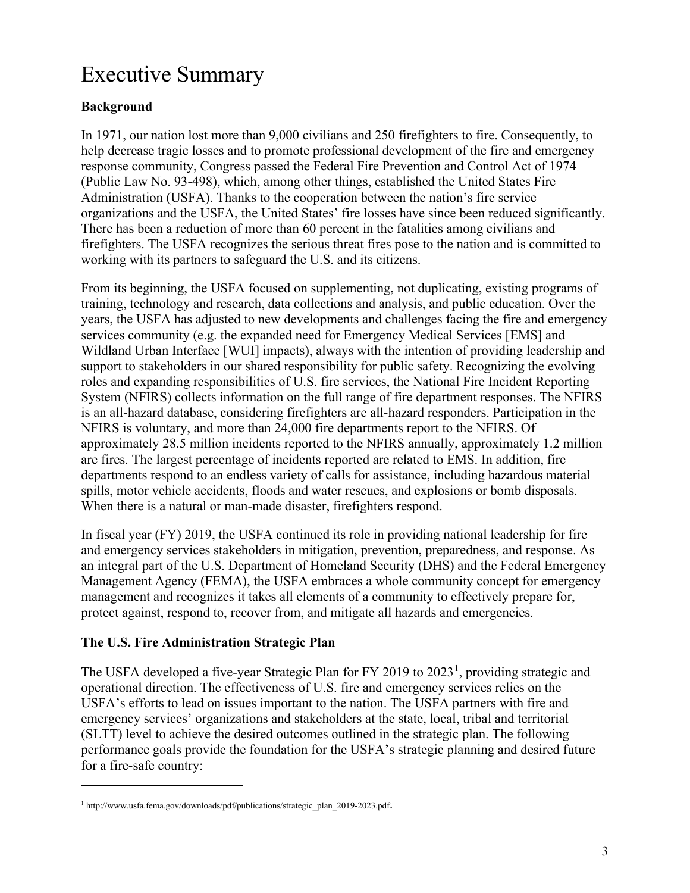# Executive Summary

**Background**

In 1971, our nation lost more than 9,000 civilians and 250 firefighters to fire. Consequently, to help decrease tragic losses and to promote professional development of the fire and emergency response community, Congress passed the Federal Fire Prevention and Control Act of 1974 (Public Law No. 93-498), which, among other things, established the United States Fire Administration (USFA). Thanks to the cooperation between the nation's fire service organizations and the USFA, the United States' fire losses have since been reduced significantly. There has been a reduction of more than 60 percent in the fatalities among civilians and firefighters. The USFA recognizes the serious threat fires pose to the nation and is committed to working with its partners to safeguard the U.S. and its citizens.

From its beginning, the USFA focused on supplementing, not duplicating, existing programs of training, technology and research, data collections and analysis, and public education. Over the years, the USFA has adjusted to new developments and challenges facing the fire and emergency services community (e.g. the expanded need for Emergency Medical Services [EMS] and Wildland Urban Interface [WUI] impacts), always with the intention of providing leadership and support to stakeholders in our shared responsibility for public safety. Recognizing the evolving roles and expanding responsibilities of U.S. fire services, the National Fire Incident Reporting System (NFIRS) collects information on the full range of fire department responses. The NFIRS is an all-hazard database, considering firefighters are all-hazard responders. Participation in the NFIRS is voluntary, and more than 24,000 fire departments report to the NFIRS. Of approximately 28.5 million incidents reported to the NFIRS annually, approximately 1.2 million are fires. The largest percentage of incidents reported are related to EMS. In addition, fire departments respond to an endless variety of calls for assistance, including hazardous material spills, motor vehicle accidents, floods and water rescues, and explosions or bomb disposals. When there is a natural or man-made disaster, firefighters respond.

In fiscal year (FY) 2019, the USFA continued its role in providing national leadership for fire and emergency services stakeholders in mitigation, prevention, preparedness, and response. As an integral part of the U.S. Department of Homeland Security (DHS) and the Federal Emergency Management Agency (FEMA), the USFA embraces a whole community concept for emergency management and recognizes it takes all elements of a community to effectively prepare for, protect against, respond to, recover from, and mitigate all hazards and emergencies.

**The U.S. Fire Administration Strategic Plan**

The USFA developed a five-year Strategic Plan for FY 2019 to 2023[1], providing strategic and operational direction. The effectiveness of U.S. fire and emergency services relies on the USFA's efforts to lead on issues important to the nation. The USFA partners with fire and emergency services' organizations and stakeholders at the state, local, tribal and territorial (SLTT) level to achieve the desired outcomes outlined in the strategic plan. The following performance goals provide the foundation for the USFA's strategic planning and desired future for a fire-safe country:

[1] http://www.usfa.fema.gov/downloads/pdf/publications/strategic_plan_2019-2023.pdf.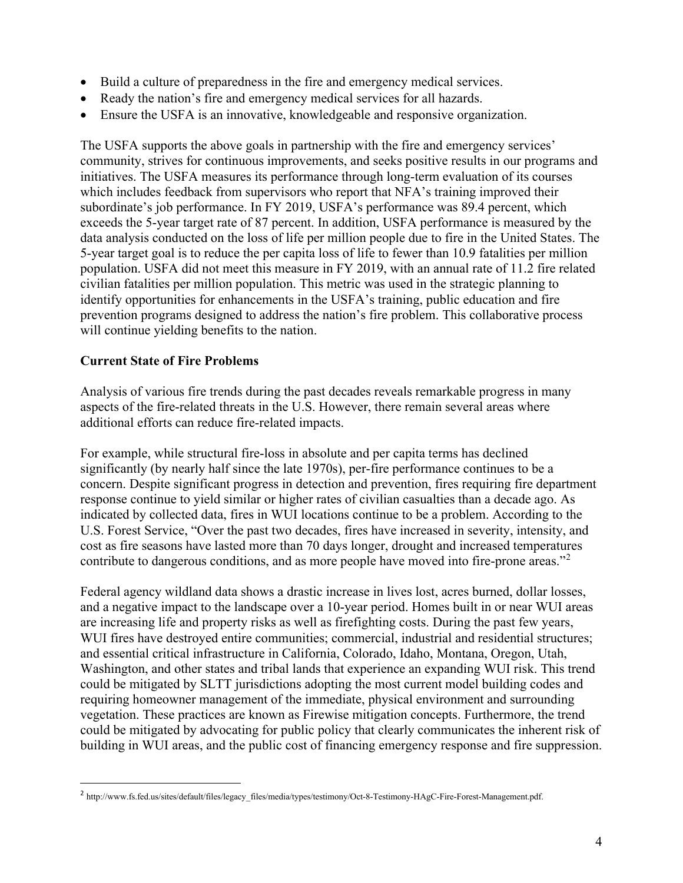- Build a culture of preparedness in the fire and emergency medical services.
- Ready the nation's fire and emergency medical services for all hazards.
- Ensure the USFA is an innovative, knowledgeable and responsive organization.

The USFA supports the above goals in partnership with the fire and emergency services' community, strives for continuous improvements, and seeks positive results in our programs and initiatives. The USFA measures its performance through long-term evaluation of its courses which includes feedback from supervisors who report that NFA's training improved their subordinate's job performance. In FY 2019, USFA's performance was 89.4 percent, which exceeds the 5-year target rate of 87 percent. In addition, USFA performance is measured by the data analysis conducted on the loss of life per million people due to fire in the United States. The 5-year target goal is to reduce the per capita loss of life to fewer than 10.9 fatalities per million population. USFA did not meet this measure in FY 2019, with an annual rate of 11.2 fire related civilian fatalities per million population. This metric was used in the strategic planning to identify opportunities for enhancements in the USFA's training, public education and fire prevention programs designed to address the nation's fire problem. This collaborative process will continue yielding benefits to the nation.

**Current State of Fire Problems**

Analysis of various fire trends during the past decades reveals remarkable progress in many aspects of the fire-related threats in the U.S. However, there remain several areas where additional efforts can reduce fire-related impacts.

For example, while structural fire-loss in absolute and per capita terms has declined significantly (by nearly half since the late 1970s), per-fire performance continues to be a concern. Despite significant progress in detection and prevention, fires requiring fire department response continue to yield similar or higher rates of civilian casualties than a decade ago. As indicated by collected data, fires in WUI locations continue to be a problem. According to the U.S. Forest Service, "Over the past two decades, fires have increased in severity, intensity, and cost as fire seasons have lasted more than 70 days longer, drought and increased temperatures contribute to dangerous conditions, and as more people have moved into fire-prone areas."[2]

Federal agency wildland data shows a drastic increase in lives lost, acres burned, dollar losses, and a negative impact to the landscape over a 10-year period. Homes built in or near WUI areas are increasing life and property risks as well as firefighting costs. During the past few years, WUI fires have destroyed entire communities; commercial, industrial and residential structures; and essential critical infrastructure in California, Colorado, Idaho, Montana, Oregon, Utah, Washington, and other states and tribal lands that experience an expanding WUI risk. This trend could be mitigated by SLTT jurisdictions adopting the most current model building codes and requiring homeowner management of the immediate, physical environment and surrounding vegetation. These practices are known as Firewise mitigation concepts. Furthermore, the trend could be mitigated by advocating for public policy that clearly communicates the inherent risk of building in WUI areas, and the public cost of financing emergency response and fire suppression.

[2] http://www.fs.fed.us/sites/default/files/legacy_files/media/types/testimony/Oct-8-Testimony-HAgC-Fire-Forest-Management.pdf.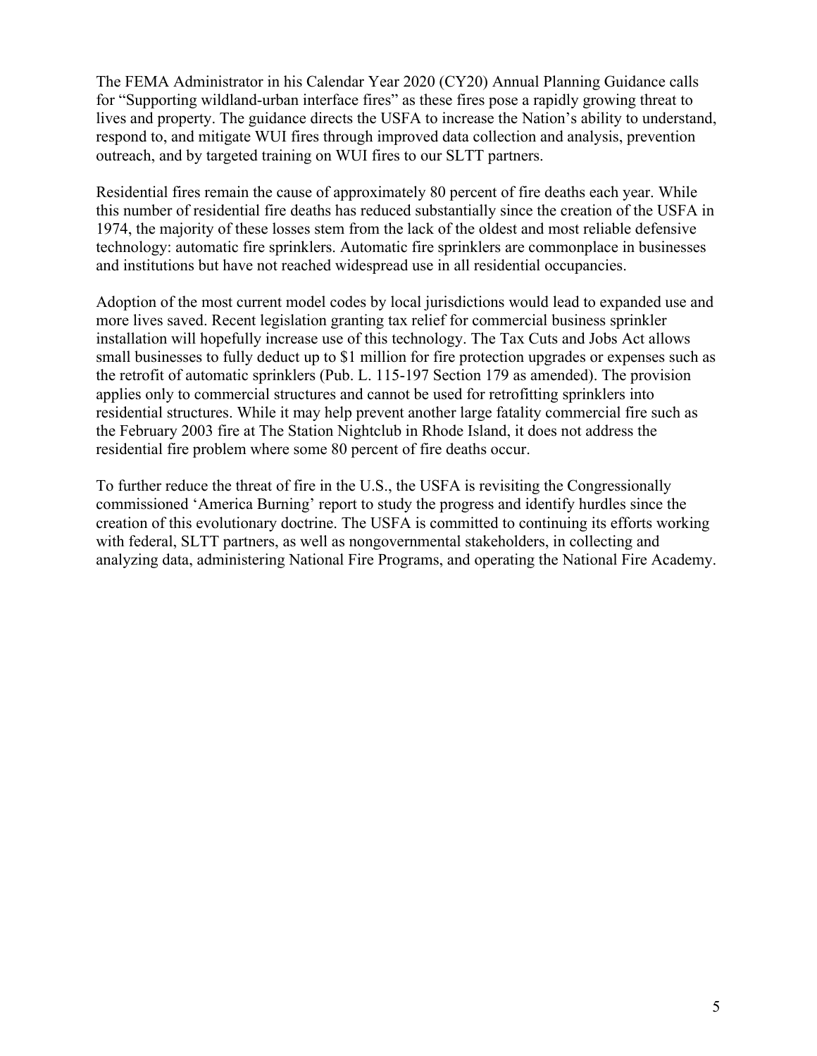The FEMA Administrator in his Calendar Year 2020 (CY20) Annual Planning Guidance calls for "Supporting wildland-urban interface fires" as these fires pose a rapidly growing threat to lives and property. The guidance directs the USFA to increase the Nation's ability to understand, respond to, and mitigate WUI fires through improved data collection and analysis, prevention outreach, and by targeted training on WUI fires to our SLTT partners.

Residential fires remain the cause of approximately 80 percent of fire deaths each year. While this number of residential fire deaths has reduced substantially since the creation of the USFA in 1974, the majority of these losses stem from the lack of the oldest and most reliable defensive technology: automatic fire sprinklers. Automatic fire sprinklers are commonplace in businesses and institutions but have not reached widespread use in all residential occupancies.

Adoption of the most current model codes by local jurisdictions would lead to expanded use and more lives saved. Recent legislation granting tax relief for commercial business sprinkler installation will hopefully increase use of this technology. The Tax Cuts and Jobs Act allows small businesses to fully deduct up to $1 million for fire protection upgrades or expenses such as the retrofit of automatic sprinklers (Pub. L. 115-197 Section 179 as amended). The provision applies only to commercial structures and cannot be used for retrofitting sprinklers into residential structures. While it may help prevent another large fatality commercial fire such as the February 2003 fire at The Station Nightclub in Rhode Island, it does not address the residential fire problem where some 80 percent of fire deaths occur.

To further reduce the threat of fire in the U.S., the USFA is revisiting the Congressionally commissioned 'America Burning' report to study the progress and identify hurdles since the creation of this evolutionary doctrine. The USFA is committed to continuing its efforts working with federal, SLTT partners, as well as nongovernmental stakeholders, in collecting and analyzing data, administering National Fire Programs, and operating the National Fire Academy.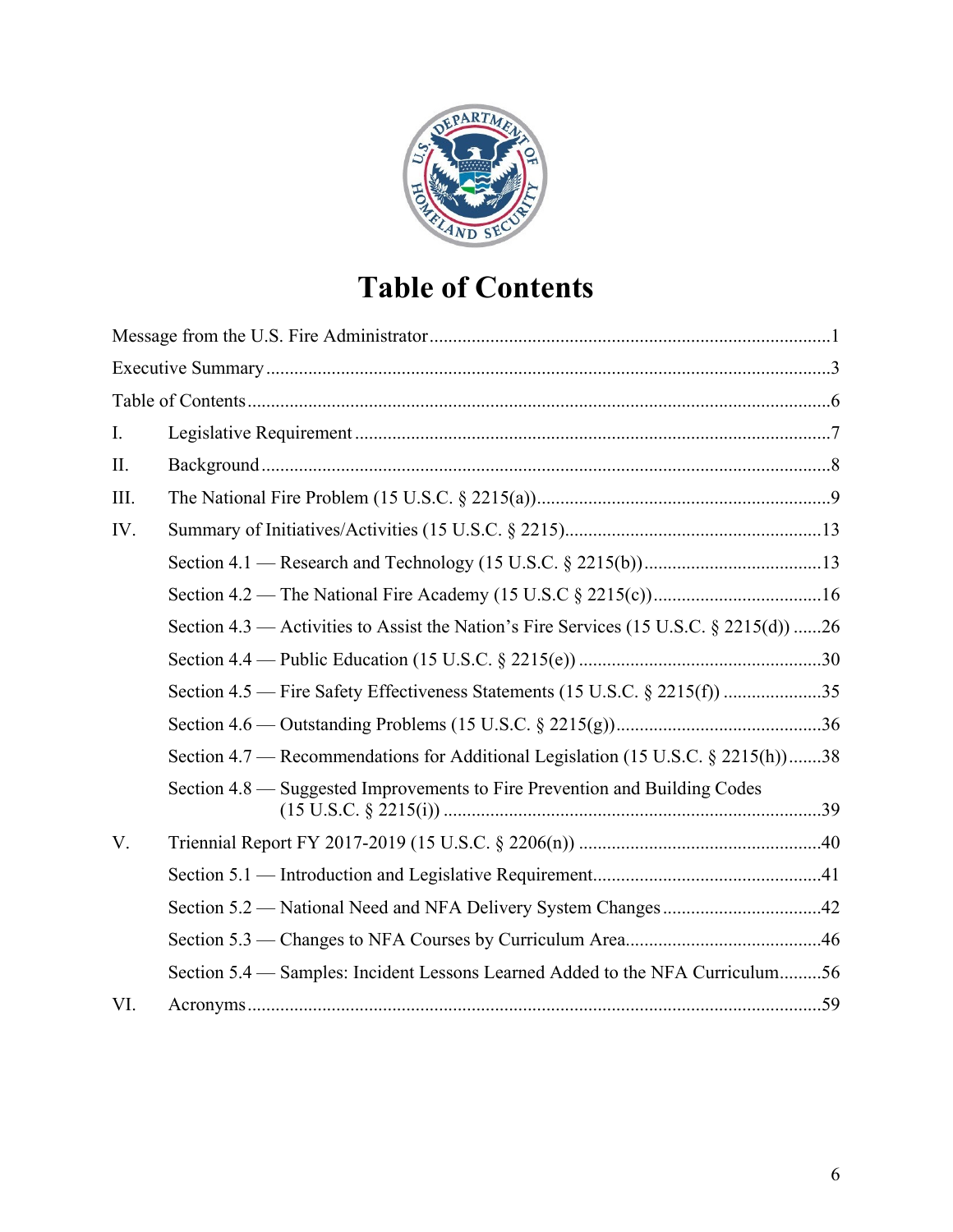# Table of Contents

Message from the U.S. Fire Administrator .......................................................................................1

Executive Summary ..........................................................................................................................3

Table of Contents ..............................................................................................................................6

I. Legislative Requirement .......................................................................................................7

II. Background ...........................................................................................................................8

III. The National Fire Problem (15 U.S.C. § 2215(a)) ...............................................................9

IV. Summary of Initiatives/Activities (15 U.S.C. § 2215) .......................................................13

- Section 4.1 — Research and Technology (15 U.S.C. § 2215(b)) ......................................13
- Section 4.2 — The National Fire Academy (15 U.S.C § 2215(c)) ....................................16
- Section 4.3 — Activities to Assist the Nation's Fire Services (15 U.S.C. § 2215(d)) ......26
- Section 4.4 — Public Education (15 U.S.C. § 2215(e)) ....................................................30
- Section 4.5 — Fire Safety Effectiveness Statements (15 U.S.C. § 2215(f)) .....................35
- Section 4.6 — Outstanding Problems (15 U.S.C. § 2215(g)) ............................................36
- Section 4.7 — Recommendations for Additional Legislation (15 U.S.C. § 2215(h)) .......38
- Section 4.8 — Suggested Improvements to Fire Prevention and Building Codes (15 U.S.C. § 2215(i)) .................................................................................39

V. Triennial Report FY 2017-2019 (15 U.S.C. § 2206(n)) ....................................................40

- Section 5.1 — Introduction and Legislative Requirement .................................................41
- Section 5.2 — National Need and NFA Delivery System Changes ..................................42
- Section 5.3 — Changes to NFA Courses by Curriculum Area..........................................46
- Section 5.4 — Samples: Incident Lessons Learned Added to the NFA Curriculum .........56

VI. Acronyms ............................................................................................................................59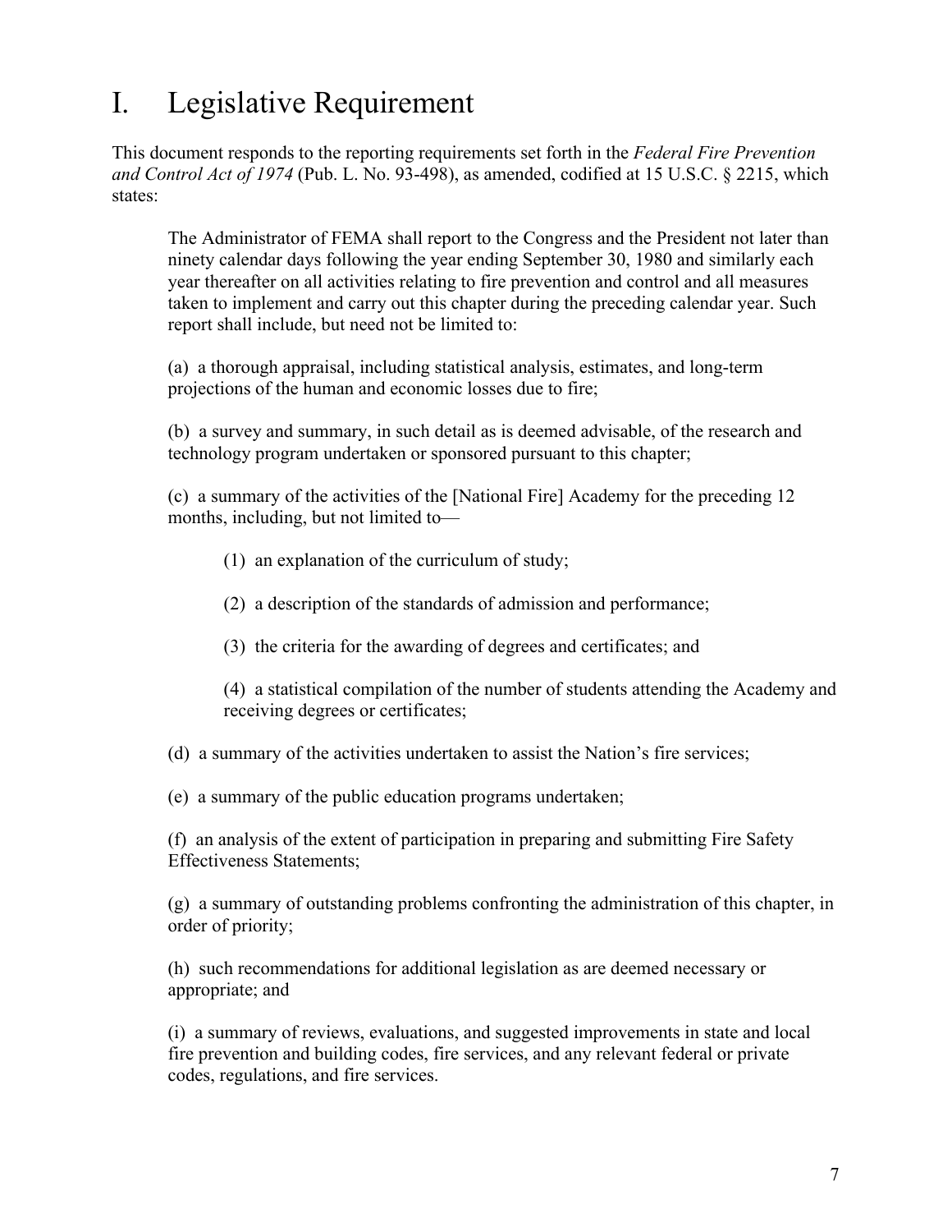# I. Legislative Requirement

This document responds to the reporting requirements set forth in the *Federal Fire Prevention and Control Act of 1974* (Pub. L. No. 93-498), as amended, codified at 15 U.S.C. § 2215, which states:

> The Administrator of FEMA shall report to the Congress and the President not later than ninety calendar days following the year ending September 30, 1980 and similarly each year thereafter on all activities relating to fire prevention and control and all measures taken to implement and carry out this chapter during the preceding calendar year. Such report shall include, but need not be limited to:
>
> (a) a thorough appraisal, including statistical analysis, estimates, and long-term projections of the human and economic losses due to fire;
>
> (b) a survey and summary, in such detail as is deemed advisable, of the research and technology program undertaken or sponsored pursuant to this chapter;
>
> (c) a summary of the activities of the [National Fire] Academy for the preceding 12 months, including, but not limited to—
>
> > (1) an explanation of the curriculum of study;
> >
> > (2) a description of the standards of admission and performance;
> >
> > (3) the criteria for the awarding of degrees and certificates; and
> >
> > (4) a statistical compilation of the number of students attending the Academy and receiving degrees or certificates;
>
> (d) a summary of the activities undertaken to assist the Nation's fire services;
>
> (e) a summary of the public education programs undertaken;
>
> (f) an analysis of the extent of participation in preparing and submitting Fire Safety Effectiveness Statements;
>
> (g) a summary of outstanding problems confronting the administration of this chapter, in order of priority;
>
> (h) such recommendations for additional legislation as are deemed necessary or appropriate; and
>
> (i) a summary of reviews, evaluations, and suggested improvements in state and local fire prevention and building codes, fire services, and any relevant federal or private codes, regulations, and fire services.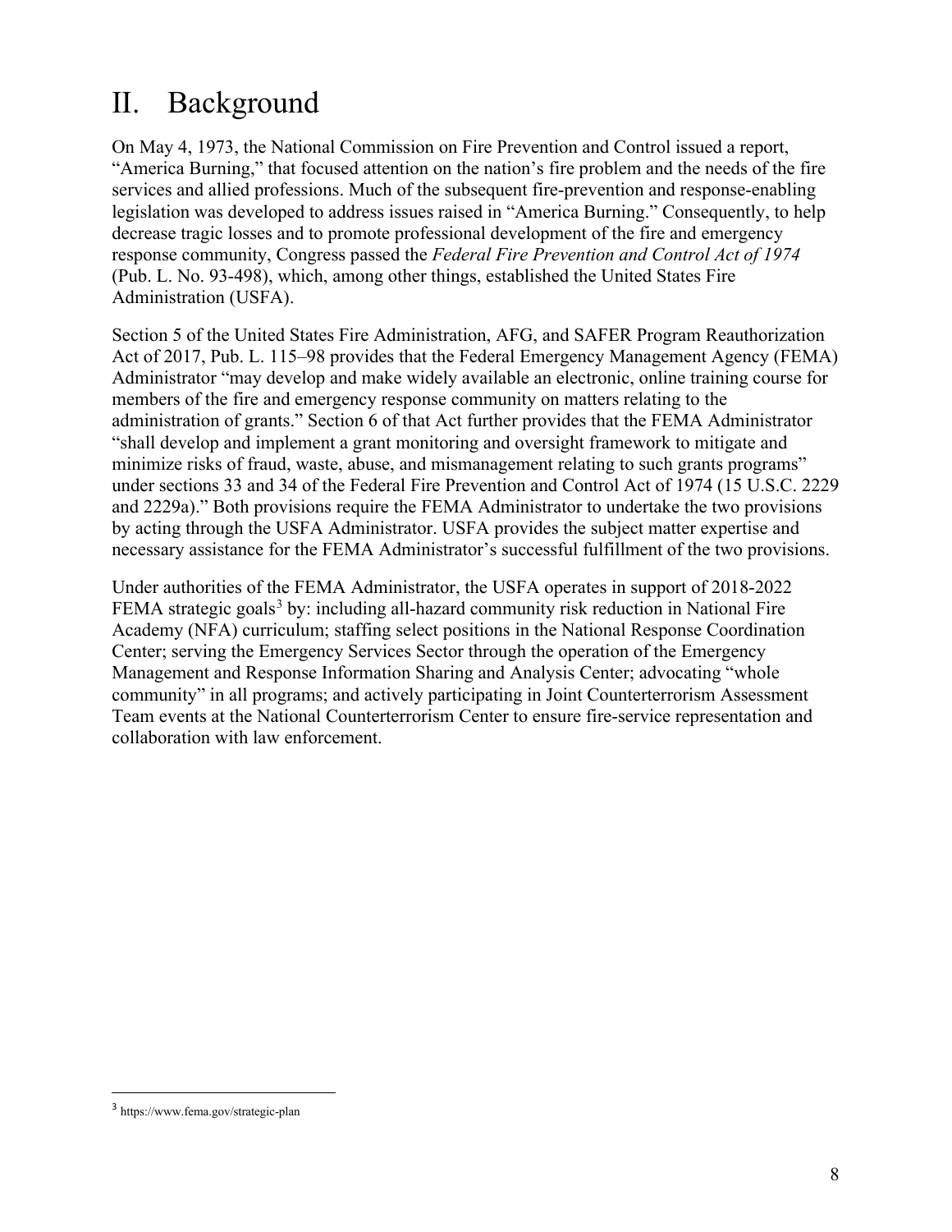# II. Background

On May 4, 1973, the National Commission on Fire Prevention and Control issued a report, "America Burning," that focused attention on the nation's fire problem and the needs of the fire services and allied professions. Much of the subsequent fire-prevention and response-enabling legislation was developed to address issues raised in "America Burning." Consequently, to help decrease tragic losses and to promote professional development of the fire and emergency response community, Congress passed the *Federal Fire Prevention and Control Act of 1974* (Pub. L. No. 93-498), which, among other things, established the United States Fire Administration (USFA).

Section 5 of the United States Fire Administration, AFG, and SAFER Program Reauthorization Act of 2017, Pub. L. 115–98 provides that the Federal Emergency Management Agency (FEMA) Administrator "may develop and make widely available an electronic, online training course for members of the fire and emergency response community on matters relating to the administration of grants." Section 6 of that Act further provides that the FEMA Administrator "shall develop and implement a grant monitoring and oversight framework to mitigate and minimize risks of fraud, waste, abuse, and mismanagement relating to such grants programs" under sections 33 and 34 of the Federal Fire Prevention and Control Act of 1974 (15 U.S.C. 2229 and 2229a)." Both provisions require the FEMA Administrator to undertake the two provisions by acting through the USFA Administrator. USFA provides the subject matter expertise and necessary assistance for the FEMA Administrator's successful fulfillment of the two provisions.

Under authorities of the FEMA Administrator, the USFA operates in support of 2018-2022 FEMA strategic goals[3] by: including all-hazard community risk reduction in National Fire Academy (NFA) curriculum; staffing select positions in the National Response Coordination Center; serving the Emergency Services Sector through the operation of the Emergency Management and Response Information Sharing and Analysis Center; advocating "whole community" in all programs; and actively participating in Joint Counterterrorism Assessment Team events at the National Counterterrorism Center to ensure fire-service representation and collaboration with law enforcement.

[3] https://www.fema.gov/strategic-plan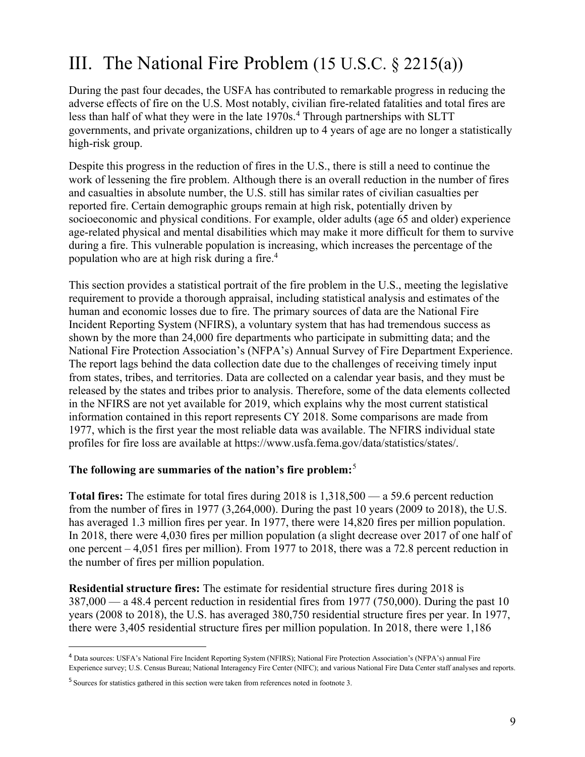# III. The National Fire Problem (15 U.S.C. § 2215(a))

During the past four decades, the USFA has contributed to remarkable progress in reducing the adverse effects of fire on the U.S. Most notably, civilian fire-related fatalities and total fires are less than half of what they were in the late 1970s.[4] Through partnerships with SLTT governments, and private organizations, children up to 4 years of age are no longer a statistically high-risk group.

Despite this progress in the reduction of fires in the U.S., there is still a need to continue the work of lessening the fire problem. Although there is an overall reduction in the number of fires and casualties in absolute number, the U.S. still has similar rates of civilian casualties per reported fire. Certain demographic groups remain at high risk, potentially driven by socioeconomic and physical conditions. For example, older adults (age 65 and older) experience age-related physical and mental disabilities which may make it more difficult for them to survive during a fire. This vulnerable population is increasing, which increases the percentage of the population who are at high risk during a fire.[4]

This section provides a statistical portrait of the fire problem in the U.S., meeting the legislative requirement to provide a thorough appraisal, including statistical analysis and estimates of the human and economic losses due to fire. The primary sources of data are the National Fire Incident Reporting System (NFIRS), a voluntary system that has had tremendous success as shown by the more than 24,000 fire departments who participate in submitting data; and the National Fire Protection Association's (NFPA's) Annual Survey of Fire Department Experience. The report lags behind the data collection date due to the challenges of receiving timely input from states, tribes, and territories. Data are collected on a calendar year basis, and they must be released by the states and tribes prior to analysis. Therefore, some of the data elements collected in the NFIRS are not yet available for 2019, which explains why the most current statistical information contained in this report represents CY 2018. Some comparisons are made from 1977, which is the first year the most reliable data was available. The NFIRS individual state profiles for fire loss are available at https://www.usfa.fema.gov/data/statistics/states/.

**The following are summaries of the nation's fire problem:**[5]

**Total fires:** The estimate for total fires during 2018 is 1,318,500 — a 59.6 percent reduction from the number of fires in 1977 (3,264,000). During the past 10 years (2009 to 2018), the U.S. has averaged 1.3 million fires per year. In 1977, there were 14,820 fires per million population. In 2018, there were 4,030 fires per million population (a slight decrease over 2017 of one half of one percent – 4,051 fires per million). From 1977 to 2018, there was a 72.8 percent reduction in the number of fires per million population.

**Residential structure fires:** The estimate for residential structure fires during 2018 is 387,000 — a 48.4 percent reduction in residential fires from 1977 (750,000). During the past 10 years (2008 to 2018), the U.S. has averaged 380,750 residential structure fires per year. In 1977, there were 3,405 residential structure fires per million population. In 2018, there were 1,186

---

[4] Data sources: USFA's National Fire Incident Reporting System (NFIRS); National Fire Protection Association's (NFPA's) annual Fire Experience survey; U.S. Census Bureau; National Interagency Fire Center (NIFC); and various National Fire Data Center staff analyses and reports.

[5] Sources for statistics gathered in this section were taken from references noted in footnote 3.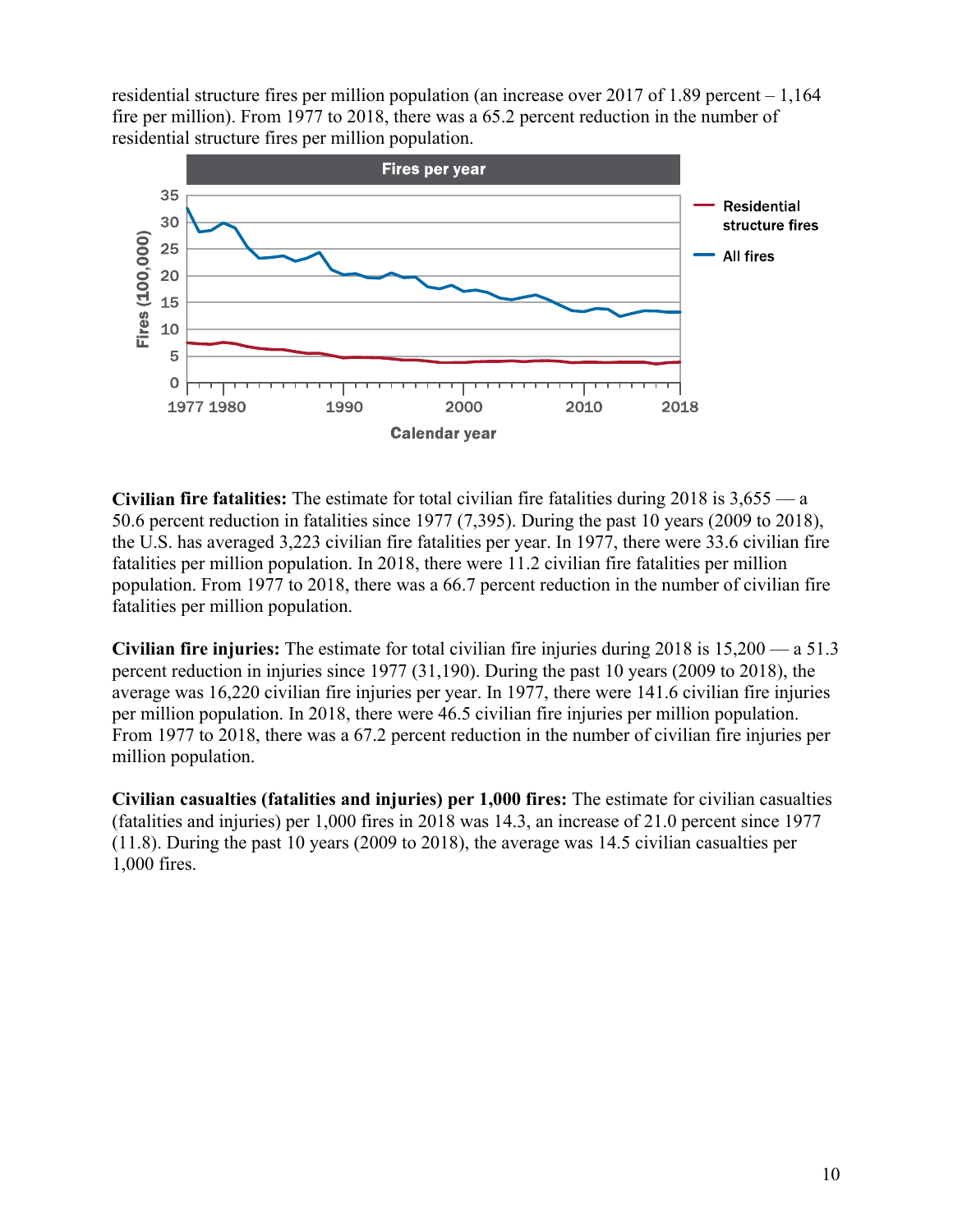residential structure fires per million population (an increase over 2017 of 1.89 percent – 1,164 fire per million). From 1977 to 2018, there was a 65.2 percent reduction in the number of residential structure fires per million population.

**Civilian fire fatalities:** The estimate for total civilian fire fatalities during 2018 is 3,655 — a 50.6 percent reduction in fatalities since 1977 (7,395). During the past 10 years (2009 to 2018), the U.S. has averaged 3,223 civilian fire fatalities per year. In 1977, there were 33.6 civilian fire fatalities per million population. In 2018, there were 11.2 civilian fire fatalities per million population. From 1977 to 2018, there was a 66.7 percent reduction in the number of civilian fire fatalities per million population.

**Civilian fire injuries:** The estimate for total civilian fire injuries during 2018 is 15,200 — a 51.3 percent reduction in injuries since 1977 (31,190). During the past 10 years (2009 to 2018), the average was 16,220 civilian fire injuries per year. In 1977, there were 141.6 civilian fire injuries per million population. In 2018, there were 46.5 civilian fire injuries per million population. From 1977 to 2018, there was a 67.2 percent reduction in the number of civilian fire injuries per million population.

**Civilian casualties (fatalities and injuries) per 1,000 fires:** The estimate for civilian casualties (fatalities and injuries) per 1,000 fires in 2018 was 14.3, an increase of 21.0 percent since 1977 (11.8). During the past 10 years (2009 to 2018), the average was 14.5 civilian casualties per 1,000 fires.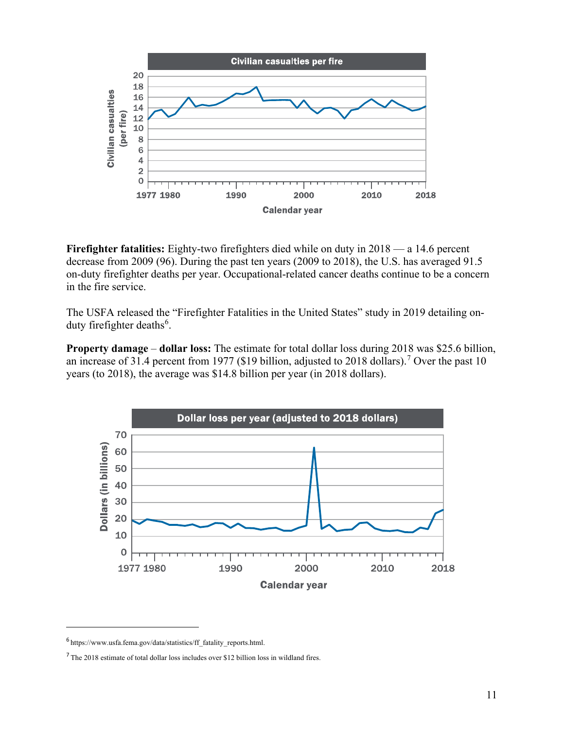Civilian casualties per fire

**Firefighter fatalities:** Eighty-two firefighters died while on duty in 2018 — a 14.6 percent decrease from 2009 (96). During the past ten years (2009 to 2018), the U.S. has averaged 91.5 on-duty firefighter deaths per year. Occupational-related cancer deaths continue to be a concern in the fire service.

The USFA released the "Firefighter Fatalities in the United States" study in 2019 detailing on-duty firefighter deaths[6].

**Property damage – dollar loss:** The estimate for total dollar loss during 2018 was $25.6 billion, an increase of 31.4 percent from 1977 ($19 billion, adjusted to 2018 dollars).[7] Over the past 10 years (to 2018), the average was $14.8 billion per year (in 2018 dollars).

Dollar loss per year (adjusted to 2018 dollars)

[6] https://www.usfa.fema.gov/data/statistics/ff_fatality_reports.html.

[7] The 2018 estimate of total dollar loss includes over $12 billion loss in wildland fires.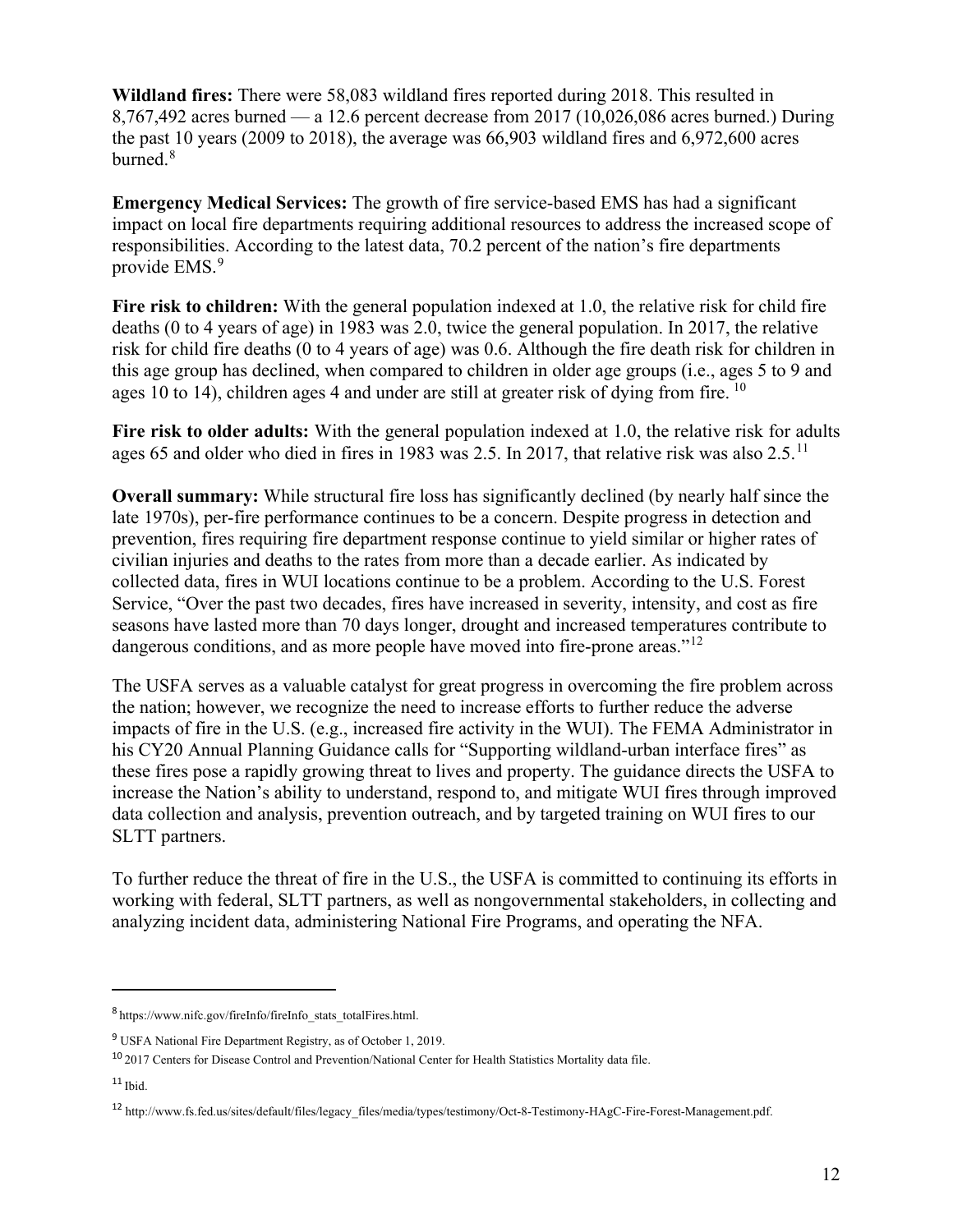**Wildland fires:** There were 58,083 wildland fires reported during 2018. This resulted in 8,767,492 acres burned — a 12.6 percent decrease from 2017 (10,026,086 acres burned.) During the past 10 years (2009 to 2018), the average was 66,903 wildland fires and 6,972,600 acres burned.[8]

**Emergency Medical Services:** The growth of fire service-based EMS has had a significant impact on local fire departments requiring additional resources to address the increased scope of responsibilities. According to the latest data, 70.2 percent of the nation's fire departments provide EMS.[9]

**Fire risk to children:** With the general population indexed at 1.0, the relative risk for child fire deaths (0 to 4 years of age) in 1983 was 2.0, twice the general population. In 2017, the relative risk for child fire deaths (0 to 4 years of age) was 0.6. Although the fire death risk for children in this age group has declined, when compared to children in older age groups (i.e., ages 5 to 9 and ages 10 to 14), children ages 4 and under are still at greater risk of dying from fire. [10]

**Fire risk to older adults:** With the general population indexed at 1.0, the relative risk for adults ages 65 and older who died in fires in 1983 was 2.5. In 2017, that relative risk was also 2.5.[11]

**Overall summary:** While structural fire loss has significantly declined (by nearly half since the late 1970s), per-fire performance continues to be a concern. Despite progress in detection and prevention, fires requiring fire department response continue to yield similar or higher rates of civilian injuries and deaths to the rates from more than a decade earlier. As indicated by collected data, fires in WUI locations continue to be a problem. According to the U.S. Forest Service, "Over the past two decades, fires have increased in severity, intensity, and cost as fire seasons have lasted more than 70 days longer, drought and increased temperatures contribute to dangerous conditions, and as more people have moved into fire-prone areas."[12]

The USFA serves as a valuable catalyst for great progress in overcoming the fire problem across the nation; however, we recognize the need to increase efforts to further reduce the adverse impacts of fire in the U.S. (e.g., increased fire activity in the WUI). The FEMA Administrator in his CY20 Annual Planning Guidance calls for "Supporting wildland-urban interface fires" as these fires pose a rapidly growing threat to lives and property. The guidance directs the USFA to increase the Nation's ability to understand, respond to, and mitigate WUI fires through improved data collection and analysis, prevention outreach, and by targeted training on WUI fires to our SLTT partners.

To further reduce the threat of fire in the U.S., the USFA is committed to continuing its efforts in working with federal, SLTT partners, as well as nongovernmental stakeholders, in collecting and analyzing incident data, administering National Fire Programs, and operating the NFA.

---

[8] https://www.nifc.gov/fireInfo/fireInfo_stats_totalFires.html.

[9] USFA National Fire Department Registry, as of October 1, 2019.

[10] 2017 Centers for Disease Control and Prevention/National Center for Health Statistics Mortality data file.

[11] Ibid.

[12] http://www.fs.fed.us/sites/default/files/legacy_files/media/types/testimony/Oct-8-Testimony-HAgC-Fire-Forest-Management.pdf.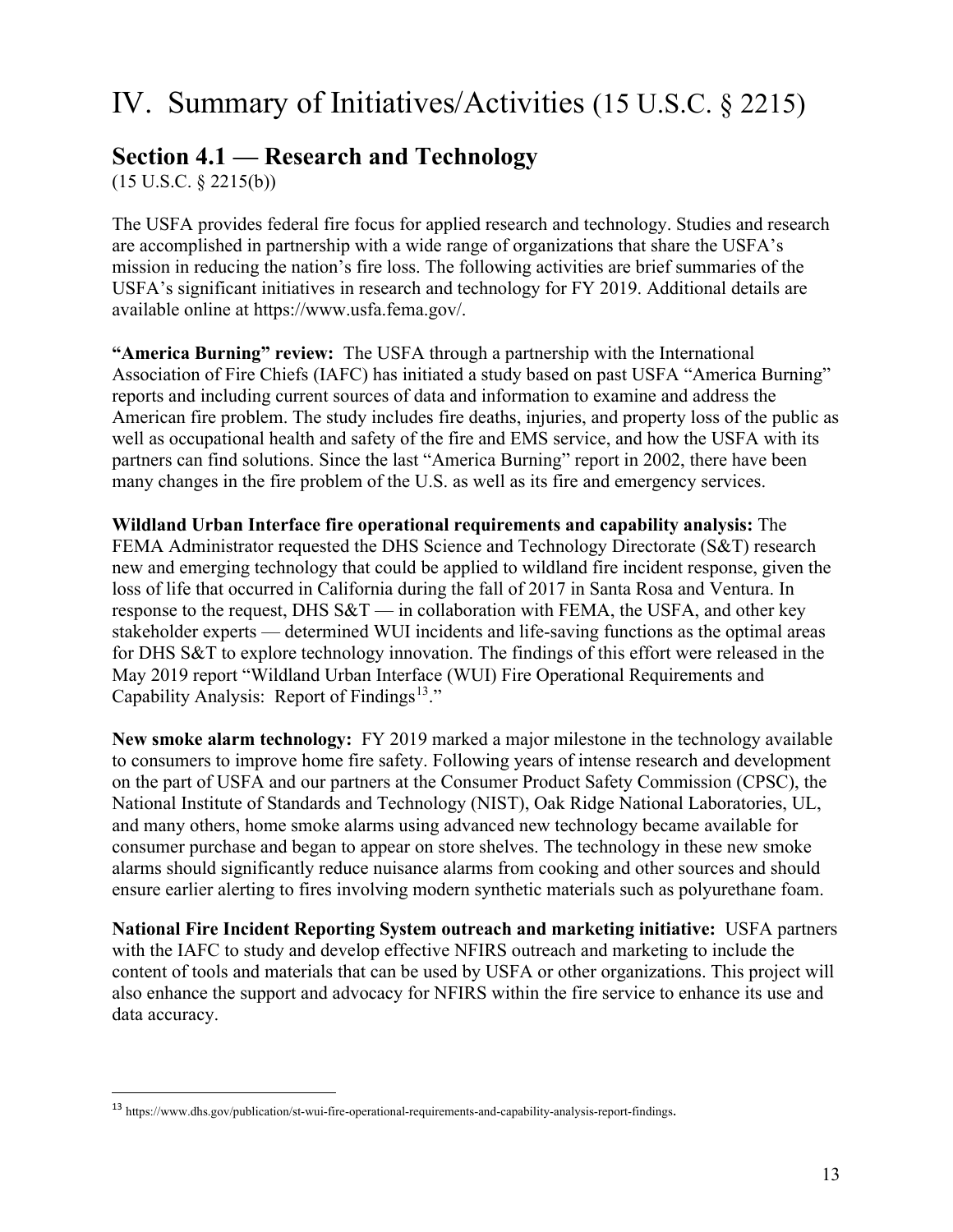# IV. Summary of Initiatives/Activities (15 U.S.C. § 2215)

## Section 4.1 — Research and Technology

(15 U.S.C. § 2215(b))

The USFA provides federal fire focus for applied research and technology. Studies and research are accomplished in partnership with a wide range of organizations that share the USFA's mission in reducing the nation's fire loss. The following activities are brief summaries of the USFA's significant initiatives in research and technology for FY 2019. Additional details are available online at https://www.usfa.fema.gov/.

**"America Burning" review:** The USFA through a partnership with the International Association of Fire Chiefs (IAFC) has initiated a study based on past USFA "America Burning" reports and including current sources of data and information to examine and address the American fire problem. The study includes fire deaths, injuries, and property loss of the public as well as occupational health and safety of the fire and EMS service, and how the USFA with its partners can find solutions. Since the last "America Burning" report in 2002, there have been many changes in the fire problem of the U.S. as well as its fire and emergency services.

**Wildland Urban Interface fire operational requirements and capability analysis:** The FEMA Administrator requested the DHS Science and Technology Directorate (S&T) research new and emerging technology that could be applied to wildland fire incident response, given the loss of life that occurred in California during the fall of 2017 in Santa Rosa and Ventura. In response to the request, DHS S&T — in collaboration with FEMA, the USFA, and other key stakeholder experts — determined WUI incidents and life-saving functions as the optimal areas for DHS S&T to explore technology innovation. The findings of this effort were released in the May 2019 report "Wildland Urban Interface (WUI) Fire Operational Requirements and Capability Analysis: Report of Findings[13]."

**New smoke alarm technology:** FY 2019 marked a major milestone in the technology available to consumers to improve home fire safety. Following years of intense research and development on the part of USFA and our partners at the Consumer Product Safety Commission (CPSC), the National Institute of Standards and Technology (NIST), Oak Ridge National Laboratories, UL, and many others, home smoke alarms using advanced new technology became available for consumer purchase and began to appear on store shelves. The technology in these new smoke alarms should significantly reduce nuisance alarms from cooking and other sources and should ensure earlier alerting to fires involving modern synthetic materials such as polyurethane foam.

**National Fire Incident Reporting System outreach and marketing initiative:** USFA partners with the IAFC to study and develop effective NFIRS outreach and marketing to include the content of tools and materials that can be used by USFA or other organizations. This project will also enhance the support and advocacy for NFIRS within the fire service to enhance its use and data accuracy.

---

[13] https://www.dhs.gov/publication/st-wui-fire-operational-requirements-and-capability-analysis-report-findings.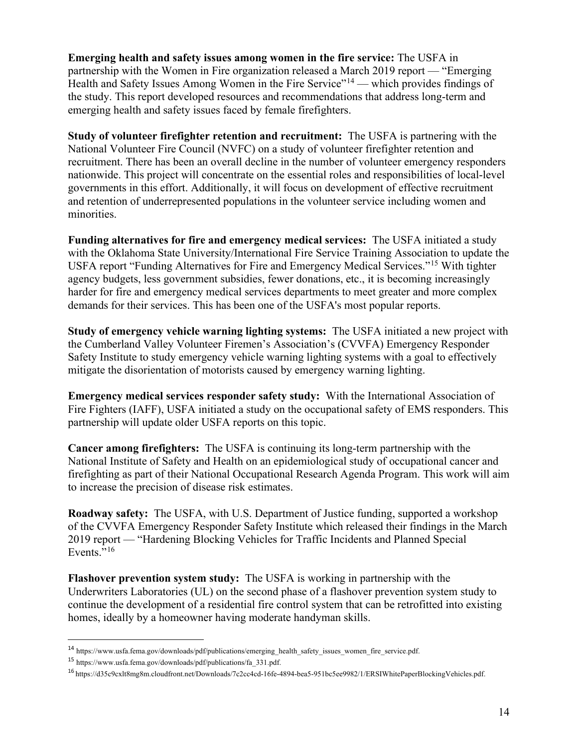**Emerging health and safety issues among women in the fire service:** The USFA in partnership with the Women in Fire organization released a March 2019 report — "Emerging Health and Safety Issues Among Women in the Fire Service"[14] — which provides findings of the study. This report developed resources and recommendations that address long-term and emerging health and safety issues faced by female firefighters.

**Study of volunteer firefighter retention and recruitment:** The USFA is partnering with the National Volunteer Fire Council (NVFC) on a study of volunteer firefighter retention and recruitment. There has been an overall decline in the number of volunteer emergency responders nationwide. This project will concentrate on the essential roles and responsibilities of local-level governments in this effort. Additionally, it will focus on development of effective recruitment and retention of underrepresented populations in the volunteer service including women and minorities.

**Funding alternatives for fire and emergency medical services:** The USFA initiated a study with the Oklahoma State University/International Fire Service Training Association to update the USFA report "Funding Alternatives for Fire and Emergency Medical Services."[15] With tighter agency budgets, less government subsidies, fewer donations, etc., it is becoming increasingly harder for fire and emergency medical services departments to meet greater and more complex demands for their services. This has been one of the USFA's most popular reports.

**Study of emergency vehicle warning lighting systems:** The USFA initiated a new project with the Cumberland Valley Volunteer Firemen's Association's (CVVFA) Emergency Responder Safety Institute to study emergency vehicle warning lighting systems with a goal to effectively mitigate the disorientation of motorists caused by emergency warning lighting.

**Emergency medical services responder safety study:** With the International Association of Fire Fighters (IAFF), USFA initiated a study on the occupational safety of EMS responders. This partnership will update older USFA reports on this topic.

**Cancer among firefighters:** The USFA is continuing its long-term partnership with the National Institute of Safety and Health on an epidemiological study of occupational cancer and firefighting as part of their National Occupational Research Agenda Program. This work will aim to increase the precision of disease risk estimates.

**Roadway safety:** The USFA, with U.S. Department of Justice funding, supported a workshop of the CVVFA Emergency Responder Safety Institute which released their findings in the March 2019 report — "Hardening Blocking Vehicles for Traffic Incidents and Planned Special Events."[16]

**Flashover prevention system study:** The USFA is working in partnership with the Underwriters Laboratories (UL) on the second phase of a flashover prevention system study to continue the development of a residential fire control system that can be retrofitted into existing homes, ideally by a homeowner having moderate handyman skills.

---

[14] https://www.usfa.fema.gov/downloads/pdf/publications/emerging_health_safety_issues_women_fire_service.pdf.

[15] https://www.usfa.fema.gov/downloads/pdf/publications/fa_331.pdf.

[16] https://d35c9cxlt8mg8m.cloudfront.net/Downloads/7c2cc4cd-16fe-4894-bea5-951bc5ee9982/1/ERSIWhitePaperBlockingVehicles.pdf.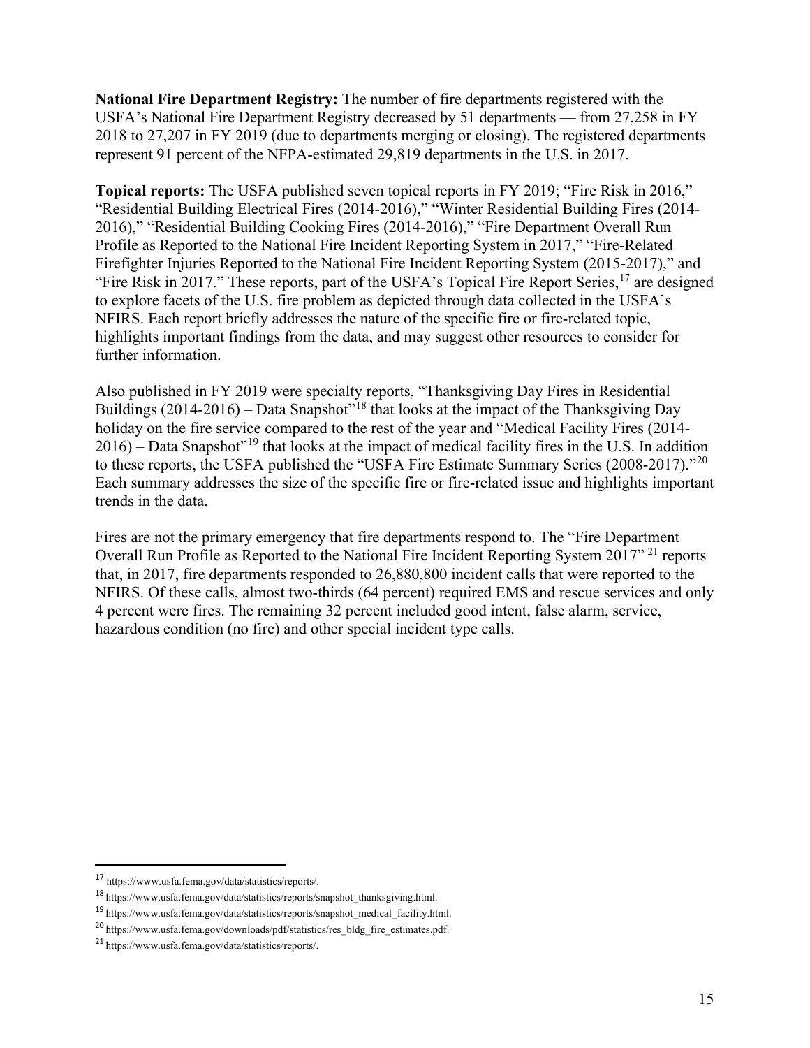**National Fire Department Registry:** The number of fire departments registered with the USFA's National Fire Department Registry decreased by 51 departments — from 27,258 in FY 2018 to 27,207 in FY 2019 (due to departments merging or closing). The registered departments represent 91 percent of the NFPA-estimated 29,819 departments in the U.S. in 2017.

**Topical reports:** The USFA published seven topical reports in FY 2019; "Fire Risk in 2016," "Residential Building Electrical Fires (2014-2016)," "Winter Residential Building Fires (2014-2016)," "Residential Building Cooking Fires (2014-2016)," "Fire Department Overall Run Profile as Reported to the National Fire Incident Reporting System in 2017," "Fire-Related Firefighter Injuries Reported to the National Fire Incident Reporting System (2015-2017)," and "Fire Risk in 2017." These reports, part of the USFA's Topical Fire Report Series,[17] are designed to explore facets of the U.S. fire problem as depicted through data collected in the USFA's NFIRS. Each report briefly addresses the nature of the specific fire or fire-related topic, highlights important findings from the data, and may suggest other resources to consider for further information.

Also published in FY 2019 were specialty reports, "Thanksgiving Day Fires in Residential Buildings (2014-2016) – Data Snapshot"[18] that looks at the impact of the Thanksgiving Day holiday on the fire service compared to the rest of the year and "Medical Facility Fires (2014-2016) – Data Snapshot"[19] that looks at the impact of medical facility fires in the U.S. In addition to these reports, the USFA published the "USFA Fire Estimate Summary Series (2008-2017)."[20] Each summary addresses the size of the specific fire or fire-related issue and highlights important trends in the data.

Fires are not the primary emergency that fire departments respond to. The "Fire Department Overall Run Profile as Reported to the National Fire Incident Reporting System 2017" [21] reports that, in 2017, fire departments responded to 26,880,800 incident calls that were reported to the NFIRS. Of these calls, almost two-thirds (64 percent) required EMS and rescue services and only 4 percent were fires. The remaining 32 percent included good intent, false alarm, service, hazardous condition (no fire) and other special incident type calls.

---

[17] https://www.usfa.fema.gov/data/statistics/reports/.

[18] https://www.usfa.fema.gov/data/statistics/reports/snapshot_thanksgiving.html.

[19] https://www.usfa.fema.gov/data/statistics/reports/snapshot_medical_facility.html.

[20] https://www.usfa.fema.gov/downloads/pdf/statistics/res_bldg_fire_estimates.pdf.

[21] https://www.usfa.fema.gov/data/statistics/reports/.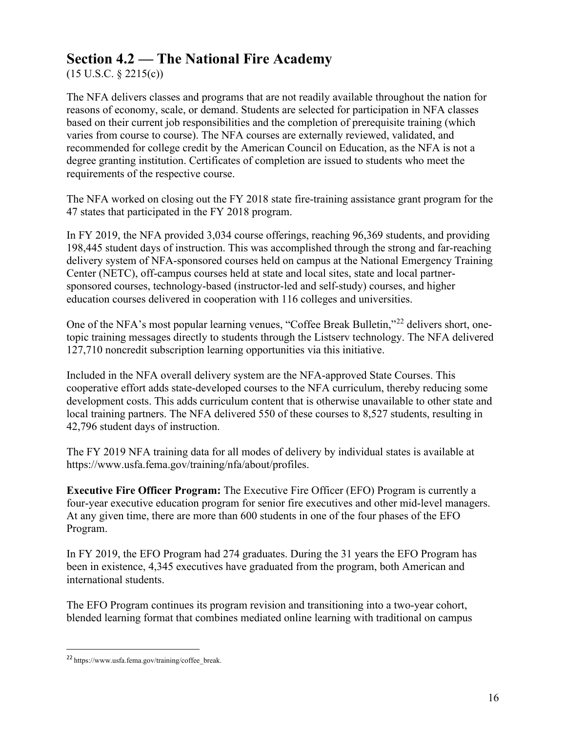## Section 4.2 — The National Fire Academy

(15 U.S.C. § 2215(c))

The NFA delivers classes and programs that are not readily available throughout the nation for reasons of economy, scale, or demand. Students are selected for participation in NFA classes based on their current job responsibilities and the completion of prerequisite training (which varies from course to course). The NFA courses are externally reviewed, validated, and recommended for college credit by the American Council on Education, as the NFA is not a degree granting institution. Certificates of completion are issued to students who meet the requirements of the respective course.

The NFA worked on closing out the FY 2018 state fire-training assistance grant program for the 47 states that participated in the FY 2018 program.

In FY 2019, the NFA provided 3,034 course offerings, reaching 96,369 students, and providing 198,445 student days of instruction. This was accomplished through the strong and far-reaching delivery system of NFA-sponsored courses held on campus at the National Emergency Training Center (NETC), off-campus courses held at state and local sites, state and local partner-sponsored courses, technology-based (instructor-led and self-study) courses, and higher education courses delivered in cooperation with 116 colleges and universities.

One of the NFA's most popular learning venues, "Coffee Break Bulletin,"[22] delivers short, one-topic training messages directly to students through the Listserv technology. The NFA delivered 127,710 noncredit subscription learning opportunities via this initiative.

Included in the NFA overall delivery system are the NFA-approved State Courses. This cooperative effort adds state-developed courses to the NFA curriculum, thereby reducing some development costs. This adds curriculum content that is otherwise unavailable to other state and local training partners. The NFA delivered 550 of these courses to 8,527 students, resulting in 42,796 student days of instruction.

The FY 2019 NFA training data for all modes of delivery by individual states is available at https://www.usfa.fema.gov/training/nfa/about/profiles.

**Executive Fire Officer Program:** The Executive Fire Officer (EFO) Program is currently a four-year executive education program for senior fire executives and other mid-level managers. At any given time, there are more than 600 students in one of the four phases of the EFO Program.

In FY 2019, the EFO Program had 274 graduates. During the 31 years the EFO Program has been in existence, 4,345 executives have graduated from the program, both American and international students.

The EFO Program continues its program revision and transitioning into a two-year cohort, blended learning format that combines mediated online learning with traditional on campus

---

[22] https://www.usfa.fema.gov/training/coffee_break.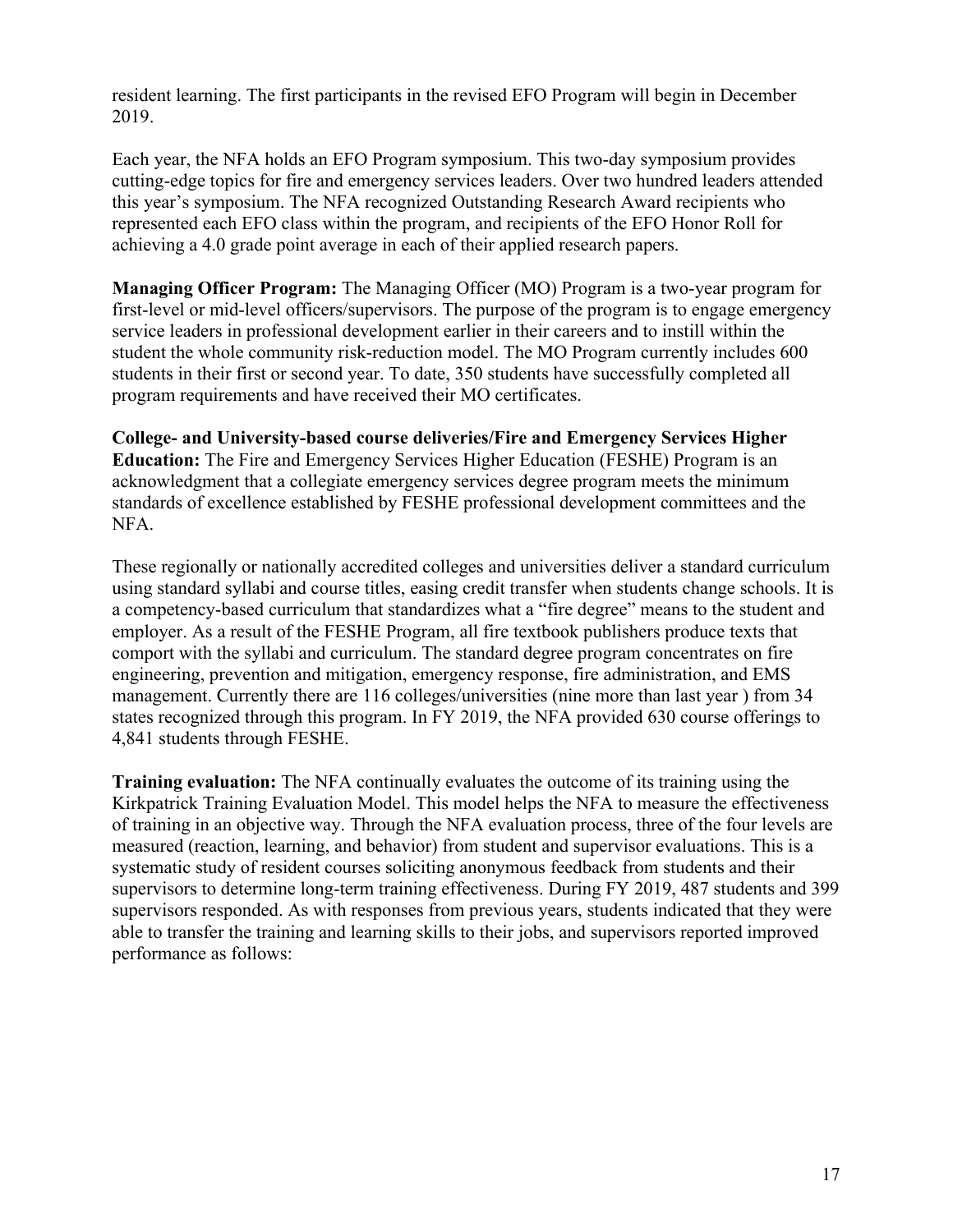resident learning. The first participants in the revised EFO Program will begin in December 2019.

Each year, the NFA holds an EFO Program symposium. This two-day symposium provides cutting-edge topics for fire and emergency services leaders. Over two hundred leaders attended this year's symposium. The NFA recognized Outstanding Research Award recipients who represented each EFO class within the program, and recipients of the EFO Honor Roll for achieving a 4.0 grade point average in each of their applied research papers.

**Managing Officer Program:** The Managing Officer (MO) Program is a two-year program for first-level or mid-level officers/supervisors. The purpose of the program is to engage emergency service leaders in professional development earlier in their careers and to instill within the student the whole community risk-reduction model. The MO Program currently includes 600 students in their first or second year. To date, 350 students have successfully completed all program requirements and have received their MO certificates.

**College- and University-based course deliveries/Fire and Emergency Services Higher Education:** The Fire and Emergency Services Higher Education (FESHE) Program is an acknowledgment that a collegiate emergency services degree program meets the minimum standards of excellence established by FESHE professional development committees and the NFA.

These regionally or nationally accredited colleges and universities deliver a standard curriculum using standard syllabi and course titles, easing credit transfer when students change schools. It is a competency-based curriculum that standardizes what a "fire degree" means to the student and employer. As a result of the FESHE Program, all fire textbook publishers produce texts that comport with the syllabi and curriculum. The standard degree program concentrates on fire engineering, prevention and mitigation, emergency response, fire administration, and EMS management. Currently there are 116 colleges/universities (nine more than last year ) from 34 states recognized through this program. In FY 2019, the NFA provided 630 course offerings to 4,841 students through FESHE.

**Training evaluation:** The NFA continually evaluates the outcome of its training using the Kirkpatrick Training Evaluation Model. This model helps the NFA to measure the effectiveness of training in an objective way. Through the NFA evaluation process, three of the four levels are measured (reaction, learning, and behavior) from student and supervisor evaluations. This is a systematic study of resident courses soliciting anonymous feedback from students and their supervisors to determine long-term training effectiveness. During FY 2019, 487 students and 399 supervisors responded. As with responses from previous years, students indicated that they were able to transfer the training and learning skills to their jobs, and supervisors reported improved performance as follows: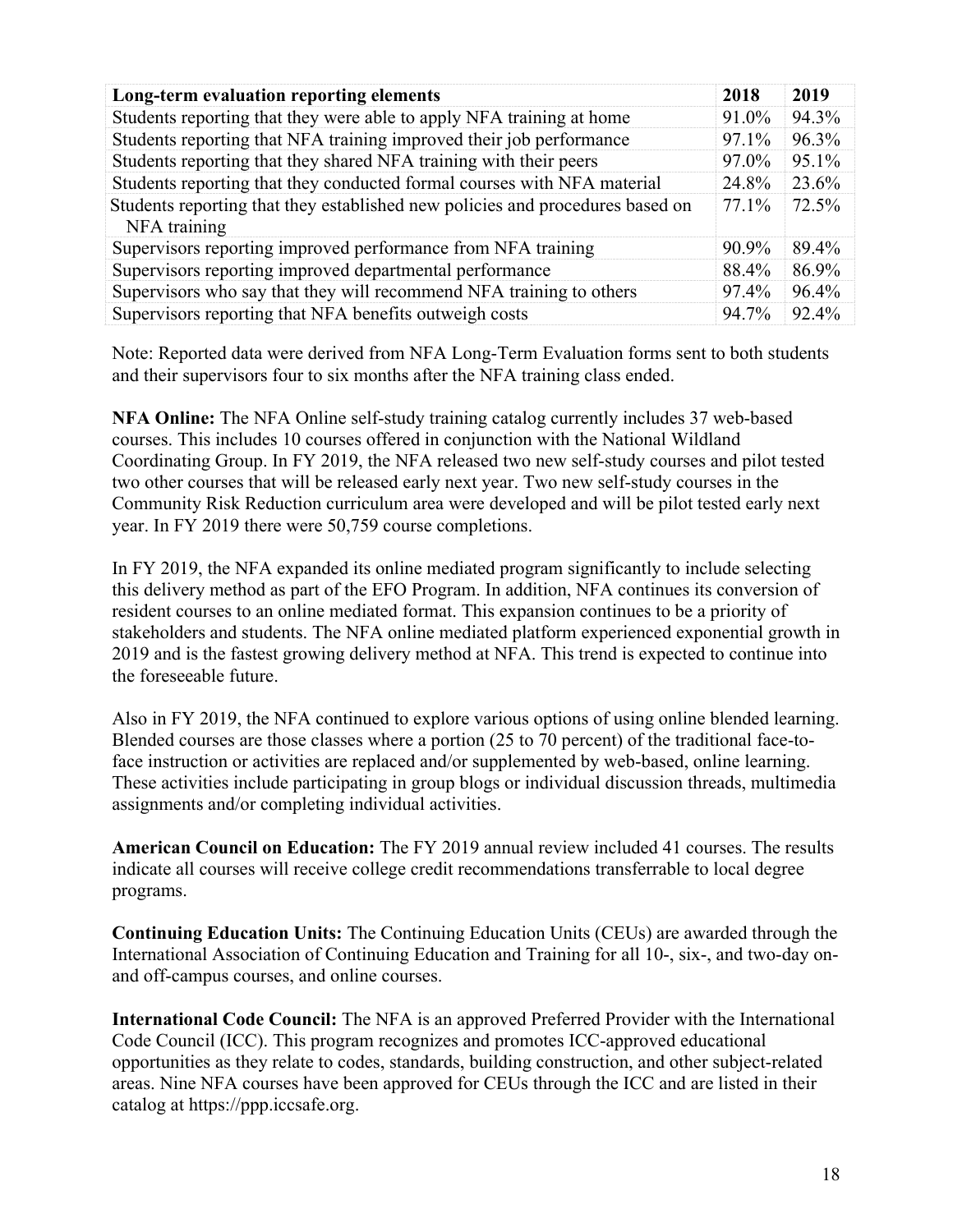| Long-term evaluation reporting elements | 2018 | 2019 |
|---|---|---|
| Students reporting that they were able to apply NFA training at home | 91.0% | 94.3% |
| Students reporting that NFA training improved their job performance | 97.1% | 96.3% |
| Students reporting that they shared NFA training with their peers | 97.0% | 95.1% |
| Students reporting that they conducted formal courses with NFA material | 24.8% | 23.6% |
| Students reporting that they established new policies and procedures based on NFA training | 77.1% | 72.5% |
| Supervisors reporting improved performance from NFA training | 90.9% | 89.4% |
| Supervisors reporting improved departmental performance | 88.4% | 86.9% |
| Supervisors who say that they will recommend NFA training to others | 97.4% | 96.4% |
| Supervisors reporting that NFA benefits outweigh costs | 94.7% | 92.4% |

Note: Reported data were derived from NFA Long-Term Evaluation forms sent to both students and their supervisors four to six months after the NFA training class ended.

**NFA Online:** The NFA Online self-study training catalog currently includes 37 web-based courses. This includes 10 courses offered in conjunction with the National Wildland Coordinating Group. In FY 2019, the NFA released two new self-study courses and pilot tested two other courses that will be released early next year. Two new self-study courses in the Community Risk Reduction curriculum area were developed and will be pilot tested early next year. In FY 2019 there were 50,759 course completions.

In FY 2019, the NFA expanded its online mediated program significantly to include selecting this delivery method as part of the EFO Program. In addition, NFA continues its conversion of resident courses to an online mediated format. This expansion continues to be a priority of stakeholders and students. The NFA online mediated platform experienced exponential growth in 2019 and is the fastest growing delivery method at NFA. This trend is expected to continue into the foreseeable future.

Also in FY 2019, the NFA continued to explore various options of using online blended learning. Blended courses are those classes where a portion (25 to 70 percent) of the traditional face-to-face instruction or activities are replaced and/or supplemented by web-based, online learning. These activities include participating in group blogs or individual discussion threads, multimedia assignments and/or completing individual activities.

**American Council on Education:** The FY 2019 annual review included 41 courses. The results indicate all courses will receive college credit recommendations transferrable to local degree programs.

**Continuing Education Units:** The Continuing Education Units (CEUs) are awarded through the International Association of Continuing Education and Training for all 10-, six-, and two-day on- and off-campus courses, and online courses.

**International Code Council:** The NFA is an approved Preferred Provider with the International Code Council (ICC). This program recognizes and promotes ICC-approved educational opportunities as they relate to codes, standards, building construction, and other subject-related areas. Nine NFA courses have been approved for CEUs through the ICC and are listed in their catalog at https://ppp.iccsafe.org.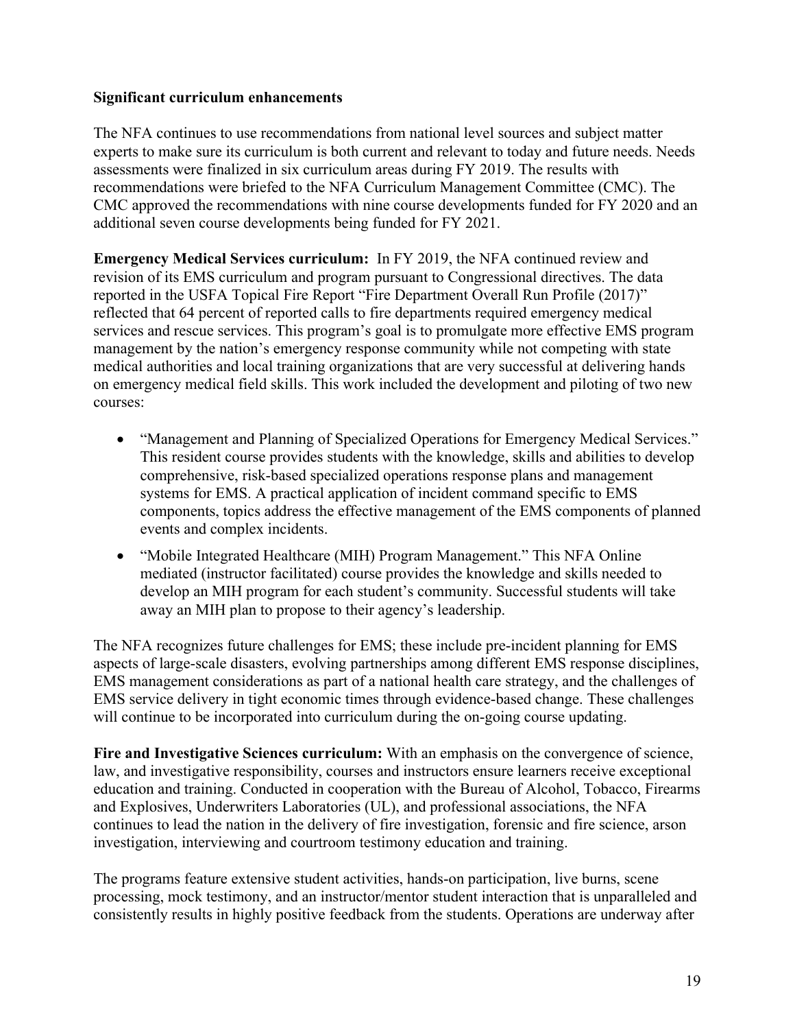**Significant curriculum enhancements**

The NFA continues to use recommendations from national level sources and subject matter experts to make sure its curriculum is both current and relevant to today and future needs. Needs assessments were finalized in six curriculum areas during FY 2019. The results with recommendations were briefed to the NFA Curriculum Management Committee (CMC). The CMC approved the recommendations with nine course developments funded for FY 2020 and an additional seven course developments being funded for FY 2021.

**Emergency Medical Services curriculum:** In FY 2019, the NFA continued review and revision of its EMS curriculum and program pursuant to Congressional directives. The data reported in the USFA Topical Fire Report "Fire Department Overall Run Profile (2017)" reflected that 64 percent of reported calls to fire departments required emergency medical services and rescue services. This program's goal is to promulgate more effective EMS program management by the nation's emergency response community while not competing with state medical authorities and local training organizations that are very successful at delivering hands on emergency medical field skills. This work included the development and piloting of two new courses:

- "Management and Planning of Specialized Operations for Emergency Medical Services." This resident course provides students with the knowledge, skills and abilities to develop comprehensive, risk-based specialized operations response plans and management systems for EMS. A practical application of incident command specific to EMS components, topics address the effective management of the EMS components of planned events and complex incidents.
- "Mobile Integrated Healthcare (MIH) Program Management." This NFA Online mediated (instructor facilitated) course provides the knowledge and skills needed to develop an MIH program for each student's community. Successful students will take away an MIH plan to propose to their agency's leadership.

The NFA recognizes future challenges for EMS; these include pre-incident planning for EMS aspects of large-scale disasters, evolving partnerships among different EMS response disciplines, EMS management considerations as part of a national health care strategy, and the challenges of EMS service delivery in tight economic times through evidence-based change. These challenges will continue to be incorporated into curriculum during the on-going course updating.

**Fire and Investigative Sciences curriculum:** With an emphasis on the convergence of science, law, and investigative responsibility, courses and instructors ensure learners receive exceptional education and training. Conducted in cooperation with the Bureau of Alcohol, Tobacco, Firearms and Explosives, Underwriters Laboratories (UL), and professional associations, the NFA continues to lead the nation in the delivery of fire investigation, forensic and fire science, arson investigation, interviewing and courtroom testimony education and training.

The programs feature extensive student activities, hands-on participation, live burns, scene processing, mock testimony, and an instructor/mentor student interaction that is unparalleled and consistently results in highly positive feedback from the students. Operations are underway after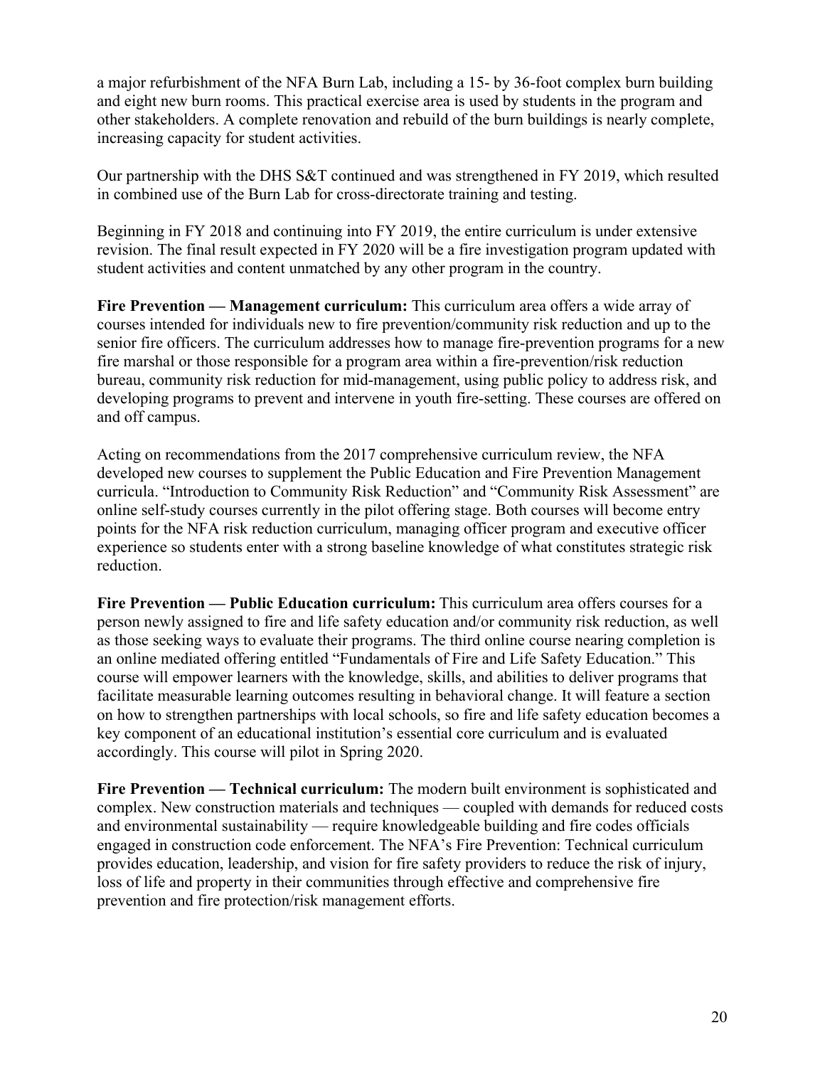a major refurbishment of the NFA Burn Lab, including a 15- by 36-foot complex burn building and eight new burn rooms. This practical exercise area is used by students in the program and other stakeholders. A complete renovation and rebuild of the burn buildings is nearly complete, increasing capacity for student activities.

Our partnership with the DHS S&T continued and was strengthened in FY 2019, which resulted in combined use of the Burn Lab for cross-directorate training and testing.

Beginning in FY 2018 and continuing into FY 2019, the entire curriculum is under extensive revision. The final result expected in FY 2020 will be a fire investigation program updated with student activities and content unmatched by any other program in the country.

**Fire Prevention — Management curriculum:** This curriculum area offers a wide array of courses intended for individuals new to fire prevention/community risk reduction and up to the senior fire officers. The curriculum addresses how to manage fire-prevention programs for a new fire marshal or those responsible for a program area within a fire-prevention/risk reduction bureau, community risk reduction for mid-management, using public policy to address risk, and developing programs to prevent and intervene in youth fire-setting. These courses are offered on and off campus.

Acting on recommendations from the 2017 comprehensive curriculum review, the NFA developed new courses to supplement the Public Education and Fire Prevention Management curricula. "Introduction to Community Risk Reduction" and "Community Risk Assessment" are online self-study courses currently in the pilot offering stage. Both courses will become entry points for the NFA risk reduction curriculum, managing officer program and executive officer experience so students enter with a strong baseline knowledge of what constitutes strategic risk reduction.

**Fire Prevention — Public Education curriculum:** This curriculum area offers courses for a person newly assigned to fire and life safety education and/or community risk reduction, as well as those seeking ways to evaluate their programs. The third online course nearing completion is an online mediated offering entitled "Fundamentals of Fire and Life Safety Education." This course will empower learners with the knowledge, skills, and abilities to deliver programs that facilitate measurable learning outcomes resulting in behavioral change. It will feature a section on how to strengthen partnerships with local schools, so fire and life safety education becomes a key component of an educational institution's essential core curriculum and is evaluated accordingly. This course will pilot in Spring 2020.

**Fire Prevention — Technical curriculum:** The modern built environment is sophisticated and complex. New construction materials and techniques — coupled with demands for reduced costs and environmental sustainability — require knowledgeable building and fire codes officials engaged in construction code enforcement. The NFA's Fire Prevention: Technical curriculum provides education, leadership, and vision for fire safety providers to reduce the risk of injury, loss of life and property in their communities through effective and comprehensive fire prevention and fire protection/risk management efforts.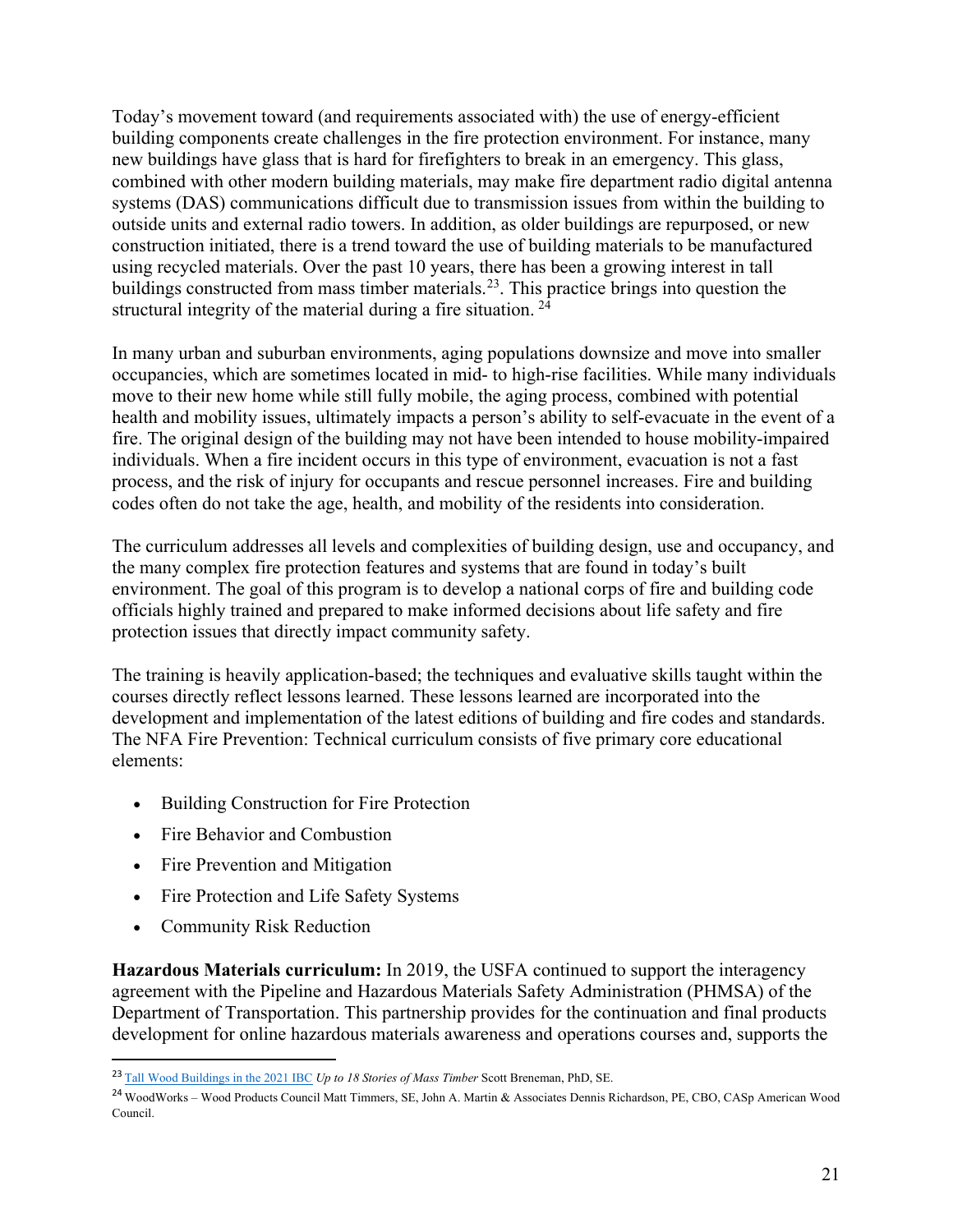Today's movement toward (and requirements associated with) the use of energy-efficient building components create challenges in the fire protection environment. For instance, many new buildings have glass that is hard for firefighters to break in an emergency. This glass, combined with other modern building materials, may make fire department radio digital antenna systems (DAS) communications difficult due to transmission issues from within the building to outside units and external radio towers. In addition, as older buildings are repurposed, or new construction initiated, there is a trend toward the use of building materials to be manufactured using recycled materials. Over the past 10 years, there has been a growing interest in tall buildings constructed from mass timber materials.[23]. This practice brings into question the structural integrity of the material during a fire situation. [24]

In many urban and suburban environments, aging populations downsize and move into smaller occupancies, which are sometimes located in mid- to high-rise facilities. While many individuals move to their new home while still fully mobile, the aging process, combined with potential health and mobility issues, ultimately impacts a person's ability to self-evacuate in the event of a fire. The original design of the building may not have been intended to house mobility-impaired individuals. When a fire incident occurs in this type of environment, evacuation is not a fast process, and the risk of injury for occupants and rescue personnel increases. Fire and building codes often do not take the age, health, and mobility of the residents into consideration.

The curriculum addresses all levels and complexities of building design, use and occupancy, and the many complex fire protection features and systems that are found in today's built environment. The goal of this program is to develop a national corps of fire and building code officials highly trained and prepared to make informed decisions about life safety and fire protection issues that directly impact community safety.

The training is heavily application-based; the techniques and evaluative skills taught within the courses directly reflect lessons learned. These lessons learned are incorporated into the development and implementation of the latest editions of building and fire codes and standards. The NFA Fire Prevention: Technical curriculum consists of five primary core educational elements:

- Building Construction for Fire Protection
- Fire Behavior and Combustion
- Fire Prevention and Mitigation
- Fire Protection and Life Safety Systems
- Community Risk Reduction

**Hazardous Materials curriculum:** In 2019, the USFA continued to support the interagency agreement with the Pipeline and Hazardous Materials Safety Administration (PHMSA) of the Department of Transportation. This partnership provides for the continuation and final products development for online hazardous materials awareness and operations courses and, supports the

---

[23] Tall Wood Buildings in the 2021 IBC *Up to 18 Stories of Mass Timber* Scott Breneman, PhD, SE.

[24] WoodWorks – Wood Products Council Matt Timmers, SE, John A. Martin & Associates Dennis Richardson, PE, CBO, CASp American Wood Council.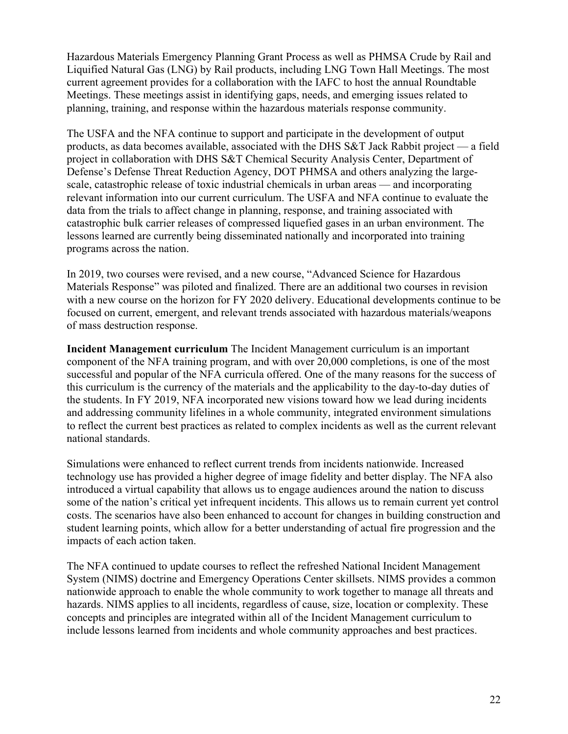Hazardous Materials Emergency Planning Grant Process as well as PHMSA Crude by Rail and Liquified Natural Gas (LNG) by Rail products, including LNG Town Hall Meetings. The most current agreement provides for a collaboration with the IAFC to host the annual Roundtable Meetings. These meetings assist in identifying gaps, needs, and emerging issues related to planning, training, and response within the hazardous materials response community.

The USFA and the NFA continue to support and participate in the development of output products, as data becomes available, associated with the DHS S&T Jack Rabbit project — a field project in collaboration with DHS S&T Chemical Security Analysis Center, Department of Defense's Defense Threat Reduction Agency, DOT PHMSA and others analyzing the large-scale, catastrophic release of toxic industrial chemicals in urban areas — and incorporating relevant information into our current curriculum. The USFA and NFA continue to evaluate the data from the trials to affect change in planning, response, and training associated with catastrophic bulk carrier releases of compressed liquefied gases in an urban environment. The lessons learned are currently being disseminated nationally and incorporated into training programs across the nation.

In 2019, two courses were revised, and a new course, "Advanced Science for Hazardous Materials Response" was piloted and finalized. There are an additional two courses in revision with a new course on the horizon for FY 2020 delivery. Educational developments continue to be focused on current, emergent, and relevant trends associated with hazardous materials/weapons of mass destruction response.

**Incident Management curriculum** The Incident Management curriculum is an important component of the NFA training program, and with over 20,000 completions, is one of the most successful and popular of the NFA curricula offered. One of the many reasons for the success of this curriculum is the currency of the materials and the applicability to the day-to-day duties of the students. In FY 2019, NFA incorporated new visions toward how we lead during incidents and addressing community lifelines in a whole community, integrated environment simulations to reflect the current best practices as related to complex incidents as well as the current relevant national standards.

Simulations were enhanced to reflect current trends from incidents nationwide. Increased technology use has provided a higher degree of image fidelity and better display. The NFA also introduced a virtual capability that allows us to engage audiences around the nation to discuss some of the nation's critical yet infrequent incidents. This allows us to remain current yet control costs. The scenarios have also been enhanced to account for changes in building construction and student learning points, which allow for a better understanding of actual fire progression and the impacts of each action taken.

The NFA continued to update courses to reflect the refreshed National Incident Management System (NIMS) doctrine and Emergency Operations Center skillsets. NIMS provides a common nationwide approach to enable the whole community to work together to manage all threats and hazards. NIMS applies to all incidents, regardless of cause, size, location or complexity. These concepts and principles are integrated within all of the Incident Management curriculum to include lessons learned from incidents and whole community approaches and best practices.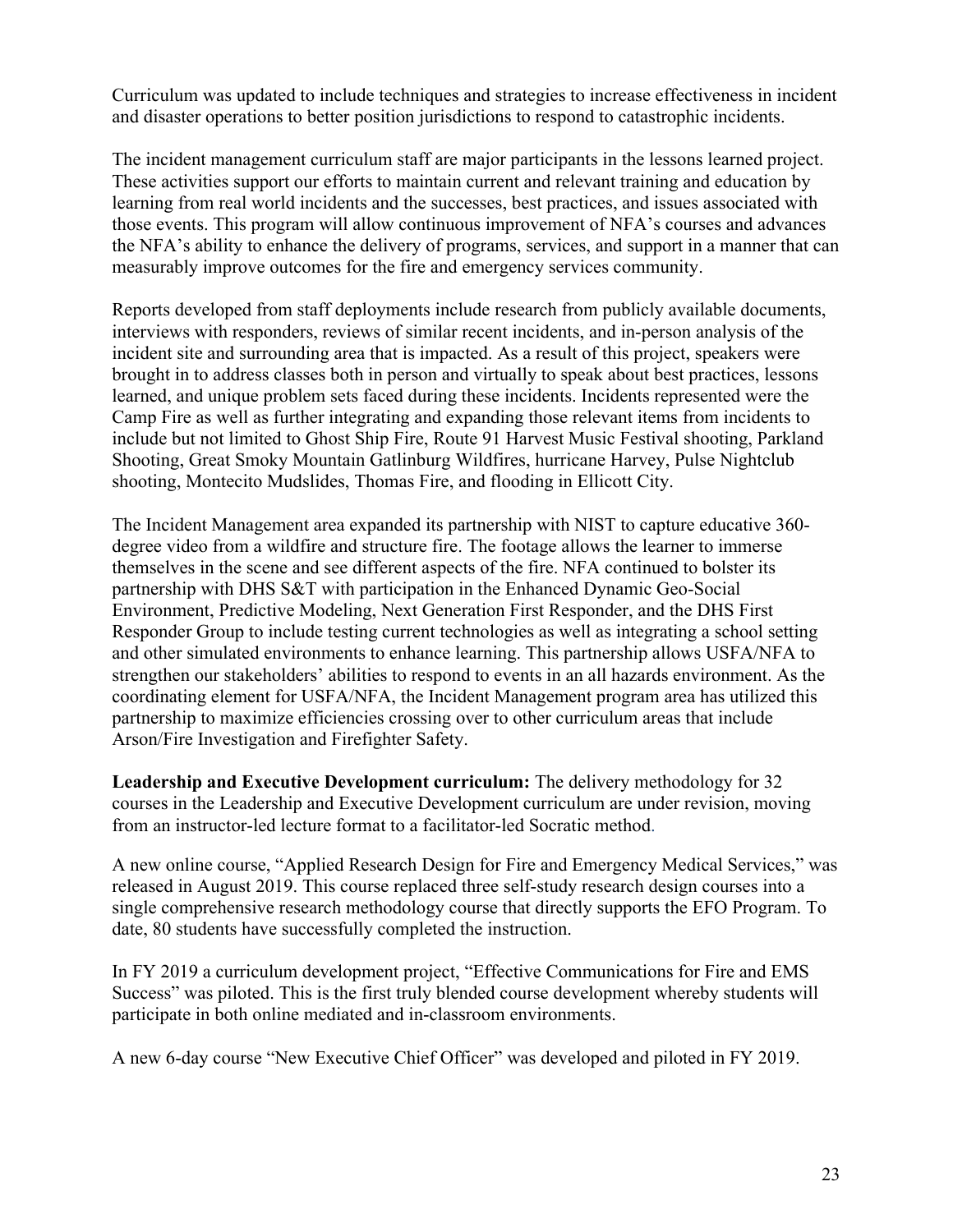Curriculum was updated to include techniques and strategies to increase effectiveness in incident and disaster operations to better position jurisdictions to respond to catastrophic incidents.

The incident management curriculum staff are major participants in the lessons learned project. These activities support our efforts to maintain current and relevant training and education by learning from real world incidents and the successes, best practices, and issues associated with those events. This program will allow continuous improvement of NFA's courses and advances the NFA's ability to enhance the delivery of programs, services, and support in a manner that can measurably improve outcomes for the fire and emergency services community.

Reports developed from staff deployments include research from publicly available documents, interviews with responders, reviews of similar recent incidents, and in-person analysis of the incident site and surrounding area that is impacted. As a result of this project, speakers were brought in to address classes both in person and virtually to speak about best practices, lessons learned, and unique problem sets faced during these incidents. Incidents represented were the Camp Fire as well as further integrating and expanding those relevant items from incidents to include but not limited to Ghost Ship Fire, Route 91 Harvest Music Festival shooting, Parkland Shooting, Great Smoky Mountain Gatlinburg Wildfires, hurricane Harvey, Pulse Nightclub shooting, Montecito Mudslides, Thomas Fire, and flooding in Ellicott City.

The Incident Management area expanded its partnership with NIST to capture educative 360-degree video from a wildfire and structure fire. The footage allows the learner to immerse themselves in the scene and see different aspects of the fire. NFA continued to bolster its partnership with DHS S&T with participation in the Enhanced Dynamic Geo-Social Environment, Predictive Modeling, Next Generation First Responder, and the DHS First Responder Group to include testing current technologies as well as integrating a school setting and other simulated environments to enhance learning. This partnership allows USFA/NFA to strengthen our stakeholders' abilities to respond to events in an all hazards environment. As the coordinating element for USFA/NFA, the Incident Management program area has utilized this partnership to maximize efficiencies crossing over to other curriculum areas that include Arson/Fire Investigation and Firefighter Safety.

**Leadership and Executive Development curriculum:** The delivery methodology for 32 courses in the Leadership and Executive Development curriculum are under revision, moving from an instructor-led lecture format to a facilitator-led Socratic method.

A new online course, "Applied Research Design for Fire and Emergency Medical Services," was released in August 2019. This course replaced three self-study research design courses into a single comprehensive research methodology course that directly supports the EFO Program. To date, 80 students have successfully completed the instruction.

In FY 2019 a curriculum development project, "Effective Communications for Fire and EMS Success" was piloted. This is the first truly blended course development whereby students will participate in both online mediated and in-classroom environments.

A new 6-day course "New Executive Chief Officer" was developed and piloted in FY 2019.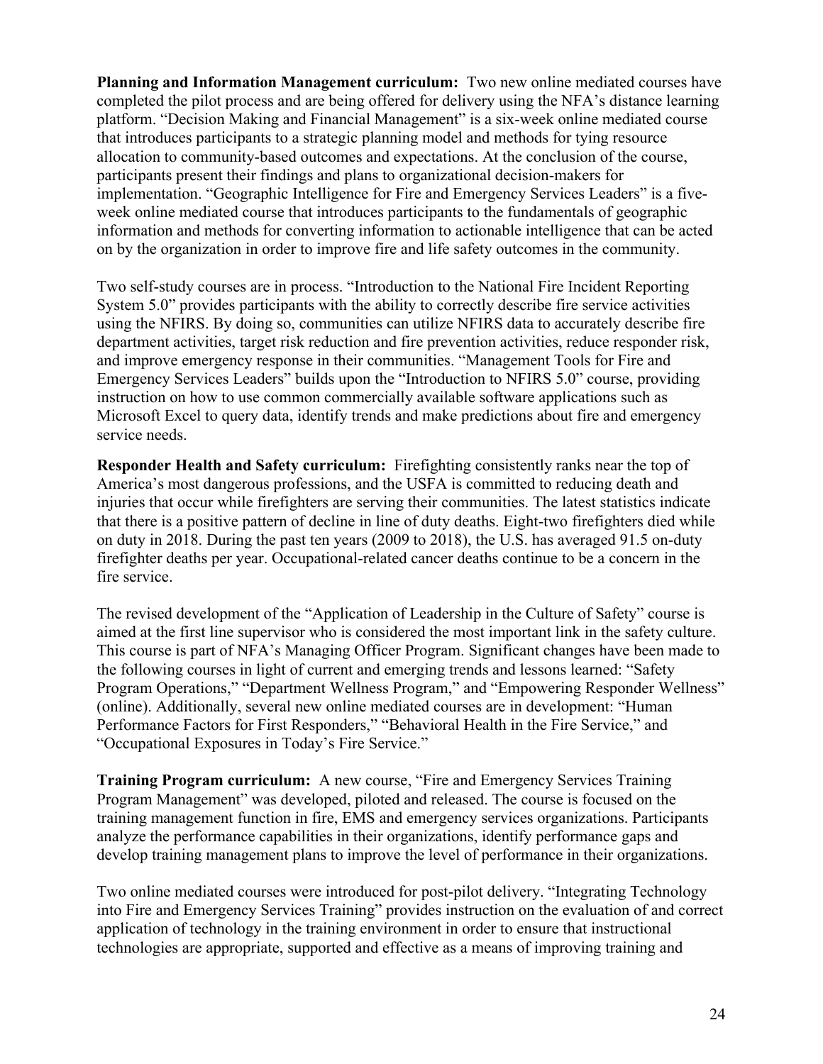**Planning and Information Management curriculum:** Two new online mediated courses have completed the pilot process and are being offered for delivery using the NFA's distance learning platform. "Decision Making and Financial Management" is a six-week online mediated course that introduces participants to a strategic planning model and methods for tying resource allocation to community-based outcomes and expectations. At the conclusion of the course, participants present their findings and plans to organizational decision-makers for implementation. "Geographic Intelligence for Fire and Emergency Services Leaders" is a five-week online mediated course that introduces participants to the fundamentals of geographic information and methods for converting information to actionable intelligence that can be acted on by the organization in order to improve fire and life safety outcomes in the community.

Two self-study courses are in process. "Introduction to the National Fire Incident Reporting System 5.0" provides participants with the ability to correctly describe fire service activities using the NFIRS. By doing so, communities can utilize NFIRS data to accurately describe fire department activities, target risk reduction and fire prevention activities, reduce responder risk, and improve emergency response in their communities. "Management Tools for Fire and Emergency Services Leaders" builds upon the "Introduction to NFIRS 5.0" course, providing instruction on how to use common commercially available software applications such as Microsoft Excel to query data, identify trends and make predictions about fire and emergency service needs.

**Responder Health and Safety curriculum:** Firefighting consistently ranks near the top of America's most dangerous professions, and the USFA is committed to reducing death and injuries that occur while firefighters are serving their communities. The latest statistics indicate that there is a positive pattern of decline in line of duty deaths. Eight-two firefighters died while on duty in 2018. During the past ten years (2009 to 2018), the U.S. has averaged 91.5 on-duty firefighter deaths per year. Occupational-related cancer deaths continue to be a concern in the fire service.

The revised development of the "Application of Leadership in the Culture of Safety" course is aimed at the first line supervisor who is considered the most important link in the safety culture. This course is part of NFA's Managing Officer Program. Significant changes have been made to the following courses in light of current and emerging trends and lessons learned: "Safety Program Operations," "Department Wellness Program," and "Empowering Responder Wellness" (online). Additionally, several new online mediated courses are in development: "Human Performance Factors for First Responders," "Behavioral Health in the Fire Service," and "Occupational Exposures in Today's Fire Service."

**Training Program curriculum:** A new course, "Fire and Emergency Services Training Program Management" was developed, piloted and released. The course is focused on the training management function in fire, EMS and emergency services organizations. Participants analyze the performance capabilities in their organizations, identify performance gaps and develop training management plans to improve the level of performance in their organizations.

Two online mediated courses were introduced for post-pilot delivery. "Integrating Technology into Fire and Emergency Services Training" provides instruction on the evaluation of and correct application of technology in the training environment in order to ensure that instructional technologies are appropriate, supported and effective as a means of improving training and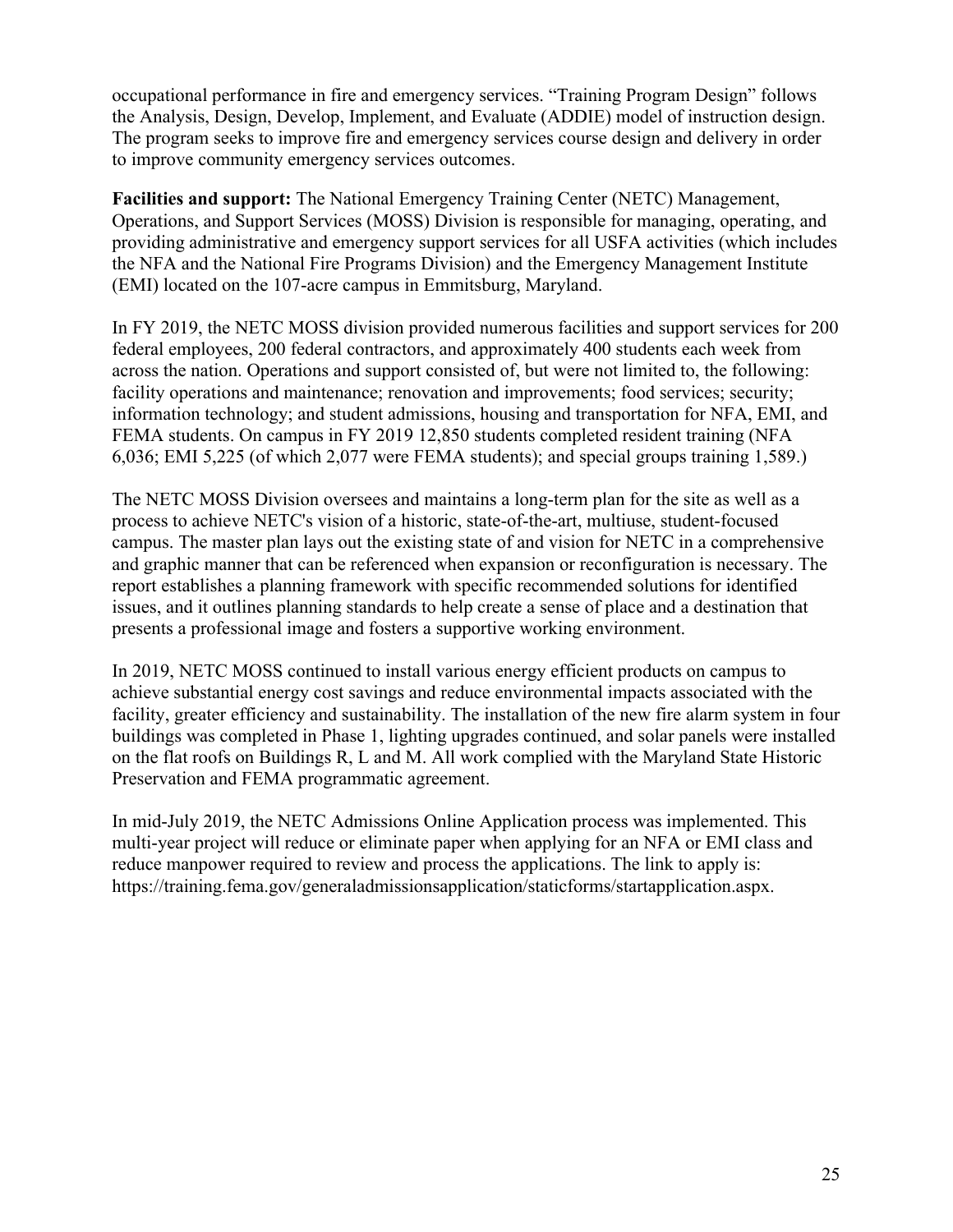occupational performance in fire and emergency services. "Training Program Design" follows the Analysis, Design, Develop, Implement, and Evaluate (ADDIE) model of instruction design. The program seeks to improve fire and emergency services course design and delivery in order to improve community emergency services outcomes.

**Facilities and support:** The National Emergency Training Center (NETC) Management, Operations, and Support Services (MOSS) Division is responsible for managing, operating, and providing administrative and emergency support services for all USFA activities (which includes the NFA and the National Fire Programs Division) and the Emergency Management Institute (EMI) located on the 107-acre campus in Emmitsburg, Maryland.

In FY 2019, the NETC MOSS division provided numerous facilities and support services for 200 federal employees, 200 federal contractors, and approximately 400 students each week from across the nation. Operations and support consisted of, but were not limited to, the following: facility operations and maintenance; renovation and improvements; food services; security; information technology; and student admissions, housing and transportation for NFA, EMI, and FEMA students. On campus in FY 2019 12,850 students completed resident training (NFA 6,036; EMI 5,225 (of which 2,077 were FEMA students); and special groups training 1,589.)

The NETC MOSS Division oversees and maintains a long-term plan for the site as well as a process to achieve NETC's vision of a historic, state-of-the-art, multiuse, student-focused campus. The master plan lays out the existing state of and vision for NETC in a comprehensive and graphic manner that can be referenced when expansion or reconfiguration is necessary. The report establishes a planning framework with specific recommended solutions for identified issues, and it outlines planning standards to help create a sense of place and a destination that presents a professional image and fosters a supportive working environment.

In 2019, NETC MOSS continued to install various energy efficient products on campus to achieve substantial energy cost savings and reduce environmental impacts associated with the facility, greater efficiency and sustainability. The installation of the new fire alarm system in four buildings was completed in Phase 1, lighting upgrades continued, and solar panels were installed on the flat roofs on Buildings R, L and M. All work complied with the Maryland State Historic Preservation and FEMA programmatic agreement.

In mid-July 2019, the NETC Admissions Online Application process was implemented. This multi-year project will reduce or eliminate paper when applying for an NFA or EMI class and reduce manpower required to review and process the applications. The link to apply is: https://training.fema.gov/generaladmissionsapplication/staticforms/startapplication.aspx.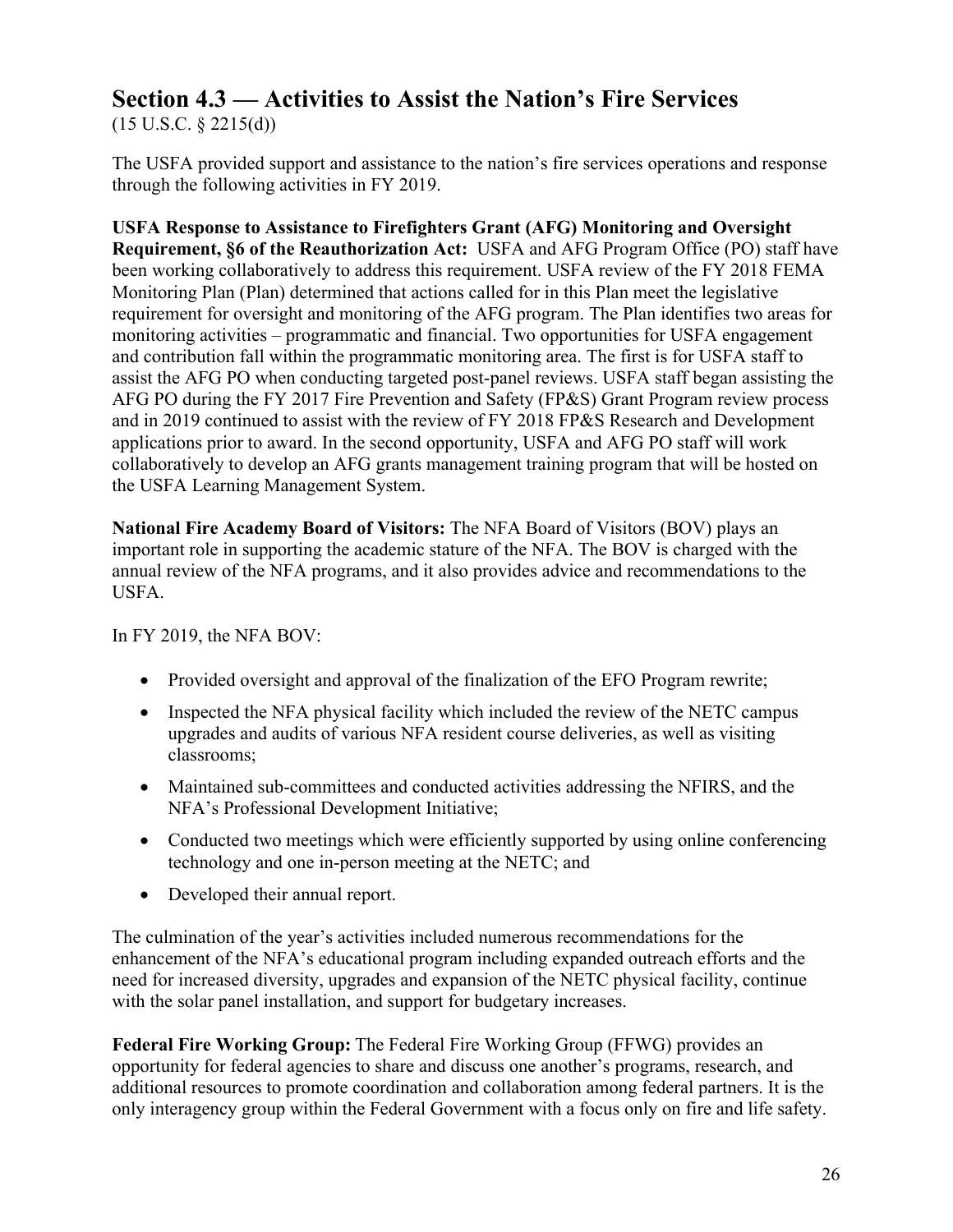## Section 4.3 — Activities to Assist the Nation's Fire Services

(15 U.S.C. § 2215(d))

The USFA provided support and assistance to the nation's fire services operations and response through the following activities in FY 2019.

**USFA Response to Assistance to Firefighters Grant (AFG) Monitoring and Oversight Requirement, §6 of the Reauthorization Act:** USFA and AFG Program Office (PO) staff have been working collaboratively to address this requirement. USFA review of the FY 2018 FEMA Monitoring Plan (Plan) determined that actions called for in this Plan meet the legislative requirement for oversight and monitoring of the AFG program. The Plan identifies two areas for monitoring activities – programmatic and financial. Two opportunities for USFA engagement and contribution fall within the programmatic monitoring area. The first is for USFA staff to assist the AFG PO when conducting targeted post-panel reviews. USFA staff began assisting the AFG PO during the FY 2017 Fire Prevention and Safety (FP&S) Grant Program review process and in 2019 continued to assist with the review of FY 2018 FP&S Research and Development applications prior to award. In the second opportunity, USFA and AFG PO staff will work collaboratively to develop an AFG grants management training program that will be hosted on the USFA Learning Management System.

**National Fire Academy Board of Visitors:** The NFA Board of Visitors (BOV) plays an important role in supporting the academic stature of the NFA. The BOV is charged with the annual review of the NFA programs, and it also provides advice and recommendations to the USFA.

In FY 2019, the NFA BOV:

- Provided oversight and approval of the finalization of the EFO Program rewrite;
- Inspected the NFA physical facility which included the review of the NETC campus upgrades and audits of various NFA resident course deliveries, as well as visiting classrooms;
- Maintained sub-committees and conducted activities addressing the NFIRS, and the NFA's Professional Development Initiative;
- Conducted two meetings which were efficiently supported by using online conferencing technology and one in-person meeting at the NETC; and
- Developed their annual report.

The culmination of the year's activities included numerous recommendations for the enhancement of the NFA's educational program including expanded outreach efforts and the need for increased diversity, upgrades and expansion of the NETC physical facility, continue with the solar panel installation, and support for budgetary increases.

**Federal Fire Working Group:** The Federal Fire Working Group (FFWG) provides an opportunity for federal agencies to share and discuss one another's programs, research, and additional resources to promote coordination and collaboration among federal partners. It is the only interagency group within the Federal Government with a focus only on fire and life safety.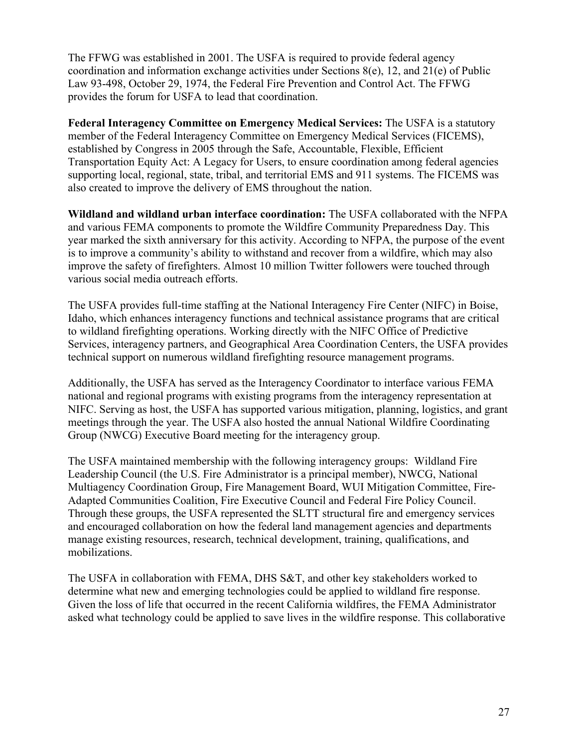The FFWG was established in 2001. The USFA is required to provide federal agency coordination and information exchange activities under Sections 8(e), 12, and 21(e) of Public Law 93-498, October 29, 1974, the Federal Fire Prevention and Control Act. The FFWG provides the forum for USFA to lead that coordination.

**Federal Interagency Committee on Emergency Medical Services:** The USFA is a statutory member of the Federal Interagency Committee on Emergency Medical Services (FICEMS), established by Congress in 2005 through the Safe, Accountable, Flexible, Efficient Transportation Equity Act: A Legacy for Users, to ensure coordination among federal agencies supporting local, regional, state, tribal, and territorial EMS and 911 systems. The FICEMS was also created to improve the delivery of EMS throughout the nation.

**Wildland and wildland urban interface coordination:** The USFA collaborated with the NFPA and various FEMA components to promote the Wildfire Community Preparedness Day. This year marked the sixth anniversary for this activity. According to NFPA, the purpose of the event is to improve a community's ability to withstand and recover from a wildfire, which may also improve the safety of firefighters. Almost 10 million Twitter followers were touched through various social media outreach efforts.

The USFA provides full-time staffing at the National Interagency Fire Center (NIFC) in Boise, Idaho, which enhances interagency functions and technical assistance programs that are critical to wildland firefighting operations. Working directly with the NIFC Office of Predictive Services, interagency partners, and Geographical Area Coordination Centers, the USFA provides technical support on numerous wildland firefighting resource management programs.

Additionally, the USFA has served as the Interagency Coordinator to interface various FEMA national and regional programs with existing programs from the interagency representation at NIFC. Serving as host, the USFA has supported various mitigation, planning, logistics, and grant meetings through the year. The USFA also hosted the annual National Wildfire Coordinating Group (NWCG) Executive Board meeting for the interagency group.

The USFA maintained membership with the following interagency groups: Wildland Fire Leadership Council (the U.S. Fire Administrator is a principal member), NWCG, National Multiagency Coordination Group, Fire Management Board, WUI Mitigation Committee, Fire-Adapted Communities Coalition, Fire Executive Council and Federal Fire Policy Council. Through these groups, the USFA represented the SLTT structural fire and emergency services and encouraged collaboration on how the federal land management agencies and departments manage existing resources, research, technical development, training, qualifications, and mobilizations.

The USFA in collaboration with FEMA, DHS S&T, and other key stakeholders worked to determine what new and emerging technologies could be applied to wildland fire response. Given the loss of life that occurred in the recent California wildfires, the FEMA Administrator asked what technology could be applied to save lives in the wildfire response. This collaborative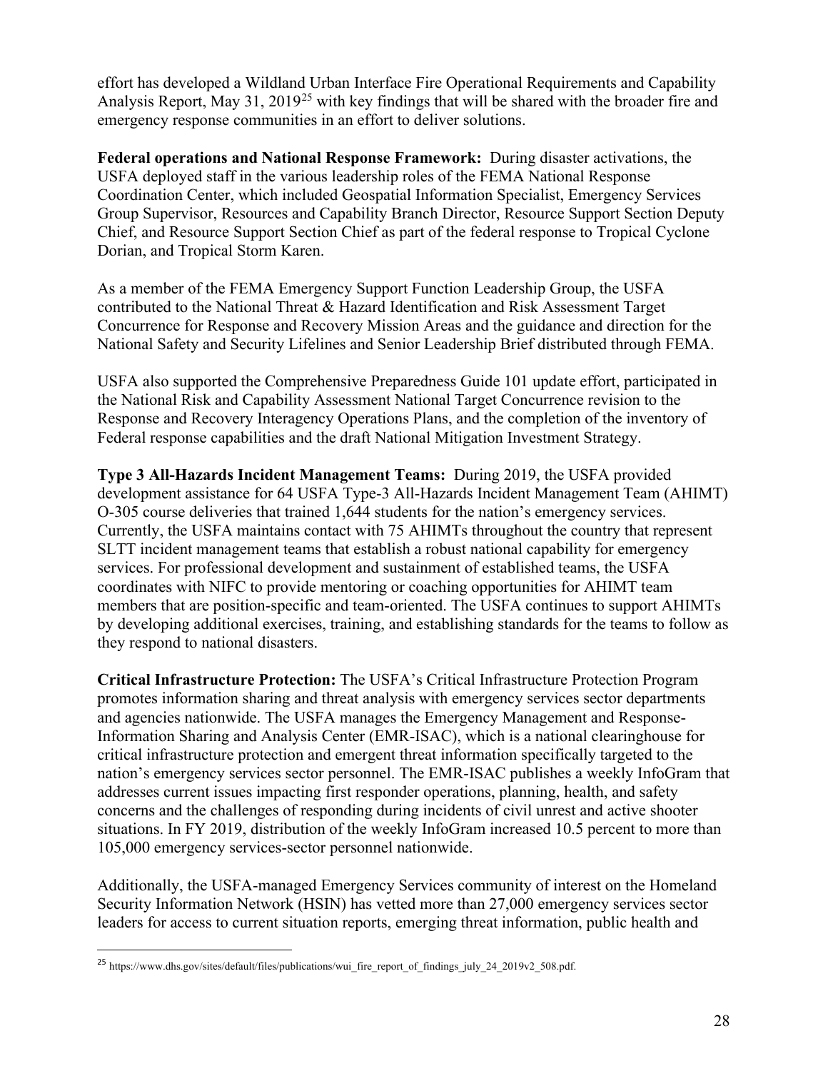effort has developed a Wildland Urban Interface Fire Operational Requirements and Capability Analysis Report, May 31, 2019[25] with key findings that will be shared with the broader fire and emergency response communities in an effort to deliver solutions.

**Federal operations and National Response Framework:** During disaster activations, the USFA deployed staff in the various leadership roles of the FEMA National Response Coordination Center, which included Geospatial Information Specialist, Emergency Services Group Supervisor, Resources and Capability Branch Director, Resource Support Section Deputy Chief, and Resource Support Section Chief as part of the federal response to Tropical Cyclone Dorian, and Tropical Storm Karen.

As a member of the FEMA Emergency Support Function Leadership Group, the USFA contributed to the National Threat & Hazard Identification and Risk Assessment Target Concurrence for Response and Recovery Mission Areas and the guidance and direction for the National Safety and Security Lifelines and Senior Leadership Brief distributed through FEMA.

USFA also supported the Comprehensive Preparedness Guide 101 update effort, participated in the National Risk and Capability Assessment National Target Concurrence revision to the Response and Recovery Interagency Operations Plans, and the completion of the inventory of Federal response capabilities and the draft National Mitigation Investment Strategy.

**Type 3 All-Hazards Incident Management Teams:** During 2019, the USFA provided development assistance for 64 USFA Type-3 All-Hazards Incident Management Team (AHIMT) O-305 course deliveries that trained 1,644 students for the nation's emergency services. Currently, the USFA maintains contact with 75 AHIMTs throughout the country that represent SLTT incident management teams that establish a robust national capability for emergency services. For professional development and sustainment of established teams, the USFA coordinates with NIFC to provide mentoring or coaching opportunities for AHIMT team members that are position-specific and team-oriented. The USFA continues to support AHIMTs by developing additional exercises, training, and establishing standards for the teams to follow as they respond to national disasters.

**Critical Infrastructure Protection:** The USFA's Critical Infrastructure Protection Program promotes information sharing and threat analysis with emergency services sector departments and agencies nationwide. The USFA manages the Emergency Management and Response-Information Sharing and Analysis Center (EMR-ISAC), which is a national clearinghouse for critical infrastructure protection and emergent threat information specifically targeted to the nation's emergency services sector personnel. The EMR-ISAC publishes a weekly InfoGram that addresses current issues impacting first responder operations, planning, health, and safety concerns and the challenges of responding during incidents of civil unrest and active shooter situations. In FY 2019, distribution of the weekly InfoGram increased 10.5 percent to more than 105,000 emergency services-sector personnel nationwide.

Additionally, the USFA-managed Emergency Services community of interest on the Homeland Security Information Network (HSIN) has vetted more than 27,000 emergency services sector leaders for access to current situation reports, emerging threat information, public health and

---

[25] https://www.dhs.gov/sites/default/files/publications/wui_fire_report_of_findings_july_24_2019v2_508.pdf.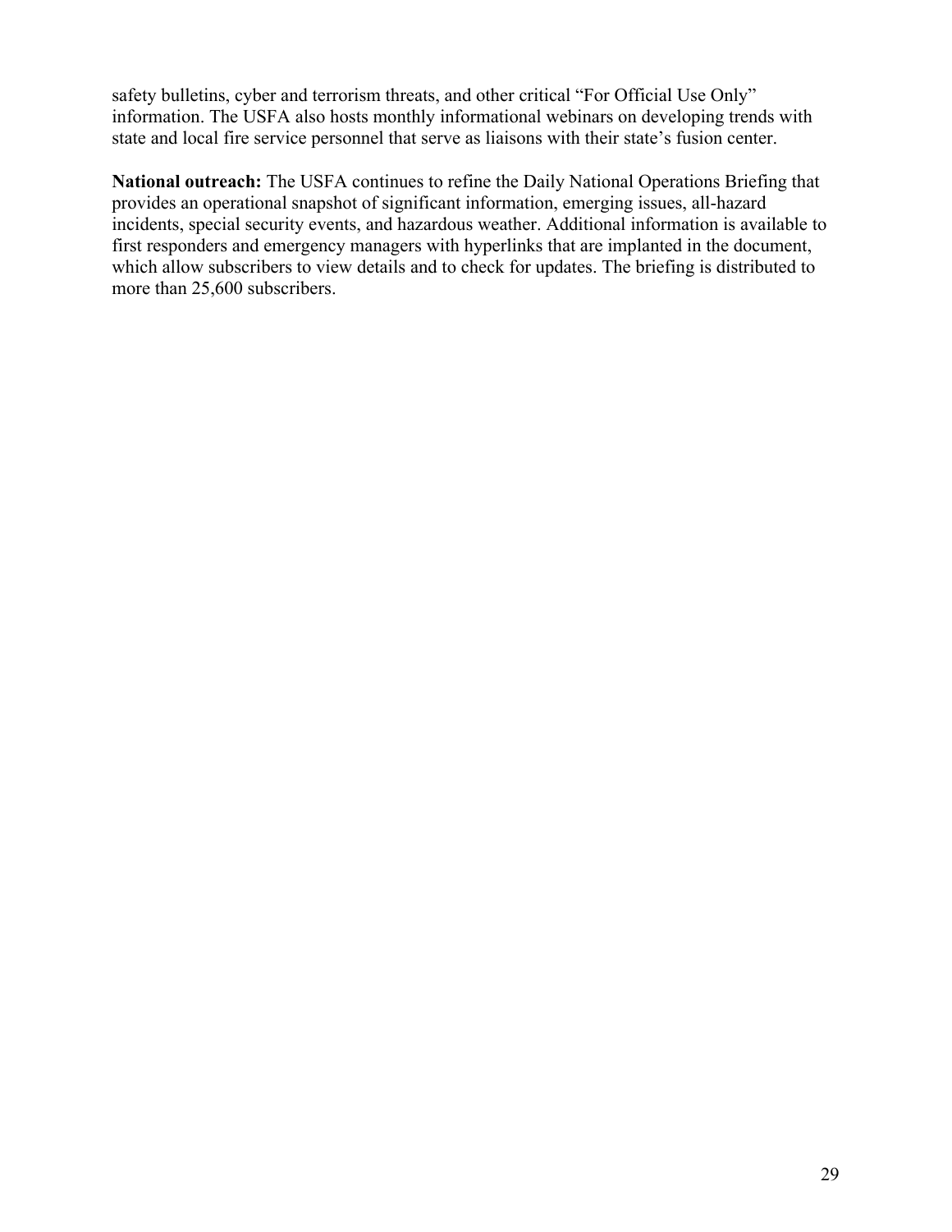safety bulletins, cyber and terrorism threats, and other critical "For Official Use Only" information. The USFA also hosts monthly informational webinars on developing trends with state and local fire service personnel that serve as liaisons with their state's fusion center.

**National outreach:** The USFA continues to refine the Daily National Operations Briefing that provides an operational snapshot of significant information, emerging issues, all-hazard incidents, special security events, and hazardous weather. Additional information is available to first responders and emergency managers with hyperlinks that are implanted in the document, which allow subscribers to view details and to check for updates. The briefing is distributed to more than 25,600 subscribers.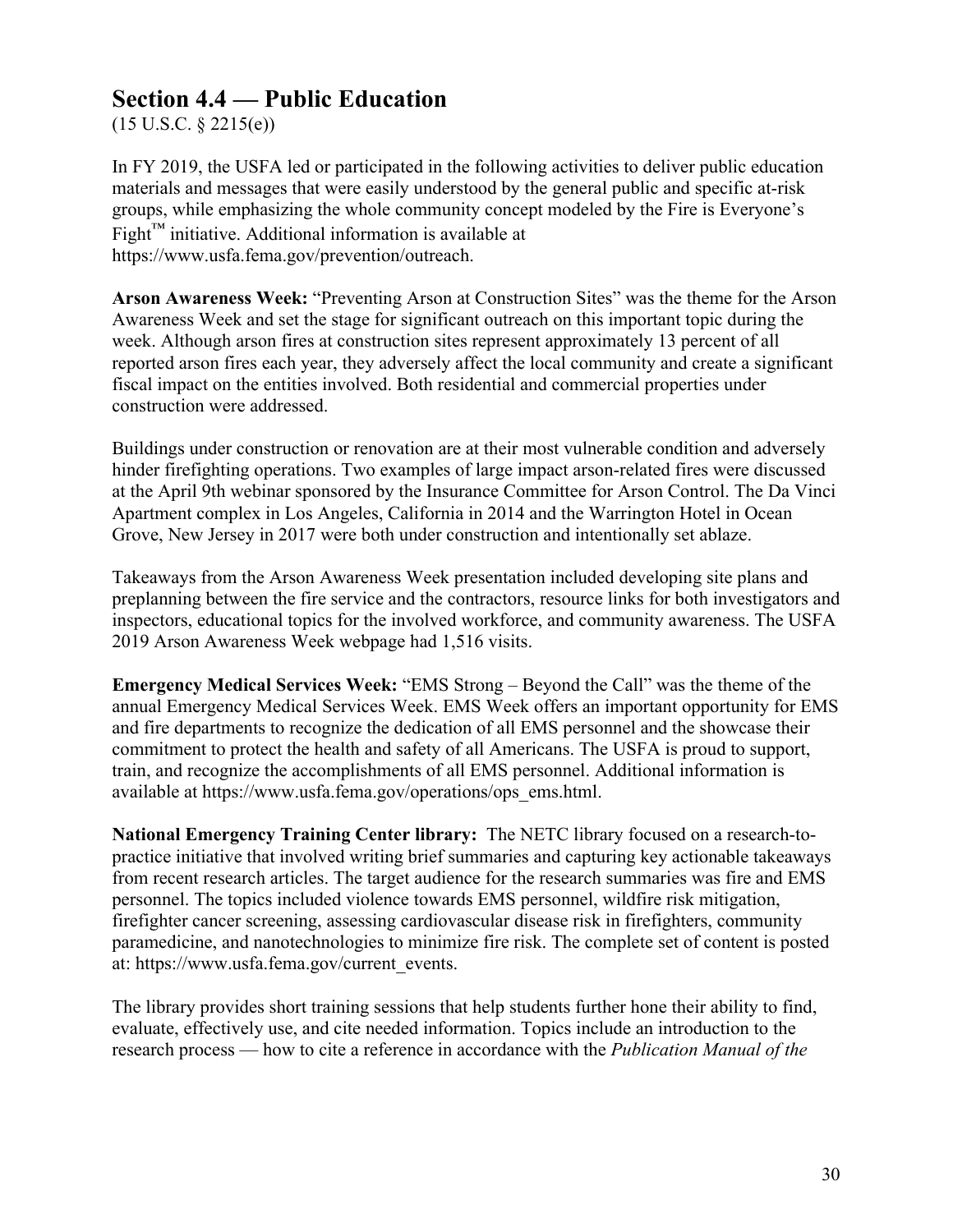## Section 4.4 — Public Education

(15 U.S.C. § 2215(e))

In FY 2019, the USFA led or participated in the following activities to deliver public education materials and messages that were easily understood by the general public and specific at-risk groups, while emphasizing the whole community concept modeled by the Fire is Everyone's Fight™ initiative. Additional information is available at https://www.usfa.fema.gov/prevention/outreach.

**Arson Awareness Week:** "Preventing Arson at Construction Sites" was the theme for the Arson Awareness Week and set the stage for significant outreach on this important topic during the week. Although arson fires at construction sites represent approximately 13 percent of all reported arson fires each year, they adversely affect the local community and create a significant fiscal impact on the entities involved. Both residential and commercial properties under construction were addressed.

Buildings under construction or renovation are at their most vulnerable condition and adversely hinder firefighting operations. Two examples of large impact arson-related fires were discussed at the April 9th webinar sponsored by the Insurance Committee for Arson Control. The Da Vinci Apartment complex in Los Angeles, California in 2014 and the Warrington Hotel in Ocean Grove, New Jersey in 2017 were both under construction and intentionally set ablaze.

Takeaways from the Arson Awareness Week presentation included developing site plans and preplanning between the fire service and the contractors, resource links for both investigators and inspectors, educational topics for the involved workforce, and community awareness. The USFA 2019 Arson Awareness Week webpage had 1,516 visits.

**Emergency Medical Services Week:** "EMS Strong – Beyond the Call" was the theme of the annual Emergency Medical Services Week. EMS Week offers an important opportunity for EMS and fire departments to recognize the dedication of all EMS personnel and the showcase their commitment to protect the health and safety of all Americans. The USFA is proud to support, train, and recognize the accomplishments of all EMS personnel. Additional information is available at https://www.usfa.fema.gov/operations/ops_ems.html.

**National Emergency Training Center library:** The NETC library focused on a research-to-practice initiative that involved writing brief summaries and capturing key actionable takeaways from recent research articles. The target audience for the research summaries was fire and EMS personnel. The topics included violence towards EMS personnel, wildfire risk mitigation, firefighter cancer screening, assessing cardiovascular disease risk in firefighters, community paramedicine, and nanotechnologies to minimize fire risk. The complete set of content is posted at: https://www.usfa.fema.gov/current_events.

The library provides short training sessions that help students further hone their ability to find, evaluate, effectively use, and cite needed information. Topics include an introduction to the research process — how to cite a reference in accordance with the *Publication Manual of the*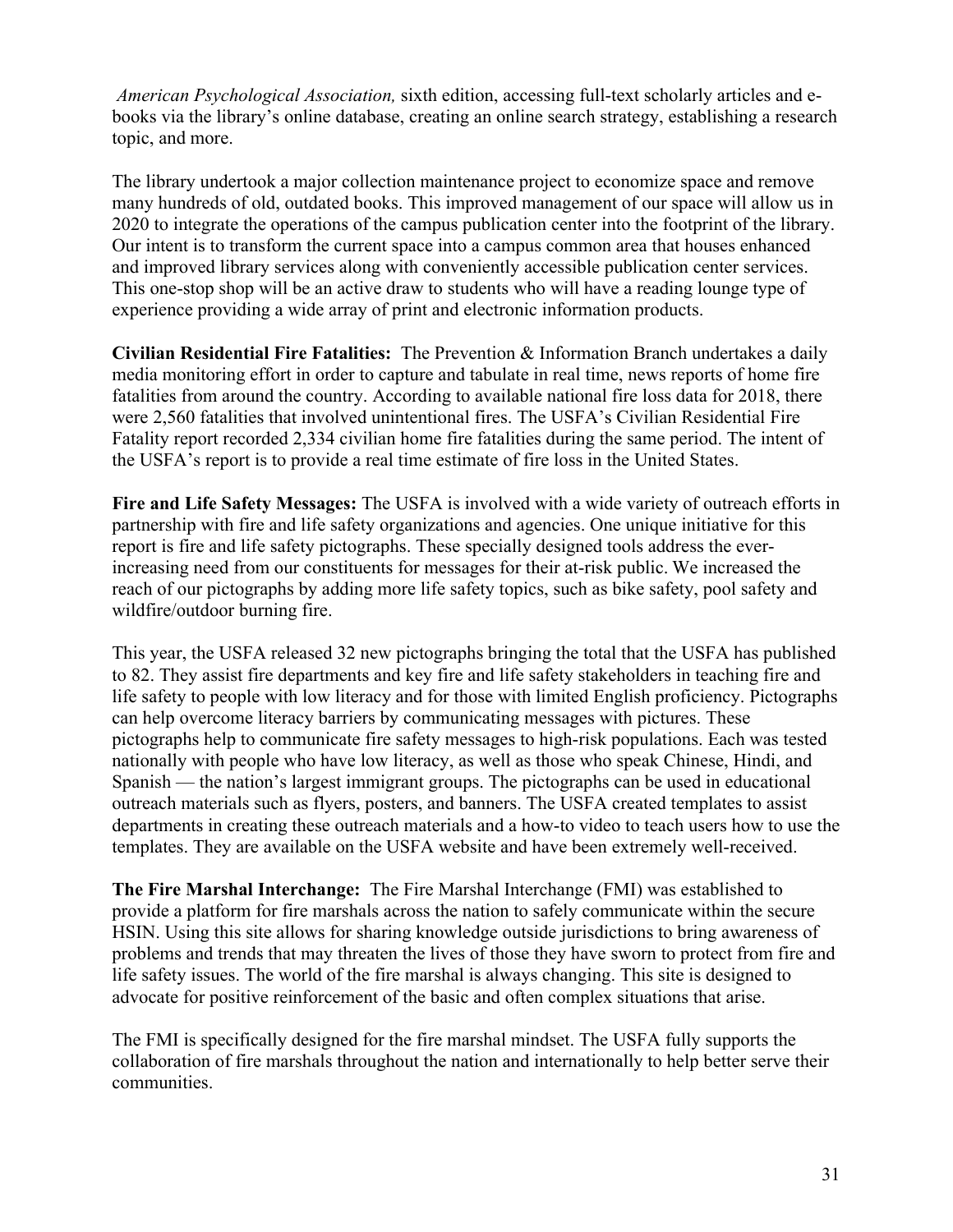*American Psychological Association,* sixth edition, accessing full-text scholarly articles and e-books via the library's online database, creating an online search strategy, establishing a research topic, and more.

The library undertook a major collection maintenance project to economize space and remove many hundreds of old, outdated books. This improved management of our space will allow us in 2020 to integrate the operations of the campus publication center into the footprint of the library. Our intent is to transform the current space into a campus common area that houses enhanced and improved library services along with conveniently accessible publication center services. This one-stop shop will be an active draw to students who will have a reading lounge type of experience providing a wide array of print and electronic information products.

**Civilian Residential Fire Fatalities:** The Prevention & Information Branch undertakes a daily media monitoring effort in order to capture and tabulate in real time, news reports of home fire fatalities from around the country. According to available national fire loss data for 2018, there were 2,560 fatalities that involved unintentional fires. The USFA's Civilian Residential Fire Fatality report recorded 2,334 civilian home fire fatalities during the same period. The intent of the USFA's report is to provide a real time estimate of fire loss in the United States.

**Fire and Life Safety Messages:** The USFA is involved with a wide variety of outreach efforts in partnership with fire and life safety organizations and agencies. One unique initiative for this report is fire and life safety pictographs. These specially designed tools address the ever-increasing need from our constituents for messages for their at-risk public. We increased the reach of our pictographs by adding more life safety topics, such as bike safety, pool safety and wildfire/outdoor burning fire.

This year, the USFA released 32 new pictographs bringing the total that the USFA has published to 82. They assist fire departments and key fire and life safety stakeholders in teaching fire and life safety to people with low literacy and for those with limited English proficiency. Pictographs can help overcome literacy barriers by communicating messages with pictures. These pictographs help to communicate fire safety messages to high-risk populations. Each was tested nationally with people who have low literacy, as well as those who speak Chinese, Hindi, and Spanish — the nation's largest immigrant groups. The pictographs can be used in educational outreach materials such as flyers, posters, and banners. The USFA created templates to assist departments in creating these outreach materials and a how-to video to teach users how to use the templates. They are available on the USFA website and have been extremely well-received.

**The Fire Marshal Interchange:** The Fire Marshal Interchange (FMI) was established to provide a platform for fire marshals across the nation to safely communicate within the secure HSIN. Using this site allows for sharing knowledge outside jurisdictions to bring awareness of problems and trends that may threaten the lives of those they have sworn to protect from fire and life safety issues. The world of the fire marshal is always changing. This site is designed to advocate for positive reinforcement of the basic and often complex situations that arise.

The FMI is specifically designed for the fire marshal mindset. The USFA fully supports the collaboration of fire marshals throughout the nation and internationally to help better serve their communities.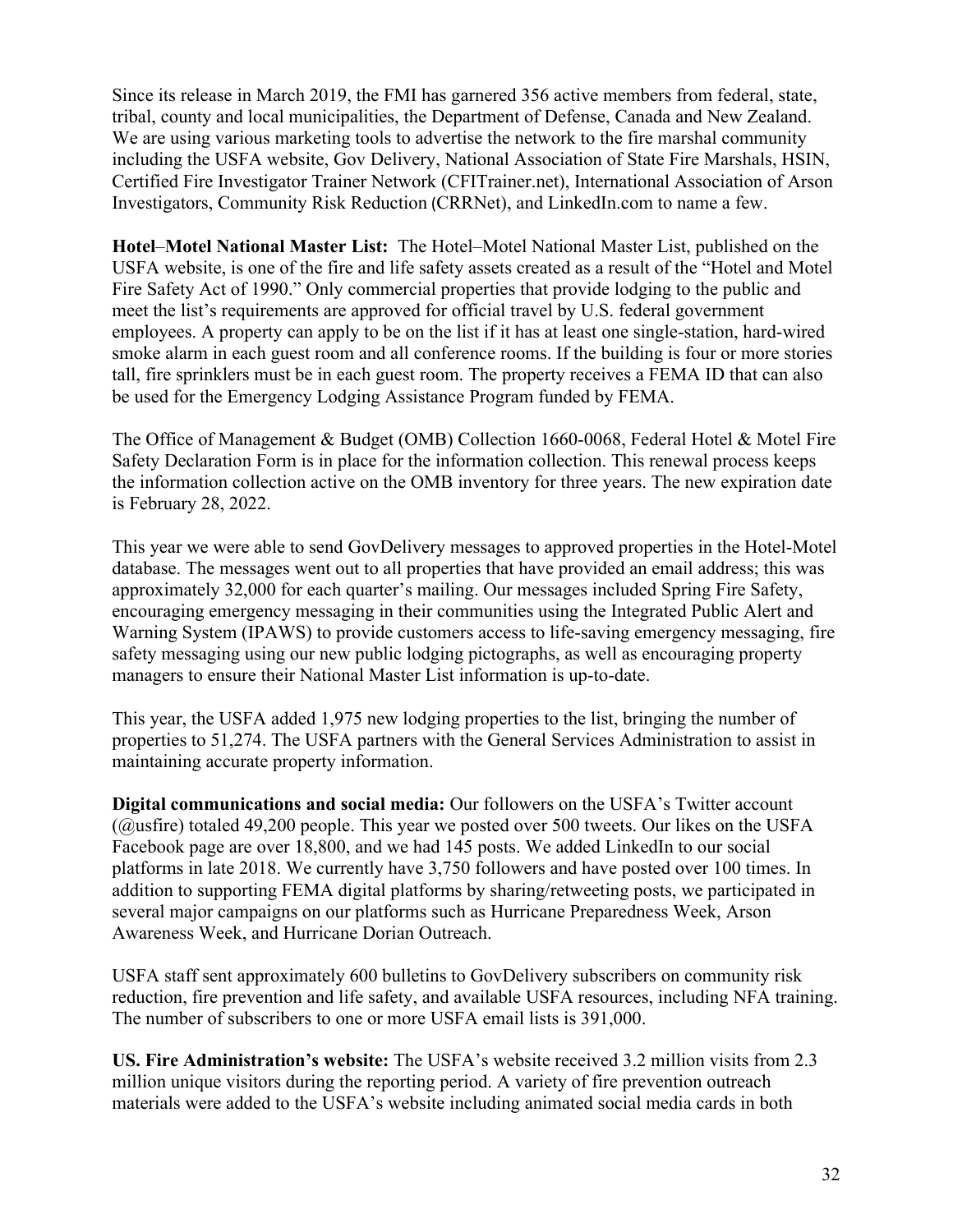Since its release in March 2019, the FMI has garnered 356 active members from federal, state, tribal, county and local municipalities, the Department of Defense, Canada and New Zealand. We are using various marketing tools to advertise the network to the fire marshal community including the USFA website, Gov Delivery, National Association of State Fire Marshals, HSIN, Certified Fire Investigator Trainer Network (CFITrainer.net), International Association of Arson Investigators, Community Risk Reduction (CRRNet), and LinkedIn.com to name a few.

**Hotel–Motel National Master List:** The Hotel–Motel National Master List, published on the USFA website, is one of the fire and life safety assets created as a result of the "Hotel and Motel Fire Safety Act of 1990." Only commercial properties that provide lodging to the public and meet the list's requirements are approved for official travel by U.S. federal government employees. A property can apply to be on the list if it has at least one single-station, hard-wired smoke alarm in each guest room and all conference rooms. If the building is four or more stories tall, fire sprinklers must be in each guest room. The property receives a FEMA ID that can also be used for the Emergency Lodging Assistance Program funded by FEMA.

The Office of Management & Budget (OMB) Collection 1660-0068, Federal Hotel & Motel Fire Safety Declaration Form is in place for the information collection. This renewal process keeps the information collection active on the OMB inventory for three years. The new expiration date is February 28, 2022.

This year we were able to send GovDelivery messages to approved properties in the Hotel-Motel database. The messages went out to all properties that have provided an email address; this was approximately 32,000 for each quarter's mailing. Our messages included Spring Fire Safety, encouraging emergency messaging in their communities using the Integrated Public Alert and Warning System (IPAWS) to provide customers access to life-saving emergency messaging, fire safety messaging using our new public lodging pictographs, as well as encouraging property managers to ensure their National Master List information is up-to-date.

This year, the USFA added 1,975 new lodging properties to the list, bringing the number of properties to 51,274. The USFA partners with the General Services Administration to assist in maintaining accurate property information.

**Digital communications and social media:** Our followers on the USFA's Twitter account (@usfire) totaled 49,200 people. This year we posted over 500 tweets. Our likes on the USFA Facebook page are over 18,800, and we had 145 posts. We added LinkedIn to our social platforms in late 2018. We currently have 3,750 followers and have posted over 100 times. In addition to supporting FEMA digital platforms by sharing/retweeting posts, we participated in several major campaigns on our platforms such as Hurricane Preparedness Week, Arson Awareness Week, and Hurricane Dorian Outreach.

USFA staff sent approximately 600 bulletins to GovDelivery subscribers on community risk reduction, fire prevention and life safety, and available USFA resources, including NFA training. The number of subscribers to one or more USFA email lists is 391,000.

**US. Fire Administration's website:** The USFA's website received 3.2 million visits from 2.3 million unique visitors during the reporting period. A variety of fire prevention outreach materials were added to the USFA's website including animated social media cards in both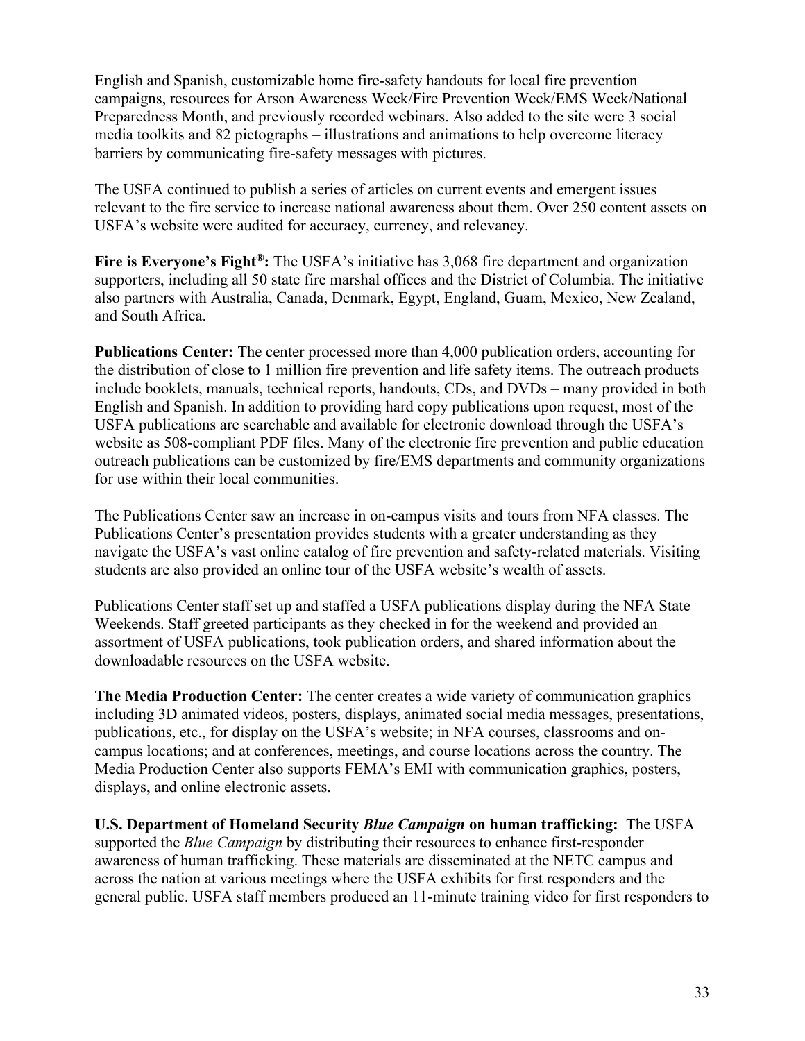English and Spanish, customizable home fire-safety handouts for local fire prevention campaigns, resources for Arson Awareness Week/Fire Prevention Week/EMS Week/National Preparedness Month, and previously recorded webinars. Also added to the site were 3 social media toolkits and 82 pictographs – illustrations and animations to help overcome literacy barriers by communicating fire-safety messages with pictures.

The USFA continued to publish a series of articles on current events and emergent issues relevant to the fire service to increase national awareness about them. Over 250 content assets on USFA's website were audited for accuracy, currency, and relevancy.

**Fire is Everyone's Fight®:** The USFA's initiative has 3,068 fire department and organization supporters, including all 50 state fire marshal offices and the District of Columbia. The initiative also partners with Australia, Canada, Denmark, Egypt, England, Guam, Mexico, New Zealand, and South Africa.

**Publications Center:** The center processed more than 4,000 publication orders, accounting for the distribution of close to 1 million fire prevention and life safety items. The outreach products include booklets, manuals, technical reports, handouts, CDs, and DVDs – many provided in both English and Spanish. In addition to providing hard copy publications upon request, most of the USFA publications are searchable and available for electronic download through the USFA's website as 508-compliant PDF files. Many of the electronic fire prevention and public education outreach publications can be customized by fire/EMS departments and community organizations for use within their local communities.

The Publications Center saw an increase in on-campus visits and tours from NFA classes. The Publications Center's presentation provides students with a greater understanding as they navigate the USFA's vast online catalog of fire prevention and safety-related materials. Visiting students are also provided an online tour of the USFA website's wealth of assets.

Publications Center staff set up and staffed a USFA publications display during the NFA State Weekends. Staff greeted participants as they checked in for the weekend and provided an assortment of USFA publications, took publication orders, and shared information about the downloadable resources on the USFA website.

**The Media Production Center:** The center creates a wide variety of communication graphics including 3D animated videos, posters, displays, animated social media messages, presentations, publications, etc., for display on the USFA's website; in NFA courses, classrooms and on-campus locations; and at conferences, meetings, and course locations across the country. The Media Production Center also supports FEMA's EMI with communication graphics, posters, displays, and online electronic assets.

**U.S. Department of Homeland Security *Blue Campaign* on human trafficking:** The USFA supported the *Blue Campaign* by distributing their resources to enhance first-responder awareness of human trafficking. These materials are disseminated at the NETC campus and across the nation at various meetings where the USFA exhibits for first responders and the general public. USFA staff members produced an 11-minute training video for first responders to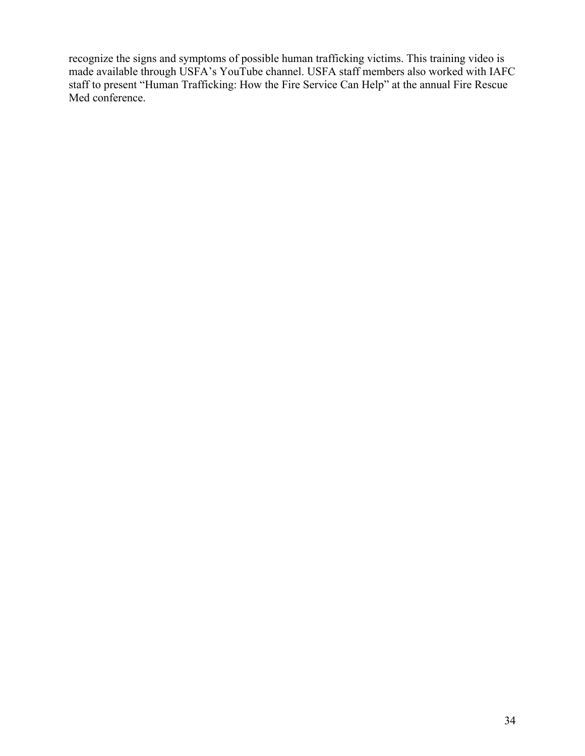recognize the signs and symptoms of possible human trafficking victims. This training video is made available through USFA's YouTube channel. USFA staff members also worked with IAFC staff to present "Human Trafficking: How the Fire Service Can Help" at the annual Fire Rescue Med conference.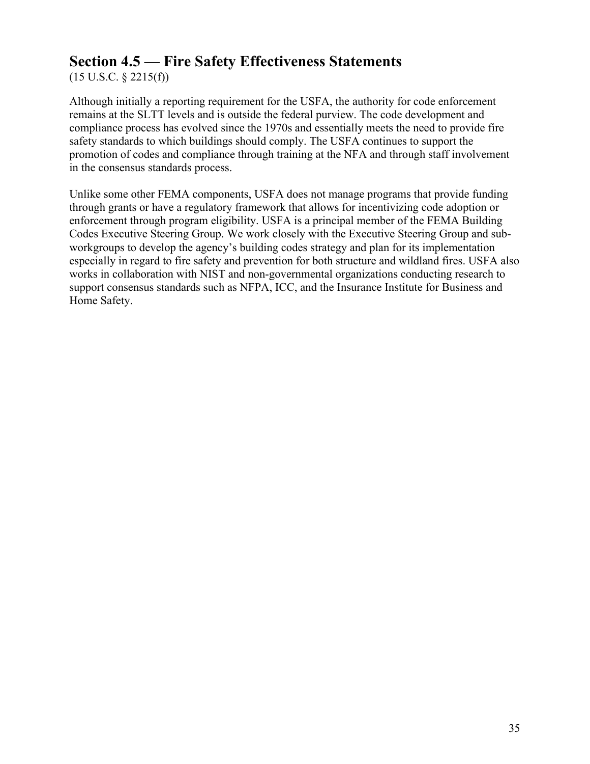## Section 4.5 — Fire Safety Effectiveness Statements

(15 U.S.C. § 2215(f))

Although initially a reporting requirement for the USFA, the authority for code enforcement remains at the SLTT levels and is outside the federal purview. The code development and compliance process has evolved since the 1970s and essentially meets the need to provide fire safety standards to which buildings should comply. The USFA continues to support the promotion of codes and compliance through training at the NFA and through staff involvement in the consensus standards process.

Unlike some other FEMA components, USFA does not manage programs that provide funding through grants or have a regulatory framework that allows for incentivizing code adoption or enforcement through program eligibility. USFA is a principal member of the FEMA Building Codes Executive Steering Group. We work closely with the Executive Steering Group and sub-workgroups to develop the agency's building codes strategy and plan for its implementation especially in regard to fire safety and prevention for both structure and wildland fires. USFA also works in collaboration with NIST and non-governmental organizations conducting research to support consensus standards such as NFPA, ICC, and the Insurance Institute for Business and Home Safety.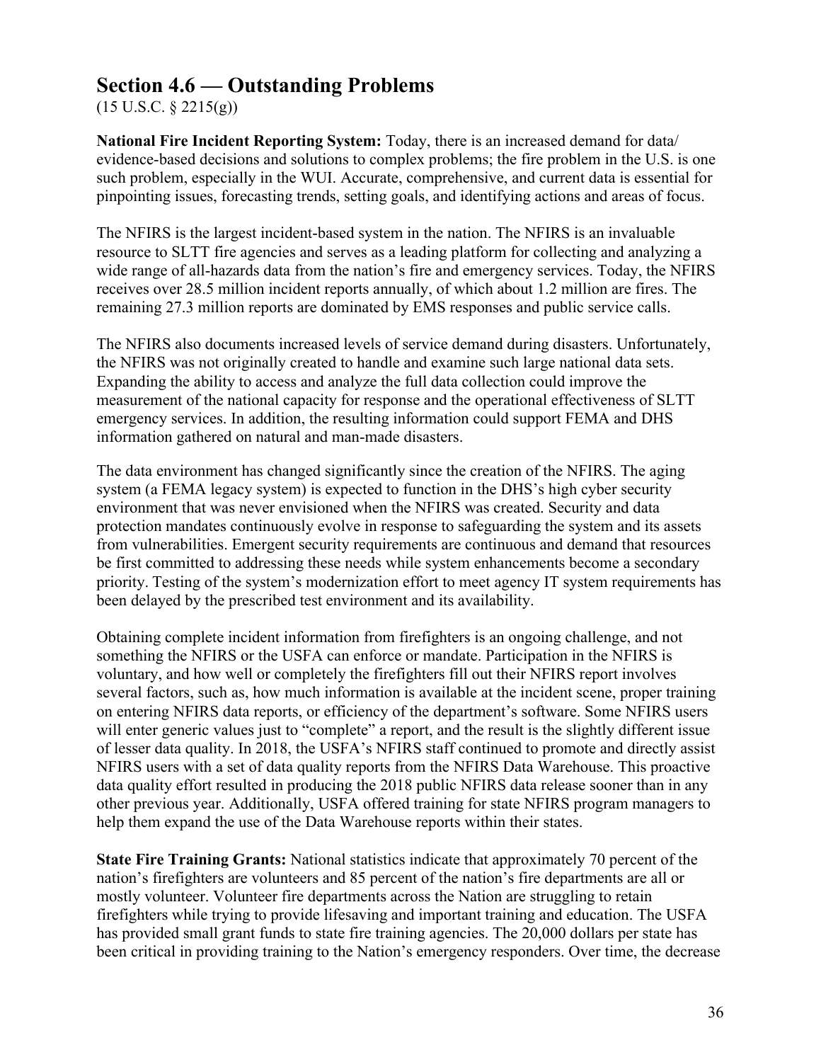## Section 4.6 — Outstanding Problems

(15 U.S.C. § 2215(g))

**National Fire Incident Reporting System:** Today, there is an increased demand for data/ evidence-based decisions and solutions to complex problems; the fire problem in the U.S. is one such problem, especially in the WUI. Accurate, comprehensive, and current data is essential for pinpointing issues, forecasting trends, setting goals, and identifying actions and areas of focus.

The NFIRS is the largest incident-based system in the nation. The NFIRS is an invaluable resource to SLTT fire agencies and serves as a leading platform for collecting and analyzing a wide range of all-hazards data from the nation's fire and emergency services. Today, the NFIRS receives over 28.5 million incident reports annually, of which about 1.2 million are fires. The remaining 27.3 million reports are dominated by EMS responses and public service calls.

The NFIRS also documents increased levels of service demand during disasters. Unfortunately, the NFIRS was not originally created to handle and examine such large national data sets. Expanding the ability to access and analyze the full data collection could improve the measurement of the national capacity for response and the operational effectiveness of SLTT emergency services. In addition, the resulting information could support FEMA and DHS information gathered on natural and man-made disasters.

The data environment has changed significantly since the creation of the NFIRS. The aging system (a FEMA legacy system) is expected to function in the DHS's high cyber security environment that was never envisioned when the NFIRS was created. Security and data protection mandates continuously evolve in response to safeguarding the system and its assets from vulnerabilities. Emergent security requirements are continuous and demand that resources be first committed to addressing these needs while system enhancements become a secondary priority. Testing of the system's modernization effort to meet agency IT system requirements has been delayed by the prescribed test environment and its availability.

Obtaining complete incident information from firefighters is an ongoing challenge, and not something the NFIRS or the USFA can enforce or mandate. Participation in the NFIRS is voluntary, and how well or completely the firefighters fill out their NFIRS report involves several factors, such as, how much information is available at the incident scene, proper training on entering NFIRS data reports, or efficiency of the department's software. Some NFIRS users will enter generic values just to "complete" a report, and the result is the slightly different issue of lesser data quality. In 2018, the USFA's NFIRS staff continued to promote and directly assist NFIRS users with a set of data quality reports from the NFIRS Data Warehouse. This proactive data quality effort resulted in producing the 2018 public NFIRS data release sooner than in any other previous year. Additionally, USFA offered training for state NFIRS program managers to help them expand the use of the Data Warehouse reports within their states.

**State Fire Training Grants:** National statistics indicate that approximately 70 percent of the nation's firefighters are volunteers and 85 percent of the nation's fire departments are all or mostly volunteer. Volunteer fire departments across the Nation are struggling to retain firefighters while trying to provide lifesaving and important training and education. The USFA has provided small grant funds to state fire training agencies. The 20,000 dollars per state has been critical in providing training to the Nation's emergency responders. Over time, the decrease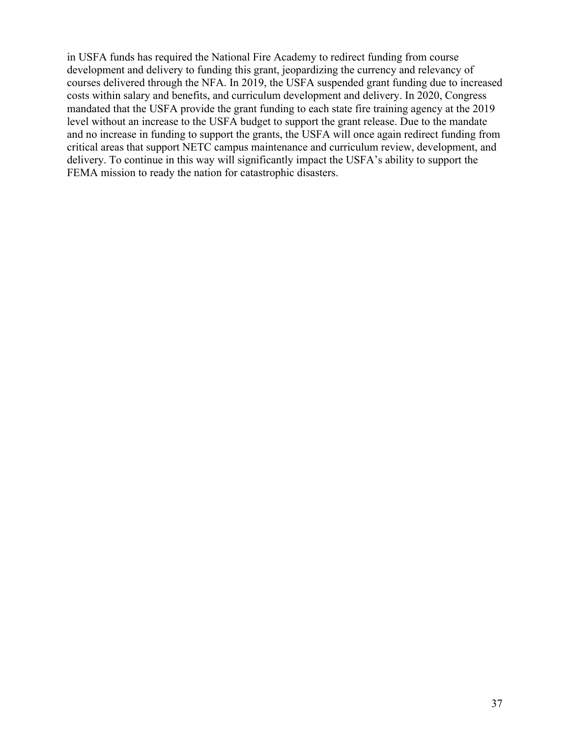in USFA funds has required the National Fire Academy to redirect funding from course development and delivery to funding this grant, jeopardizing the currency and relevancy of courses delivered through the NFA. In 2019, the USFA suspended grant funding due to increased costs within salary and benefits, and curriculum development and delivery. In 2020, Congress mandated that the USFA provide the grant funding to each state fire training agency at the 2019 level without an increase to the USFA budget to support the grant release. Due to the mandate and no increase in funding to support the grants, the USFA will once again redirect funding from critical areas that support NETC campus maintenance and curriculum review, development, and delivery. To continue in this way will significantly impact the USFA's ability to support the FEMA mission to ready the nation for catastrophic disasters.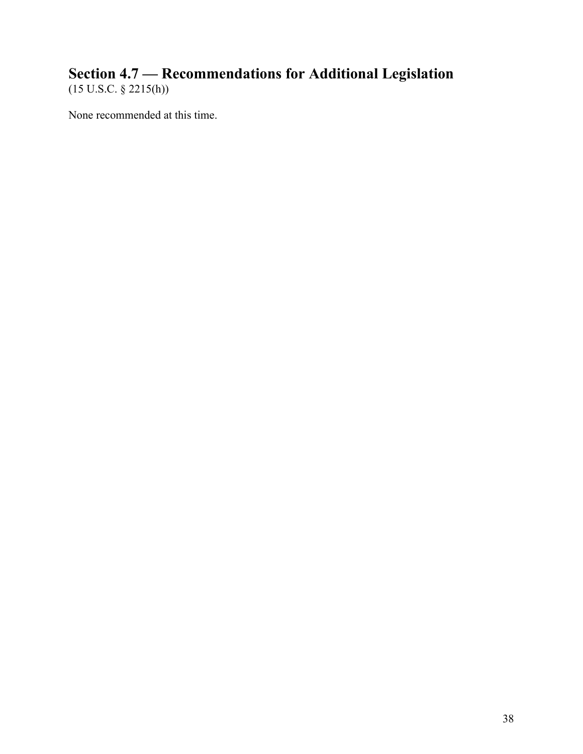## Section 4.7 — Recommendations for Additional Legislation

(15 U.S.C. § 2215(h))

None recommended at this time.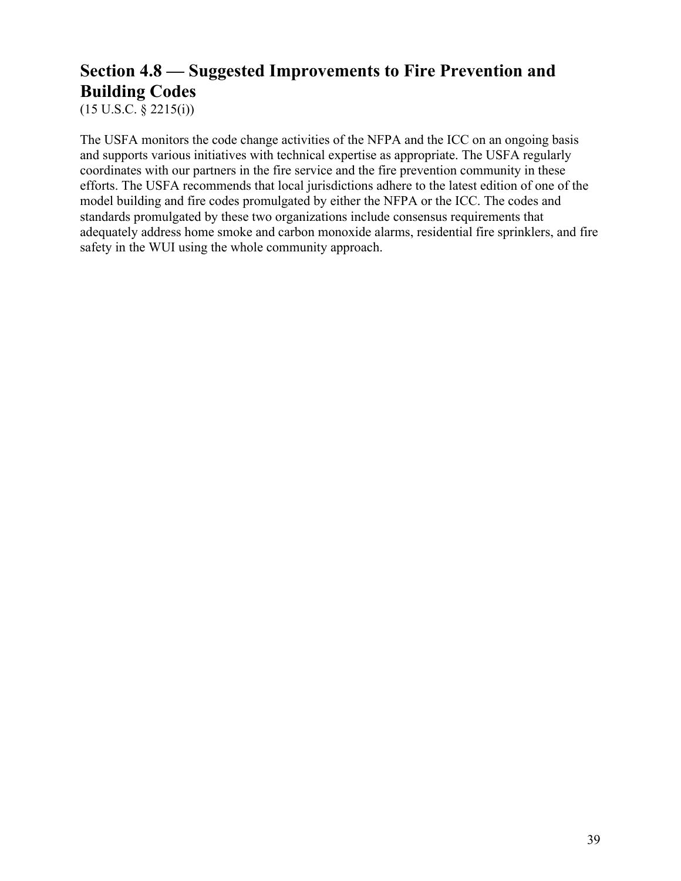## Section 4.8 — Suggested Improvements to Fire Prevention and Building Codes

(15 U.S.C. § 2215(i))

The USFA monitors the code change activities of the NFPA and the ICC on an ongoing basis and supports various initiatives with technical expertise as appropriate. The USFA regularly coordinates with our partners in the fire service and the fire prevention community in these efforts. The USFA recommends that local jurisdictions adhere to the latest edition of one of the model building and fire codes promulgated by either the NFPA or the ICC. The codes and standards promulgated by these two organizations include consensus requirements that adequately address home smoke and carbon monoxide alarms, residential fire sprinklers, and fire safety in the WUI using the whole community approach.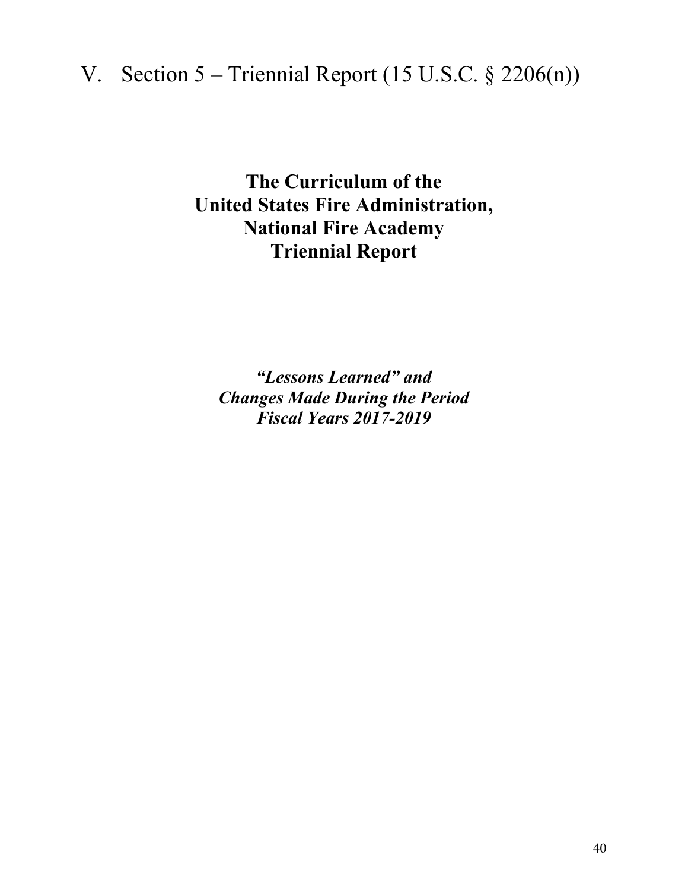# V. Section 5 – Triennial Report (15 U.S.C. § 2206(n))

**The Curriculum of the United States Fire Administration, National Fire Academy Triennial Report**

***"Lessons Learned" and Changes Made During the Period Fiscal Years 2017-2019***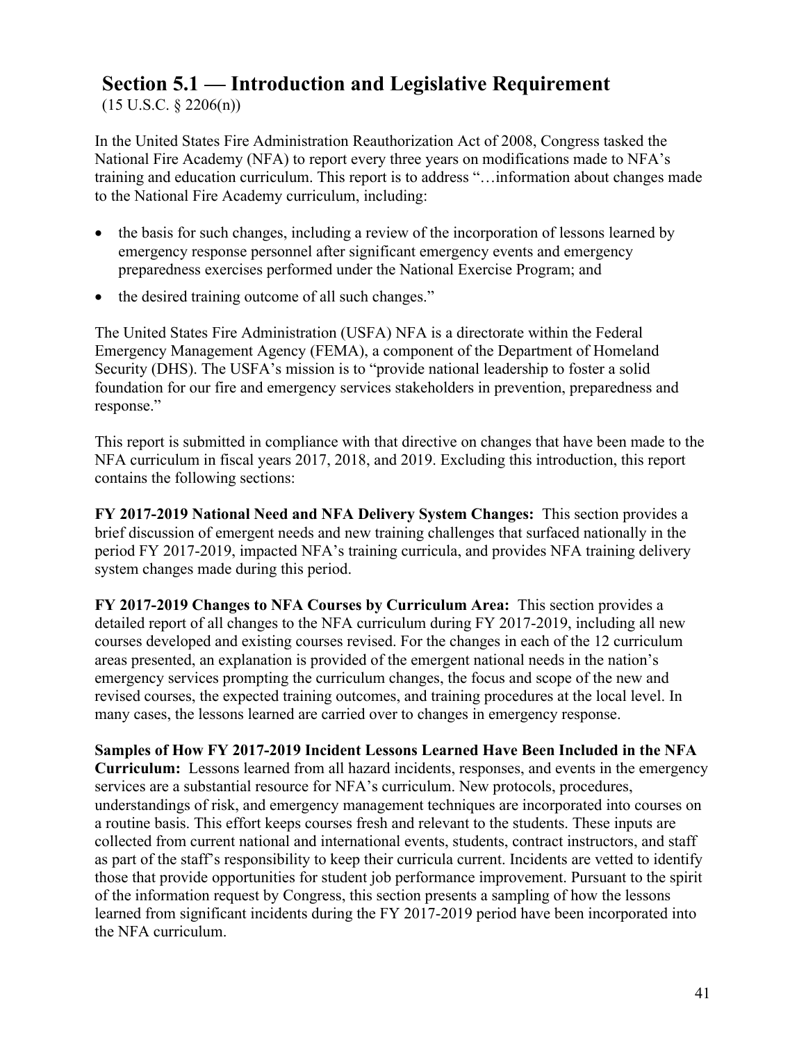## Section 5.1 — Introduction and Legislative Requirement

(15 U.S.C. § 2206(n))

In the United States Fire Administration Reauthorization Act of 2008, Congress tasked the National Fire Academy (NFA) to report every three years on modifications made to NFA's training and education curriculum. This report is to address "…information about changes made to the National Fire Academy curriculum, including:

- the basis for such changes, including a review of the incorporation of lessons learned by emergency response personnel after significant emergency events and emergency preparedness exercises performed under the National Exercise Program; and
- the desired training outcome of all such changes."

The United States Fire Administration (USFA) NFA is a directorate within the Federal Emergency Management Agency (FEMA), a component of the Department of Homeland Security (DHS). The USFA's mission is to "provide national leadership to foster a solid foundation for our fire and emergency services stakeholders in prevention, preparedness and response."

This report is submitted in compliance with that directive on changes that have been made to the NFA curriculum in fiscal years 2017, 2018, and 2019. Excluding this introduction, this report contains the following sections:

**FY 2017-2019 National Need and NFA Delivery System Changes:** This section provides a brief discussion of emergent needs and new training challenges that surfaced nationally in the period FY 2017-2019, impacted NFA's training curricula, and provides NFA training delivery system changes made during this period.

**FY 2017-2019 Changes to NFA Courses by Curriculum Area:** This section provides a detailed report of all changes to the NFA curriculum during FY 2017-2019, including all new courses developed and existing courses revised. For the changes in each of the 12 curriculum areas presented, an explanation is provided of the emergent national needs in the nation's emergency services prompting the curriculum changes, the focus and scope of the new and revised courses, the expected training outcomes, and training procedures at the local level. In many cases, the lessons learned are carried over to changes in emergency response.

**Samples of How FY 2017-2019 Incident Lessons Learned Have Been Included in the NFA Curriculum:** Lessons learned from all hazard incidents, responses, and events in the emergency services are a substantial resource for NFA's curriculum. New protocols, procedures, understandings of risk, and emergency management techniques are incorporated into courses on a routine basis. This effort keeps courses fresh and relevant to the students. These inputs are collected from current national and international events, students, contract instructors, and staff as part of the staff's responsibility to keep their curricula current. Incidents are vetted to identify those that provide opportunities for student job performance improvement. Pursuant to the spirit of the information request by Congress, this section presents a sampling of how the lessons learned from significant incidents during the FY 2017-2019 period have been incorporated into the NFA curriculum.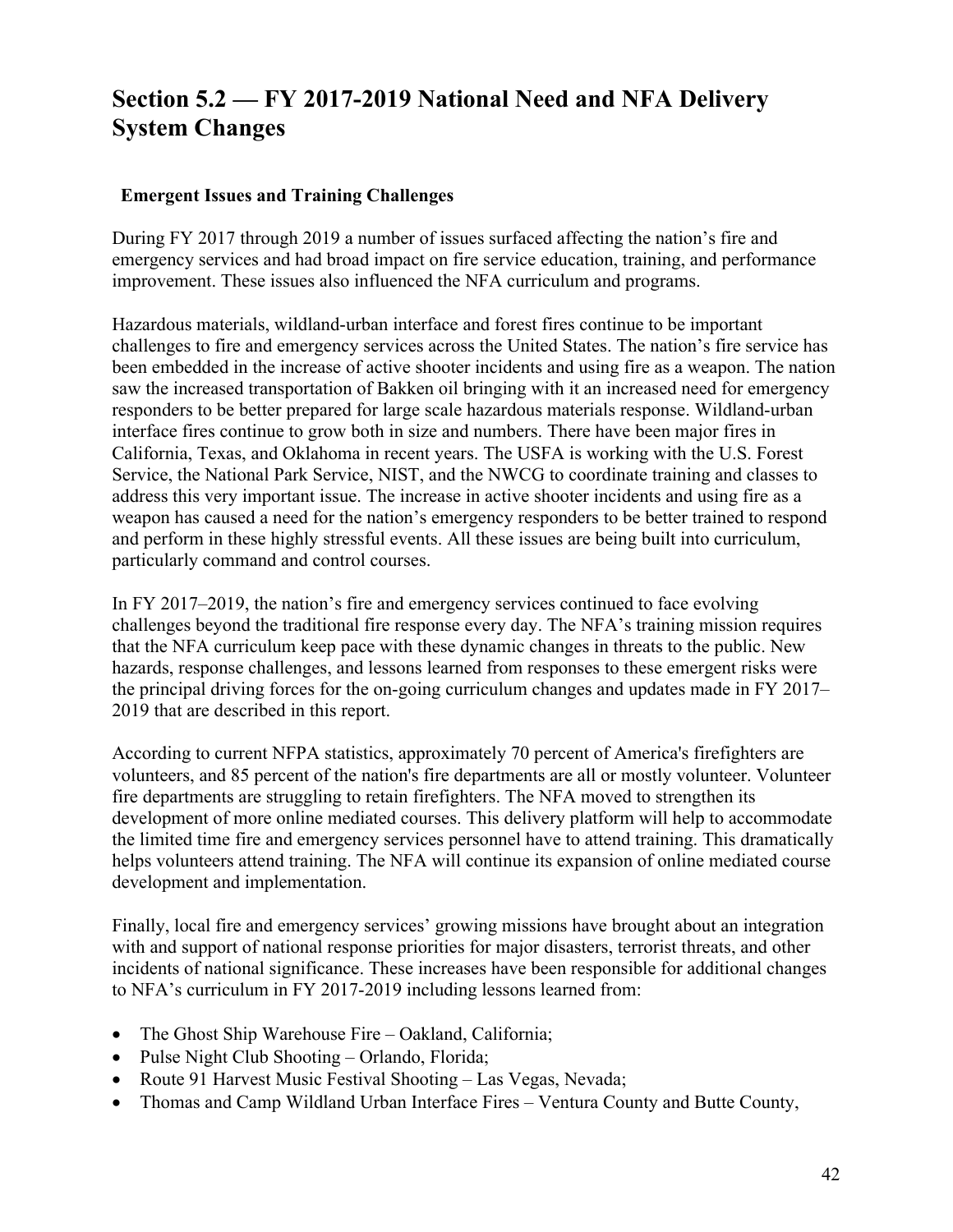## Section 5.2 — FY 2017-2019 National Need and NFA Delivery System Changes

### Emergent Issues and Training Challenges

During FY 2017 through 2019 a number of issues surfaced affecting the nation's fire and emergency services and had broad impact on fire service education, training, and performance improvement. These issues also influenced the NFA curriculum and programs.

Hazardous materials, wildland-urban interface and forest fires continue to be important challenges to fire and emergency services across the United States. The nation's fire service has been embedded in the increase of active shooter incidents and using fire as a weapon. The nation saw the increased transportation of Bakken oil bringing with it an increased need for emergency responders to be better prepared for large scale hazardous materials response. Wildland-urban interface fires continue to grow both in size and numbers. There have been major fires in California, Texas, and Oklahoma in recent years. The USFA is working with the U.S. Forest Service, the National Park Service, NIST, and the NWCG to coordinate training and classes to address this very important issue. The increase in active shooter incidents and using fire as a weapon has caused a need for the nation's emergency responders to be better trained to respond and perform in these highly stressful events. All these issues are being built into curriculum, particularly command and control courses.

In FY 2017–2019, the nation's fire and emergency services continued to face evolving challenges beyond the traditional fire response every day. The NFA's training mission requires that the NFA curriculum keep pace with these dynamic changes in threats to the public. New hazards, response challenges, and lessons learned from responses to these emergent risks were the principal driving forces for the on-going curriculum changes and updates made in FY 2017–2019 that are described in this report.

According to current NFPA statistics, approximately 70 percent of America's firefighters are volunteers, and 85 percent of the nation's fire departments are all or mostly volunteer. Volunteer fire departments are struggling to retain firefighters. The NFA moved to strengthen its development of more online mediated courses. This delivery platform will help to accommodate the limited time fire and emergency services personnel have to attend training. This dramatically helps volunteers attend training. The NFA will continue its expansion of online mediated course development and implementation.

Finally, local fire and emergency services' growing missions have brought about an integration with and support of national response priorities for major disasters, terrorist threats, and other incidents of national significance. These increases have been responsible for additional changes to NFA's curriculum in FY 2017-2019 including lessons learned from:

- The Ghost Ship Warehouse Fire – Oakland, California;
- Pulse Night Club Shooting – Orlando, Florida;
- Route 91 Harvest Music Festival Shooting – Las Vegas, Nevada;
- Thomas and Camp Wildland Urban Interface Fires – Ventura County and Butte County,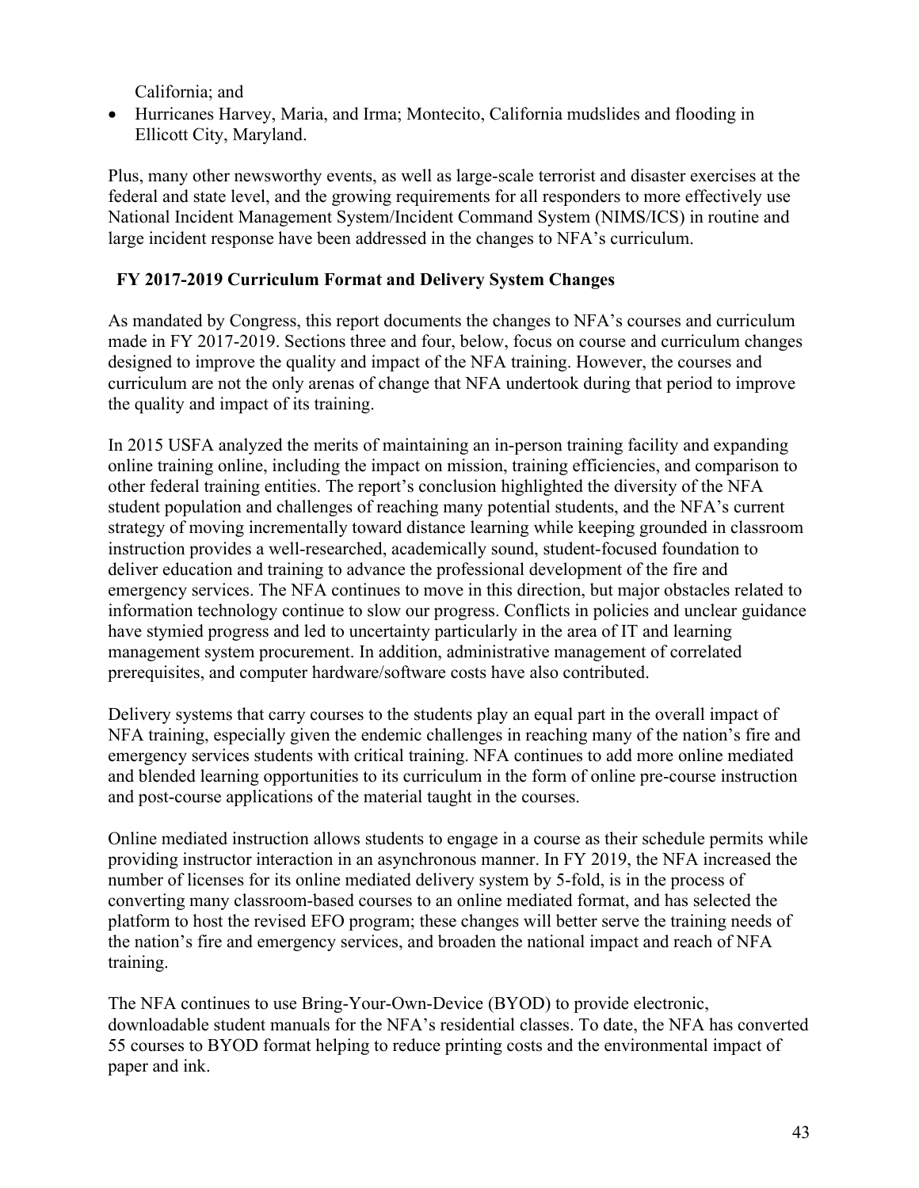California; and

- Hurricanes Harvey, Maria, and Irma; Montecito, California mudslides and flooding in Ellicott City, Maryland.

Plus, many other newsworthy events, as well as large-scale terrorist and disaster exercises at the federal and state level, and the growing requirements for all responders to more effectively use National Incident Management System/Incident Command System (NIMS/ICS) in routine and large incident response have been addressed in the changes to NFA's curriculum.

### FY 2017-2019 Curriculum Format and Delivery System Changes

As mandated by Congress, this report documents the changes to NFA's courses and curriculum made in FY 2017-2019. Sections three and four, below, focus on course and curriculum changes designed to improve the quality and impact of the NFA training. However, the courses and curriculum are not the only arenas of change that NFA undertook during that period to improve the quality and impact of its training.

In 2015 USFA analyzed the merits of maintaining an in-person training facility and expanding online training online, including the impact on mission, training efficiencies, and comparison to other federal training entities. The report's conclusion highlighted the diversity of the NFA student population and challenges of reaching many potential students, and the NFA's current strategy of moving incrementally toward distance learning while keeping grounded in classroom instruction provides a well-researched, academically sound, student-focused foundation to deliver education and training to advance the professional development of the fire and emergency services. The NFA continues to move in this direction, but major obstacles related to information technology continue to slow our progress. Conflicts in policies and unclear guidance have stymied progress and led to uncertainty particularly in the area of IT and learning management system procurement. In addition, administrative management of correlated prerequisites, and computer hardware/software costs have also contributed.

Delivery systems that carry courses to the students play an equal part in the overall impact of NFA training, especially given the endemic challenges in reaching many of the nation's fire and emergency services students with critical training. NFA continues to add more online mediated and blended learning opportunities to its curriculum in the form of online pre-course instruction and post-course applications of the material taught in the courses.

Online mediated instruction allows students to engage in a course as their schedule permits while providing instructor interaction in an asynchronous manner. In FY 2019, the NFA increased the number of licenses for its online mediated delivery system by 5-fold, is in the process of converting many classroom-based courses to an online mediated format, and has selected the platform to host the revised EFO program; these changes will better serve the training needs of the nation's fire and emergency services, and broaden the national impact and reach of NFA training.

The NFA continues to use Bring-Your-Own-Device (BYOD) to provide electronic, downloadable student manuals for the NFA's residential classes. To date, the NFA has converted 55 courses to BYOD format helping to reduce printing costs and the environmental impact of paper and ink.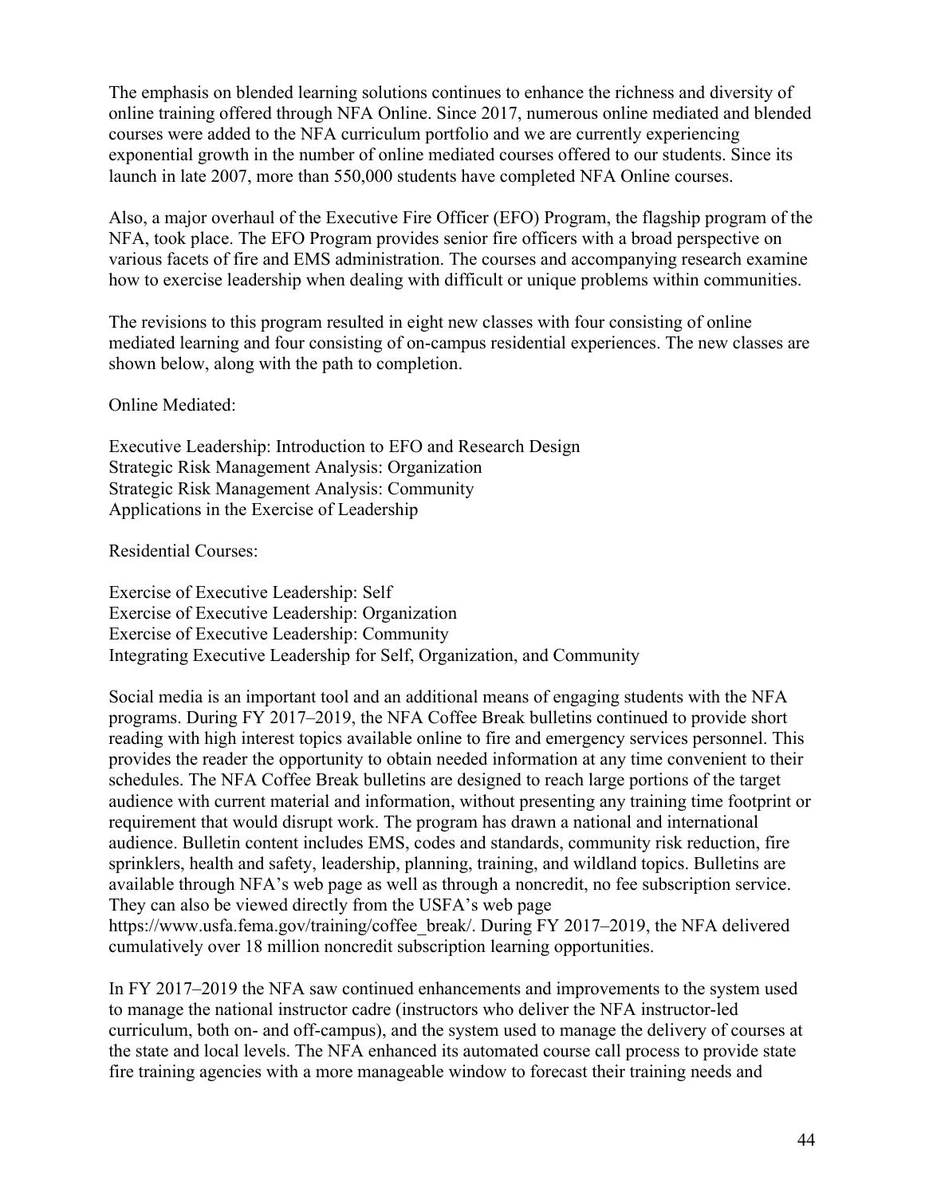The emphasis on blended learning solutions continues to enhance the richness and diversity of online training offered through NFA Online. Since 2017, numerous online mediated and blended courses were added to the NFA curriculum portfolio and we are currently experiencing exponential growth in the number of online mediated courses offered to our students. Since its launch in late 2007, more than 550,000 students have completed NFA Online courses.

Also, a major overhaul of the Executive Fire Officer (EFO) Program, the flagship program of the NFA, took place. The EFO Program provides senior fire officers with a broad perspective on various facets of fire and EMS administration. The courses and accompanying research examine how to exercise leadership when dealing with difficult or unique problems within communities.

The revisions to this program resulted in eight new classes with four consisting of online mediated learning and four consisting of on-campus residential experiences. The new classes are shown below, along with the path to completion.

Online Mediated:

Executive Leadership: Introduction to EFO and Research Design
Strategic Risk Management Analysis: Organization
Strategic Risk Management Analysis: Community
Applications in the Exercise of Leadership

Residential Courses:

Exercise of Executive Leadership: Self
Exercise of Executive Leadership: Organization
Exercise of Executive Leadership: Community
Integrating Executive Leadership for Self, Organization, and Community

Social media is an important tool and an additional means of engaging students with the NFA programs. During FY 2017–2019, the NFA Coffee Break bulletins continued to provide short reading with high interest topics available online to fire and emergency services personnel. This provides the reader the opportunity to obtain needed information at any time convenient to their schedules. The NFA Coffee Break bulletins are designed to reach large portions of the target audience with current material and information, without presenting any training time footprint or requirement that would disrupt work. The program has drawn a national and international audience. Bulletin content includes EMS, codes and standards, community risk reduction, fire sprinklers, health and safety, leadership, planning, training, and wildland topics. Bulletins are available through NFA's web page as well as through a noncredit, no fee subscription service. They can also be viewed directly from the USFA's web page https://www.usfa.fema.gov/training/coffee_break/. During FY 2017–2019, the NFA delivered cumulatively over 18 million noncredit subscription learning opportunities.

In FY 2017–2019 the NFA saw continued enhancements and improvements to the system used to manage the national instructor cadre (instructors who deliver the NFA instructor-led curriculum, both on- and off-campus), and the system used to manage the delivery of courses at the state and local levels. The NFA enhanced its automated course call process to provide state fire training agencies with a more manageable window to forecast their training needs and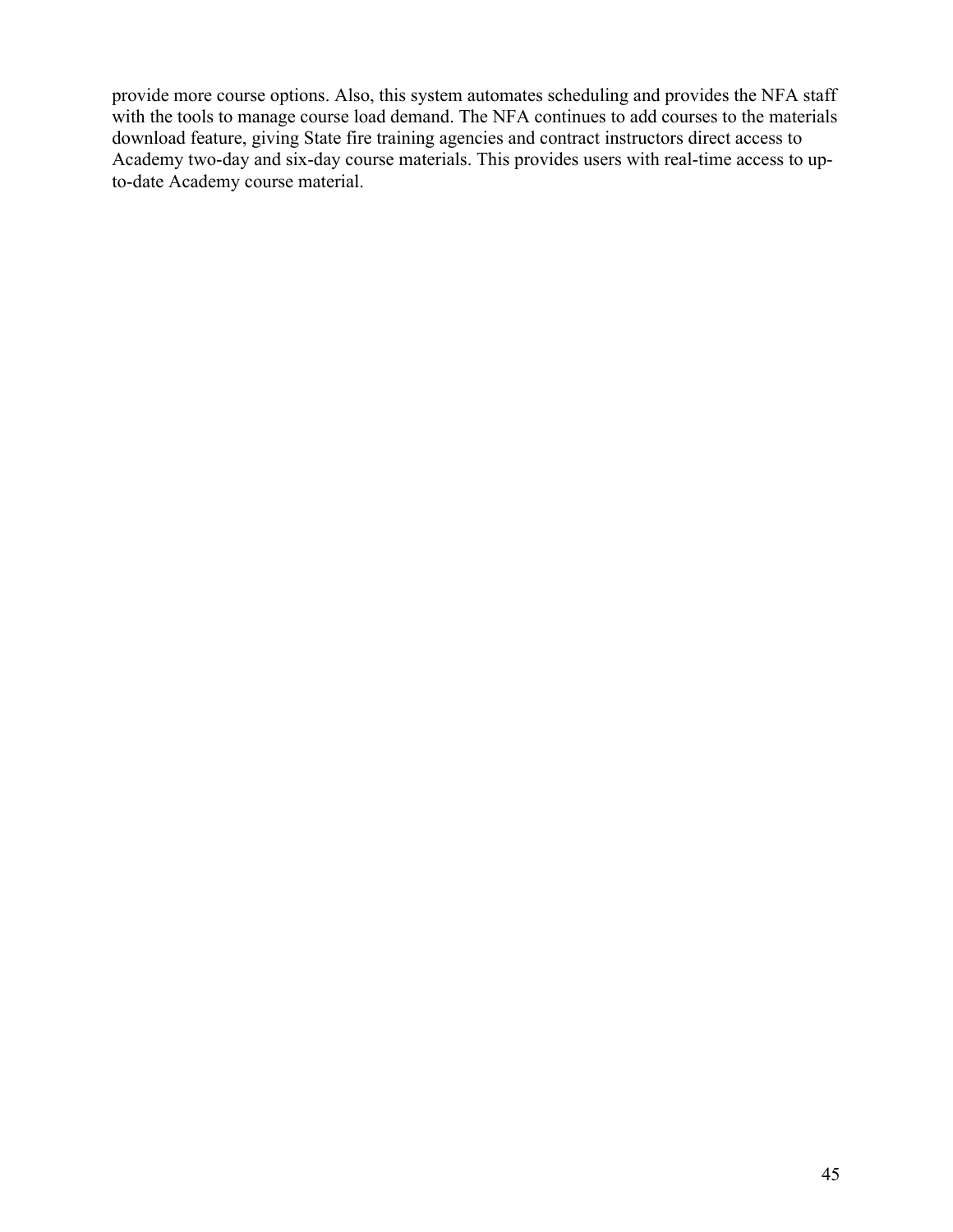provide more course options. Also, this system automates scheduling and provides the NFA staff with the tools to manage course load demand. The NFA continues to add courses to the materials download feature, giving State fire training agencies and contract instructors direct access to Academy two-day and six-day course materials. This provides users with real-time access to up-to-date Academy course material.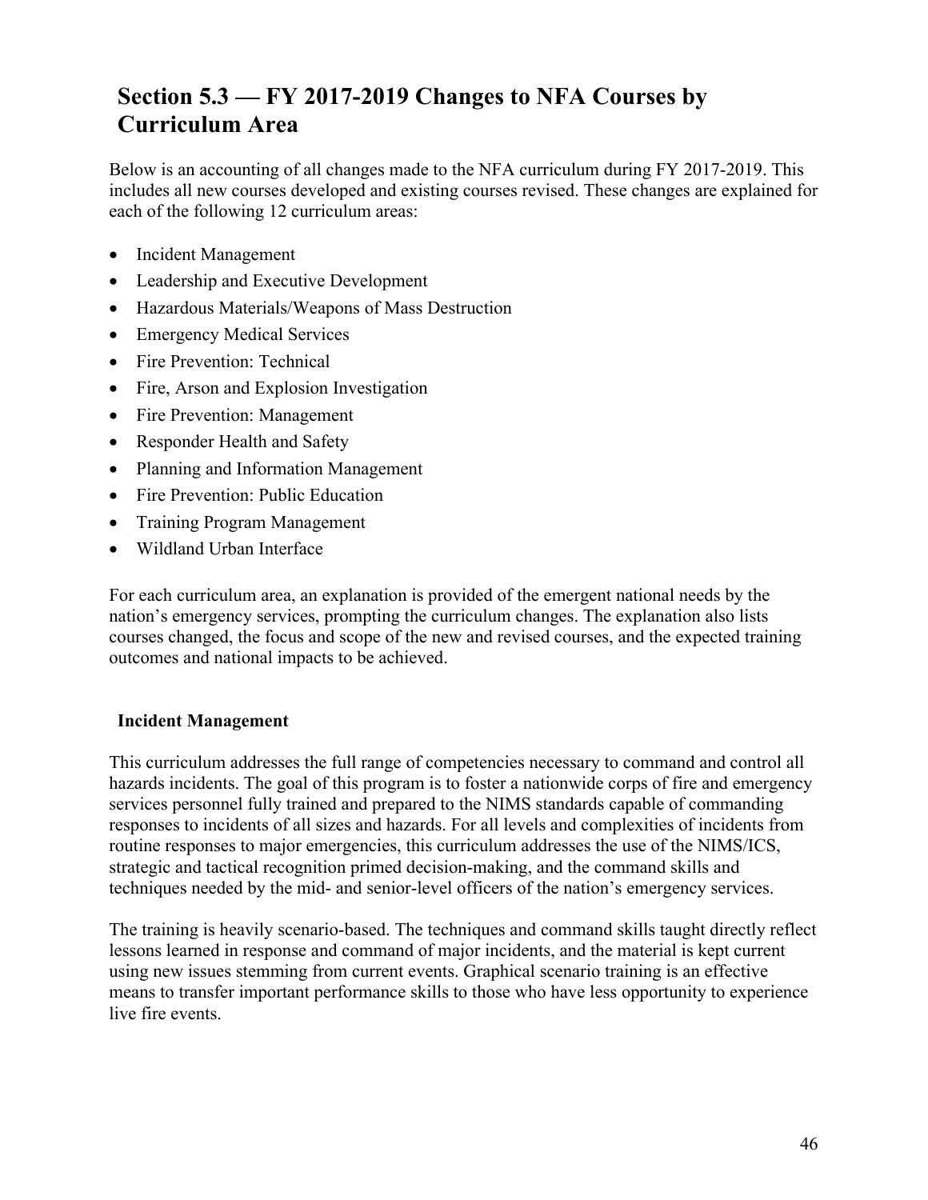## Section 5.3 — FY 2017-2019 Changes to NFA Courses by Curriculum Area

Below is an accounting of all changes made to the NFA curriculum during FY 2017-2019. This includes all new courses developed and existing courses revised. These changes are explained for each of the following 12 curriculum areas:

- Incident Management
- Leadership and Executive Development
- Hazardous Materials/Weapons of Mass Destruction
- Emergency Medical Services
- Fire Prevention: Technical
- Fire, Arson and Explosion Investigation
- Fire Prevention: Management
- Responder Health and Safety
- Planning and Information Management
- Fire Prevention: Public Education
- Training Program Management
- Wildland Urban Interface

For each curriculum area, an explanation is provided of the emergent national needs by the nation's emergency services, prompting the curriculum changes. The explanation also lists courses changed, the focus and scope of the new and revised courses, and the expected training outcomes and national impacts to be achieved.

### Incident Management

This curriculum addresses the full range of competencies necessary to command and control all hazards incidents. The goal of this program is to foster a nationwide corps of fire and emergency services personnel fully trained and prepared to the NIMS standards capable of commanding responses to incidents of all sizes and hazards. For all levels and complexities of incidents from routine responses to major emergencies, this curriculum addresses the use of the NIMS/ICS, strategic and tactical recognition primed decision-making, and the command skills and techniques needed by the mid- and senior-level officers of the nation's emergency services.

The training is heavily scenario-based. The techniques and command skills taught directly reflect lessons learned in response and command of major incidents, and the material is kept current using new issues stemming from current events. Graphical scenario training is an effective means to transfer important performance skills to those who have less opportunity to experience live fire events.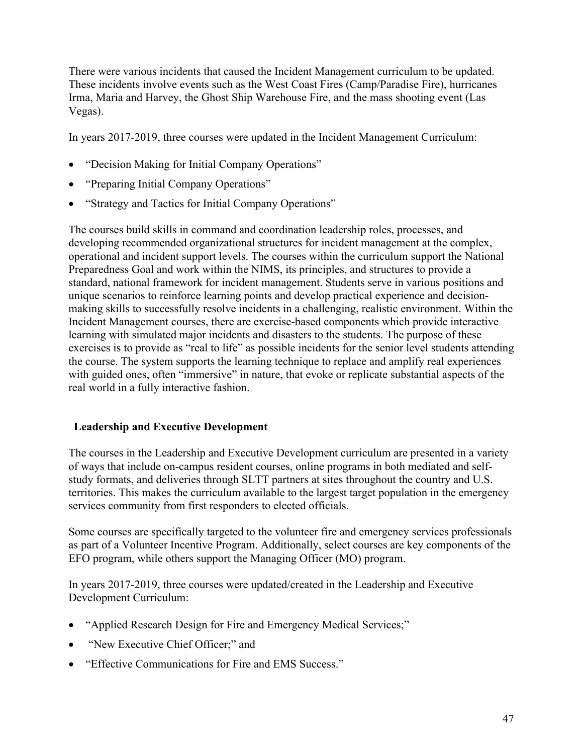There were various incidents that caused the Incident Management curriculum to be updated. These incidents involve events such as the West Coast Fires (Camp/Paradise Fire), hurricanes Irma, Maria and Harvey, the Ghost Ship Warehouse Fire, and the mass shooting event (Las Vegas).

In years 2017-2019, three courses were updated in the Incident Management Curriculum:

- "Decision Making for Initial Company Operations"
- "Preparing Initial Company Operations"
- "Strategy and Tactics for Initial Company Operations"

The courses build skills in command and coordination leadership roles, processes, and developing recommended organizational structures for incident management at the complex, operational and incident support levels. The courses within the curriculum support the National Preparedness Goal and work within the NIMS, its principles, and structures to provide a standard, national framework for incident management. Students serve in various positions and unique scenarios to reinforce learning points and develop practical experience and decision-making skills to successfully resolve incidents in a challenging, realistic environment. Within the Incident Management courses, there are exercise-based components which provide interactive learning with simulated major incidents and disasters to the students. The purpose of these exercises is to provide as "real to life" as possible incidents for the senior level students attending the course. The system supports the learning technique to replace and amplify real experiences with guided ones, often "immersive" in nature, that evoke or replicate substantial aspects of the real world in a fully interactive fashion.

**Leadership and Executive Development**

The courses in the Leadership and Executive Development curriculum are presented in a variety of ways that include on-campus resident courses, online programs in both mediated and self-study formats, and deliveries through SLTT partners at sites throughout the country and U.S. territories. This makes the curriculum available to the largest target population in the emergency services community from first responders to elected officials.

Some courses are specifically targeted to the volunteer fire and emergency services professionals as part of a Volunteer Incentive Program. Additionally, select courses are key components of the EFO program, while others support the Managing Officer (MO) program.

In years 2017-2019, three courses were updated/created in the Leadership and Executive Development Curriculum:

- "Applied Research Design for Fire and Emergency Medical Services;"
- "New Executive Chief Officer;" and
- "Effective Communications for Fire and EMS Success."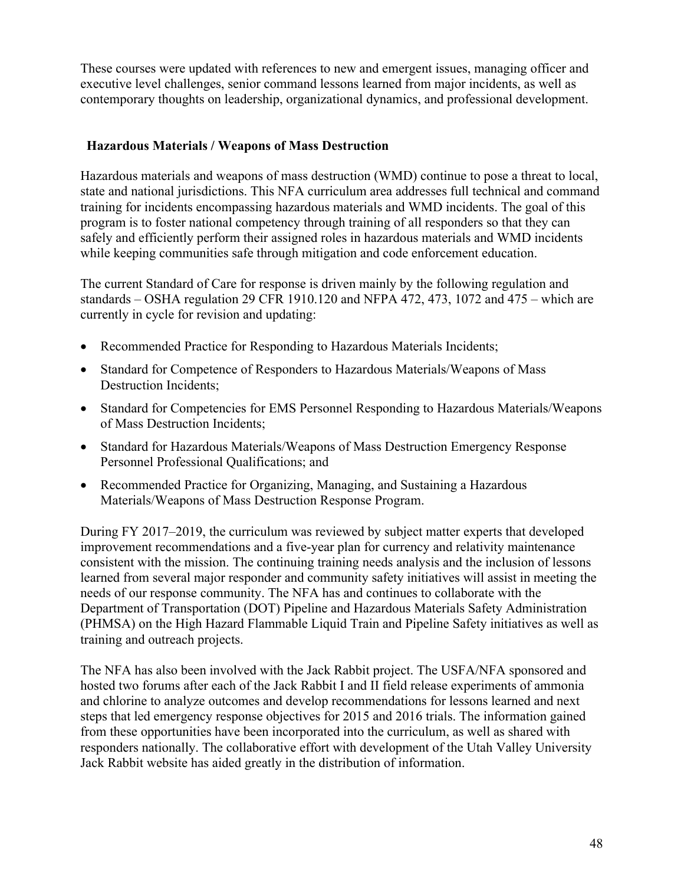These courses were updated with references to new and emergent issues, managing officer and executive level challenges, senior command lessons learned from major incidents, as well as contemporary thoughts on leadership, organizational dynamics, and professional development.

## Hazardous Materials / Weapons of Mass Destruction

Hazardous materials and weapons of mass destruction (WMD) continue to pose a threat to local, state and national jurisdictions. This NFA curriculum area addresses full technical and command training for incidents encompassing hazardous materials and WMD incidents. The goal of this program is to foster national competency through training of all responders so that they can safely and efficiently perform their assigned roles in hazardous materials and WMD incidents while keeping communities safe through mitigation and code enforcement education.

The current Standard of Care for response is driven mainly by the following regulation and standards – OSHA regulation 29 CFR 1910.120 and NFPA 472, 473, 1072 and 475 – which are currently in cycle for revision and updating:

- Recommended Practice for Responding to Hazardous Materials Incidents;
- Standard for Competence of Responders to Hazardous Materials/Weapons of Mass Destruction Incidents;
- Standard for Competencies for EMS Personnel Responding to Hazardous Materials/Weapons of Mass Destruction Incidents;
- Standard for Hazardous Materials/Weapons of Mass Destruction Emergency Response Personnel Professional Qualifications; and
- Recommended Practice for Organizing, Managing, and Sustaining a Hazardous Materials/Weapons of Mass Destruction Response Program.

During FY 2017–2019, the curriculum was reviewed by subject matter experts that developed improvement recommendations and a five-year plan for currency and relativity maintenance consistent with the mission. The continuing training needs analysis and the inclusion of lessons learned from several major responder and community safety initiatives will assist in meeting the needs of our response community. The NFA has and continues to collaborate with the Department of Transportation (DOT) Pipeline and Hazardous Materials Safety Administration (PHMSA) on the High Hazard Flammable Liquid Train and Pipeline Safety initiatives as well as training and outreach projects.

The NFA has also been involved with the Jack Rabbit project. The USFA/NFA sponsored and hosted two forums after each of the Jack Rabbit I and II field release experiments of ammonia and chlorine to analyze outcomes and develop recommendations for lessons learned and next steps that led emergency response objectives for 2015 and 2016 trials. The information gained from these opportunities have been incorporated into the curriculum, as well as shared with responders nationally. The collaborative effort with development of the Utah Valley University Jack Rabbit website has aided greatly in the distribution of information.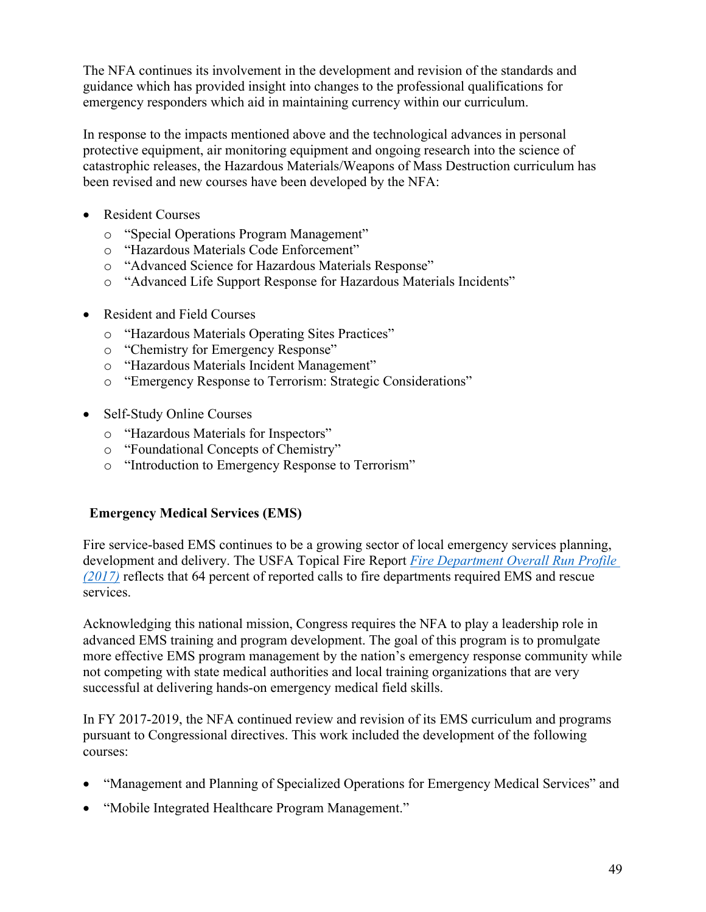The NFA continues its involvement in the development and revision of the standards and guidance which has provided insight into changes to the professional qualifications for emergency responders which aid in maintaining currency within our curriculum.

In response to the impacts mentioned above and the technological advances in personal protective equipment, air monitoring equipment and ongoing research into the science of catastrophic releases, the Hazardous Materials/Weapons of Mass Destruction curriculum has been revised and new courses have been developed by the NFA:

- Resident Courses
  - "Special Operations Program Management"
  - "Hazardous Materials Code Enforcement"
  - "Advanced Science for Hazardous Materials Response"
  - "Advanced Life Support Response for Hazardous Materials Incidents"
- Resident and Field Courses
  - "Hazardous Materials Operating Sites Practices"
  - "Chemistry for Emergency Response"
  - "Hazardous Materials Incident Management"
  - "Emergency Response to Terrorism: Strategic Considerations"
- Self-Study Online Courses
  - "Hazardous Materials for Inspectors"
  - "Foundational Concepts of Chemistry"
  - "Introduction to Emergency Response to Terrorism"

**Emergency Medical Services (EMS)**

Fire service-based EMS continues to be a growing sector of local emergency services planning, development and delivery. The USFA Topical Fire Report *Fire Department Overall Run Profile (2017)* reflects that 64 percent of reported calls to fire departments required EMS and rescue services.

Acknowledging this national mission, Congress requires the NFA to play a leadership role in advanced EMS training and program development. The goal of this program is to promulgate more effective EMS program management by the nation's emergency response community while not competing with state medical authorities and local training organizations that are very successful at delivering hands-on emergency medical field skills.

In FY 2017-2019, the NFA continued review and revision of its EMS curriculum and programs pursuant to Congressional directives. This work included the development of the following courses:

- "Management and Planning of Specialized Operations for Emergency Medical Services" and
- "Mobile Integrated Healthcare Program Management."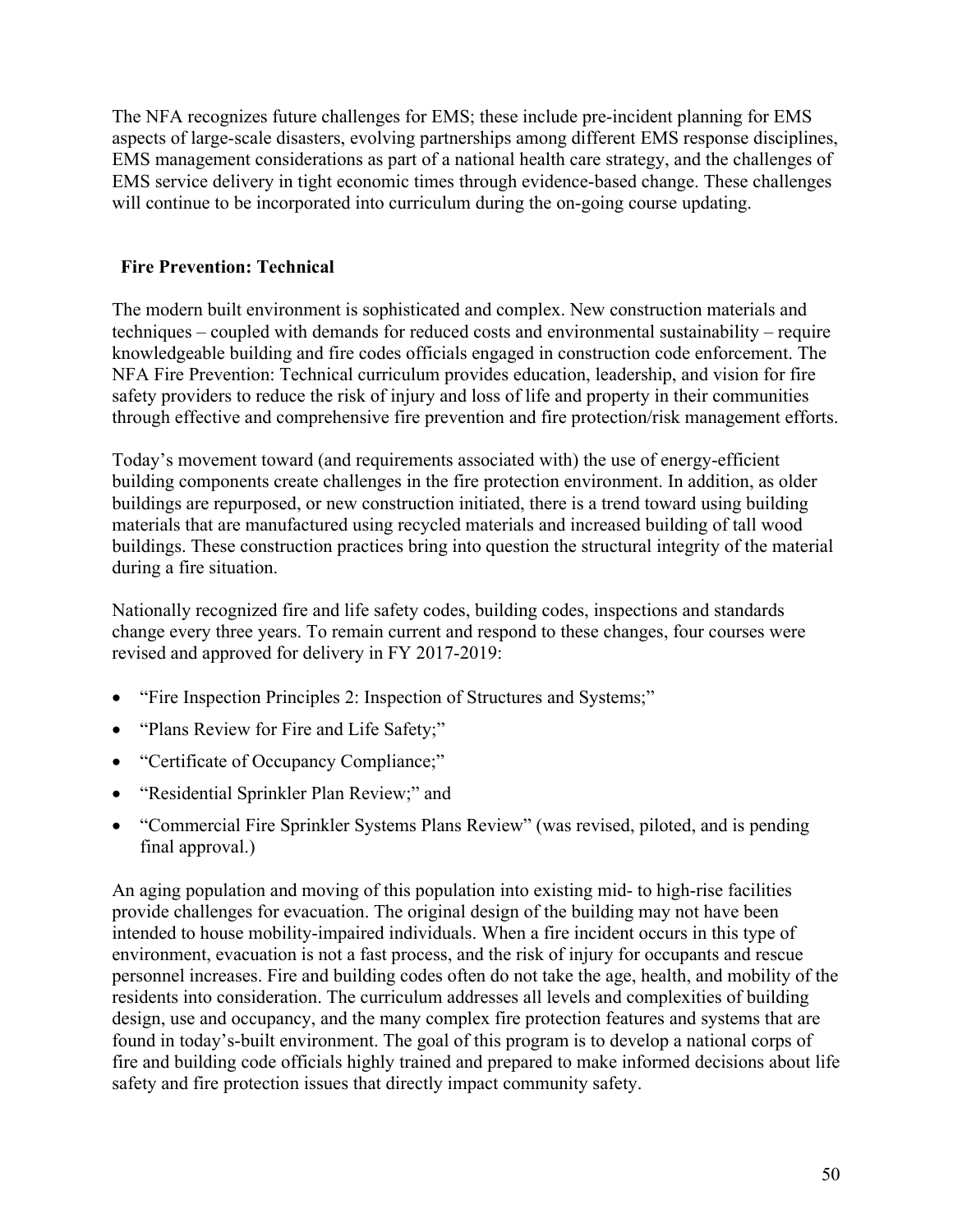The NFA recognizes future challenges for EMS; these include pre-incident planning for EMS aspects of large-scale disasters, evolving partnerships among different EMS response disciplines, EMS management considerations as part of a national health care strategy, and the challenges of EMS service delivery in tight economic times through evidence-based change. These challenges will continue to be incorporated into curriculum during the on-going course updating.

### Fire Prevention: Technical

The modern built environment is sophisticated and complex. New construction materials and techniques – coupled with demands for reduced costs and environmental sustainability – require knowledgeable building and fire codes officials engaged in construction code enforcement. The NFA Fire Prevention: Technical curriculum provides education, leadership, and vision for fire safety providers to reduce the risk of injury and loss of life and property in their communities through effective and comprehensive fire prevention and fire protection/risk management efforts.

Today's movement toward (and requirements associated with) the use of energy-efficient building components create challenges in the fire protection environment. In addition, as older buildings are repurposed, or new construction initiated, there is a trend toward using building materials that are manufactured using recycled materials and increased building of tall wood buildings. These construction practices bring into question the structural integrity of the material during a fire situation.

Nationally recognized fire and life safety codes, building codes, inspections and standards change every three years. To remain current and respond to these changes, four courses were revised and approved for delivery in FY 2017-2019:

- "Fire Inspection Principles 2: Inspection of Structures and Systems;"
- "Plans Review for Fire and Life Safety;"
- "Certificate of Occupancy Compliance;"
- "Residential Sprinkler Plan Review;" and
- "Commercial Fire Sprinkler Systems Plans Review" (was revised, piloted, and is pending final approval.)

An aging population and moving of this population into existing mid- to high-rise facilities provide challenges for evacuation. The original design of the building may not have been intended to house mobility-impaired individuals. When a fire incident occurs in this type of environment, evacuation is not a fast process, and the risk of injury for occupants and rescue personnel increases. Fire and building codes often do not take the age, health, and mobility of the residents into consideration. The curriculum addresses all levels and complexities of building design, use and occupancy, and the many complex fire protection features and systems that are found in today's-built environment. The goal of this program is to develop a national corps of fire and building code officials highly trained and prepared to make informed decisions about life safety and fire protection issues that directly impact community safety.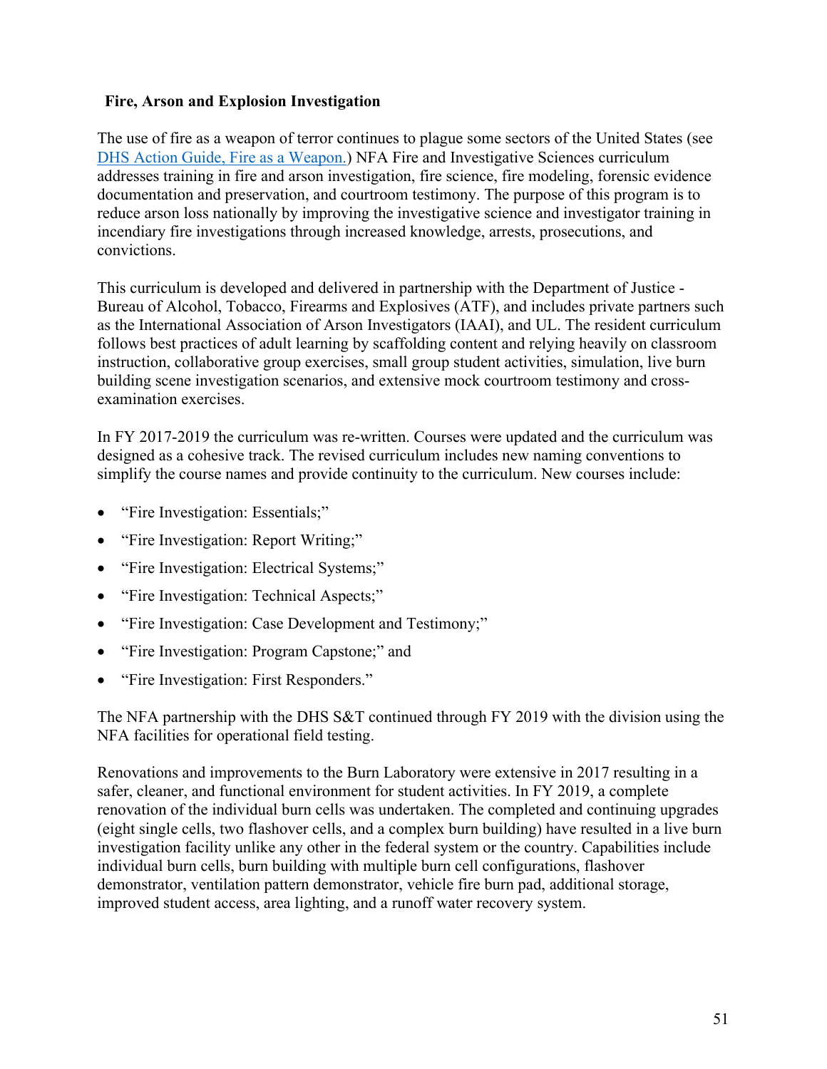**Fire, Arson and Explosion Investigation**

The use of fire as a weapon of terror continues to plague some sectors of the United States (see [DHS Action Guide, Fire as a Weapon.](DHS Action Guide, Fire as a Weapon.)) NFA Fire and Investigative Sciences curriculum addresses training in fire and arson investigation, fire science, fire modeling, forensic evidence documentation and preservation, and courtroom testimony. The purpose of this program is to reduce arson loss nationally by improving the investigative science and investigator training in incendiary fire investigations through increased knowledge, arrests, prosecutions, and convictions.

This curriculum is developed and delivered in partnership with the Department of Justice - Bureau of Alcohol, Tobacco, Firearms and Explosives (ATF), and includes private partners such as the International Association of Arson Investigators (IAAI), and UL. The resident curriculum follows best practices of adult learning by scaffolding content and relying heavily on classroom instruction, collaborative group exercises, small group student activities, simulation, live burn building scene investigation scenarios, and extensive mock courtroom testimony and cross-examination exercises.

In FY 2017-2019 the curriculum was re-written. Courses were updated and the curriculum was designed as a cohesive track. The revised curriculum includes new naming conventions to simplify the course names and provide continuity to the curriculum. New courses include:

- "Fire Investigation: Essentials;"
- "Fire Investigation: Report Writing;"
- "Fire Investigation: Electrical Systems;"
- "Fire Investigation: Technical Aspects;"
- "Fire Investigation: Case Development and Testimony;"
- "Fire Investigation: Program Capstone;" and
- "Fire Investigation: First Responders."

The NFA partnership with the DHS S&T continued through FY 2019 with the division using the NFA facilities for operational field testing.

Renovations and improvements to the Burn Laboratory were extensive in 2017 resulting in a safer, cleaner, and functional environment for student activities. In FY 2019, a complete renovation of the individual burn cells was undertaken. The completed and continuing upgrades (eight single cells, two flashover cells, and a complex burn building) have resulted in a live burn investigation facility unlike any other in the federal system or the country. Capabilities include individual burn cells, burn building with multiple burn cell configurations, flashover demonstrator, ventilation pattern demonstrator, vehicle fire burn pad, additional storage, improved student access, area lighting, and a runoff water recovery system.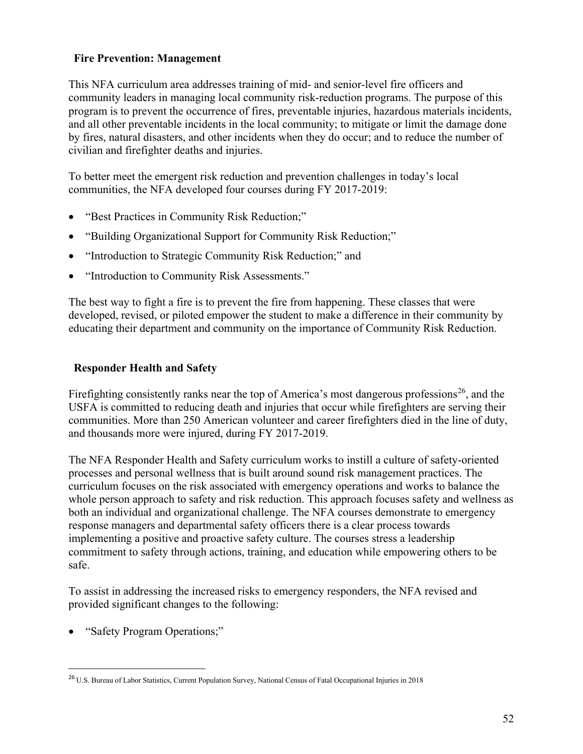### Fire Prevention: Management

This NFA curriculum area addresses training of mid- and senior-level fire officers and community leaders in managing local community risk-reduction programs. The purpose of this program is to prevent the occurrence of fires, preventable injuries, hazardous materials incidents, and all other preventable incidents in the local community; to mitigate or limit the damage done by fires, natural disasters, and other incidents when they do occur; and to reduce the number of civilian and firefighter deaths and injuries.

To better meet the emergent risk reduction and prevention challenges in today's local communities, the NFA developed four courses during FY 2017-2019:

- "Best Practices in Community Risk Reduction;"
- "Building Organizational Support for Community Risk Reduction;"
- "Introduction to Strategic Community Risk Reduction;" and
- "Introduction to Community Risk Assessments."

The best way to fight a fire is to prevent the fire from happening. These classes that were developed, revised, or piloted empower the student to make a difference in their community by educating their department and community on the importance of Community Risk Reduction.

### Responder Health and Safety

Firefighting consistently ranks near the top of America's most dangerous professions[26], and the USFA is committed to reducing death and injuries that occur while firefighters are serving their communities. More than 250 American volunteer and career firefighters died in the line of duty, and thousands more were injured, during FY 2017-2019.

The NFA Responder Health and Safety curriculum works to instill a culture of safety-oriented processes and personal wellness that is built around sound risk management practices. The curriculum focuses on the risk associated with emergency operations and works to balance the whole person approach to safety and risk reduction. This approach focuses safety and wellness as both an individual and organizational challenge. The NFA courses demonstrate to emergency response managers and departmental safety officers there is a clear process towards implementing a positive and proactive safety culture. The courses stress a leadership commitment to safety through actions, training, and education while empowering others to be safe.

To assist in addressing the increased risks to emergency responders, the NFA revised and provided significant changes to the following:

- "Safety Program Operations;"

[26] U.S. Bureau of Labor Statistics, Current Population Survey, National Census of Fatal Occupational Injuries in 2018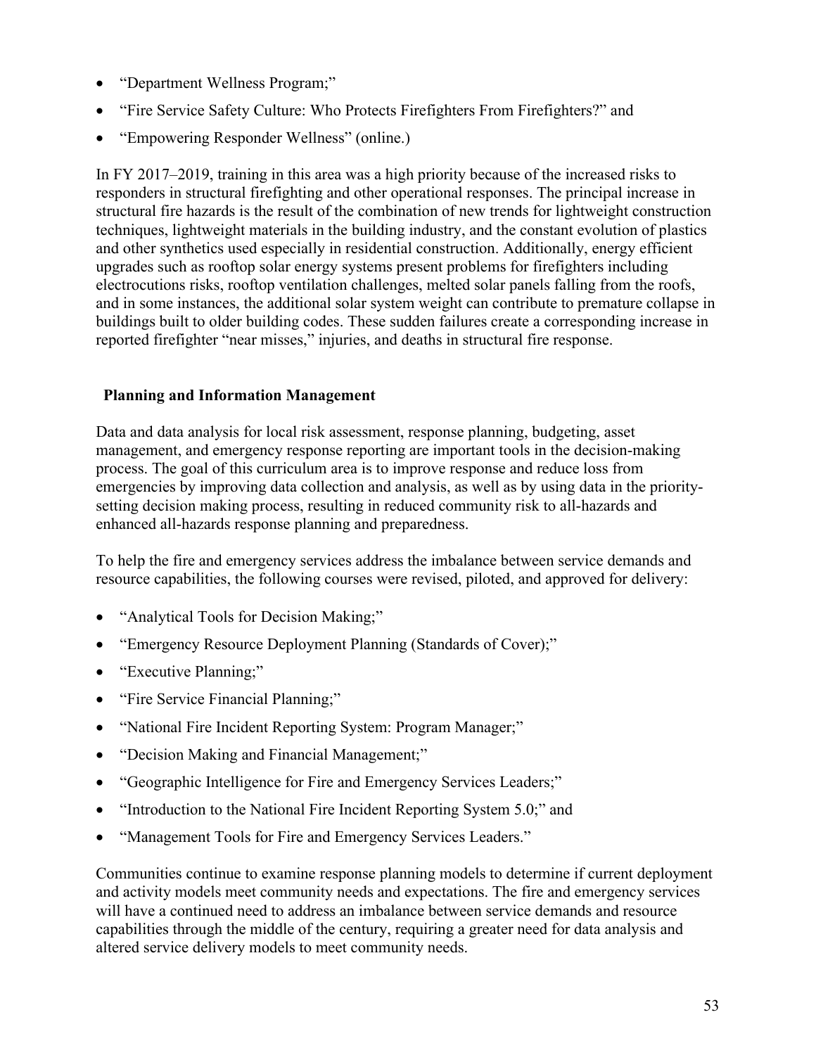- "Department Wellness Program;"
- "Fire Service Safety Culture: Who Protects Firefighters From Firefighters?" and
- "Empowering Responder Wellness" (online.)

In FY 2017–2019, training in this area was a high priority because of the increased risks to responders in structural firefighting and other operational responses. The principal increase in structural fire hazards is the result of the combination of new trends for lightweight construction techniques, lightweight materials in the building industry, and the constant evolution of plastics and other synthetics used especially in residential construction. Additionally, energy efficient upgrades such as rooftop solar energy systems present problems for firefighters including electrocutions risks, rooftop ventilation challenges, melted solar panels falling from the roofs, and in some instances, the additional solar system weight can contribute to premature collapse in buildings built to older building codes. These sudden failures create a corresponding increase in reported firefighter "near misses," injuries, and deaths in structural fire response.

**Planning and Information Management**

Data and data analysis for local risk assessment, response planning, budgeting, asset management, and emergency response reporting are important tools in the decision-making process. The goal of this curriculum area is to improve response and reduce loss from emergencies by improving data collection and analysis, as well as by using data in the priority-setting decision making process, resulting in reduced community risk to all-hazards and enhanced all-hazards response planning and preparedness.

To help the fire and emergency services address the imbalance between service demands and resource capabilities, the following courses were revised, piloted, and approved for delivery:

- "Analytical Tools for Decision Making;"
- "Emergency Resource Deployment Planning (Standards of Cover);"
- "Executive Planning;"
- "Fire Service Financial Planning;"
- "National Fire Incident Reporting System: Program Manager;"
- "Decision Making and Financial Management;"
- "Geographic Intelligence for Fire and Emergency Services Leaders;"
- "Introduction to the National Fire Incident Reporting System 5.0;" and
- "Management Tools for Fire and Emergency Services Leaders."

Communities continue to examine response planning models to determine if current deployment and activity models meet community needs and expectations. The fire and emergency services will have a continued need to address an imbalance between service demands and resource capabilities through the middle of the century, requiring a greater need for data analysis and altered service delivery models to meet community needs.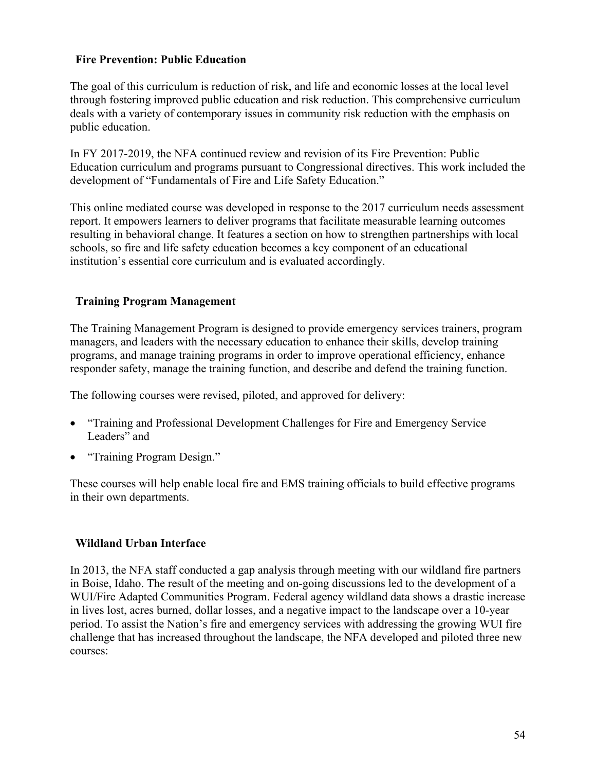### Fire Prevention: Public Education

The goal of this curriculum is reduction of risk, and life and economic losses at the local level through fostering improved public education and risk reduction. This comprehensive curriculum deals with a variety of contemporary issues in community risk reduction with the emphasis on public education.

In FY 2017-2019, the NFA continued review and revision of its Fire Prevention: Public Education curriculum and programs pursuant to Congressional directives. This work included the development of "Fundamentals of Fire and Life Safety Education."

This online mediated course was developed in response to the 2017 curriculum needs assessment report. It empowers learners to deliver programs that facilitate measurable learning outcomes resulting in behavioral change. It features a section on how to strengthen partnerships with local schools, so fire and life safety education becomes a key component of an educational institution's essential core curriculum and is evaluated accordingly.

### Training Program Management

The Training Management Program is designed to provide emergency services trainers, program managers, and leaders with the necessary education to enhance their skills, develop training programs, and manage training programs in order to improve operational efficiency, enhance responder safety, manage the training function, and describe and defend the training function.

The following courses were revised, piloted, and approved for delivery:

- "Training and Professional Development Challenges for Fire and Emergency Service Leaders" and
- "Training Program Design."

These courses will help enable local fire and EMS training officials to build effective programs in their own departments.

### Wildland Urban Interface

In 2013, the NFA staff conducted a gap analysis through meeting with our wildland fire partners in Boise, Idaho. The result of the meeting and on-going discussions led to the development of a WUI/Fire Adapted Communities Program. Federal agency wildland data shows a drastic increase in lives lost, acres burned, dollar losses, and a negative impact to the landscape over a 10-year period. To assist the Nation's fire and emergency services with addressing the growing WUI fire challenge that has increased throughout the landscape, the NFA developed and piloted three new courses: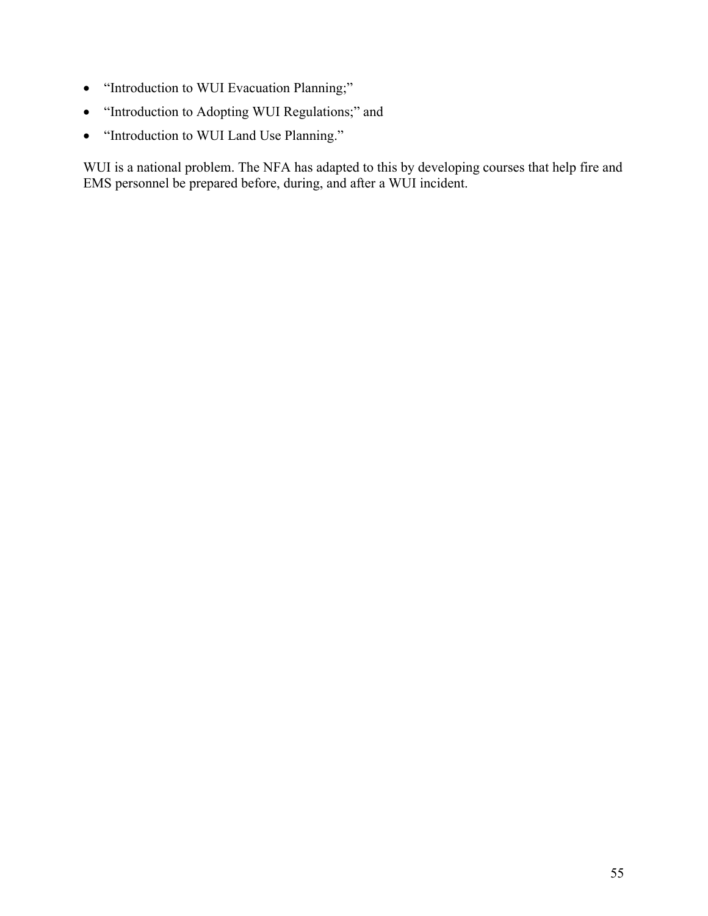- "Introduction to WUI Evacuation Planning;"
- "Introduction to Adopting WUI Regulations;" and
- "Introduction to WUI Land Use Planning."

WUI is a national problem. The NFA has adapted to this by developing courses that help fire and EMS personnel be prepared before, during, and after a WUI incident.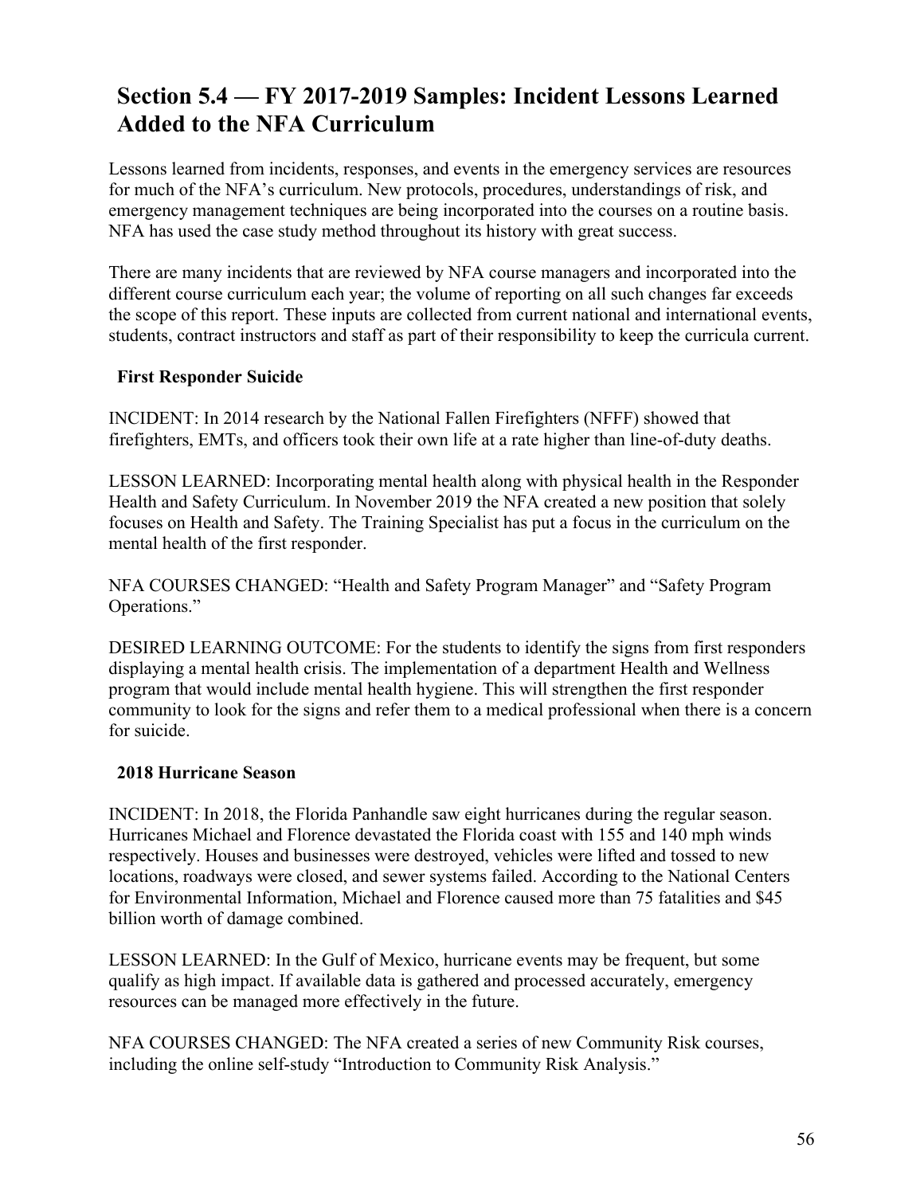## Section 5.4 — FY 2017-2019 Samples: Incident Lessons Learned Added to the NFA Curriculum

Lessons learned from incidents, responses, and events in the emergency services are resources for much of the NFA's curriculum. New protocols, procedures, understandings of risk, and emergency management techniques are being incorporated into the courses on a routine basis. NFA has used the case study method throughout its history with great success.

There are many incidents that are reviewed by NFA course managers and incorporated into the different course curriculum each year; the volume of reporting on all such changes far exceeds the scope of this report. These inputs are collected from current national and international events, students, contract instructors and staff as part of their responsibility to keep the curricula current.

### First Responder Suicide

INCIDENT: In 2014 research by the National Fallen Firefighters (NFFF) showed that firefighters, EMTs, and officers took their own life at a rate higher than line-of-duty deaths.

LESSON LEARNED: Incorporating mental health along with physical health in the Responder Health and Safety Curriculum. In November 2019 the NFA created a new position that solely focuses on Health and Safety. The Training Specialist has put a focus in the curriculum on the mental health of the first responder.

NFA COURSES CHANGED: "Health and Safety Program Manager" and "Safety Program Operations."

DESIRED LEARNING OUTCOME: For the students to identify the signs from first responders displaying a mental health crisis. The implementation of a department Health and Wellness program that would include mental health hygiene. This will strengthen the first responder community to look for the signs and refer them to a medical professional when there is a concern for suicide.

### 2018 Hurricane Season

INCIDENT: In 2018, the Florida Panhandle saw eight hurricanes during the regular season. Hurricanes Michael and Florence devastated the Florida coast with 155 and 140 mph winds respectively. Houses and businesses were destroyed, vehicles were lifted and tossed to new locations, roadways were closed, and sewer systems failed. According to the National Centers for Environmental Information, Michael and Florence caused more than 75 fatalities and $45 billion worth of damage combined.

LESSON LEARNED: In the Gulf of Mexico, hurricane events may be frequent, but some qualify as high impact. If available data is gathered and processed accurately, emergency resources can be managed more effectively in the future.

NFA COURSES CHANGED: The NFA created a series of new Community Risk courses, including the online self-study "Introduction to Community Risk Analysis."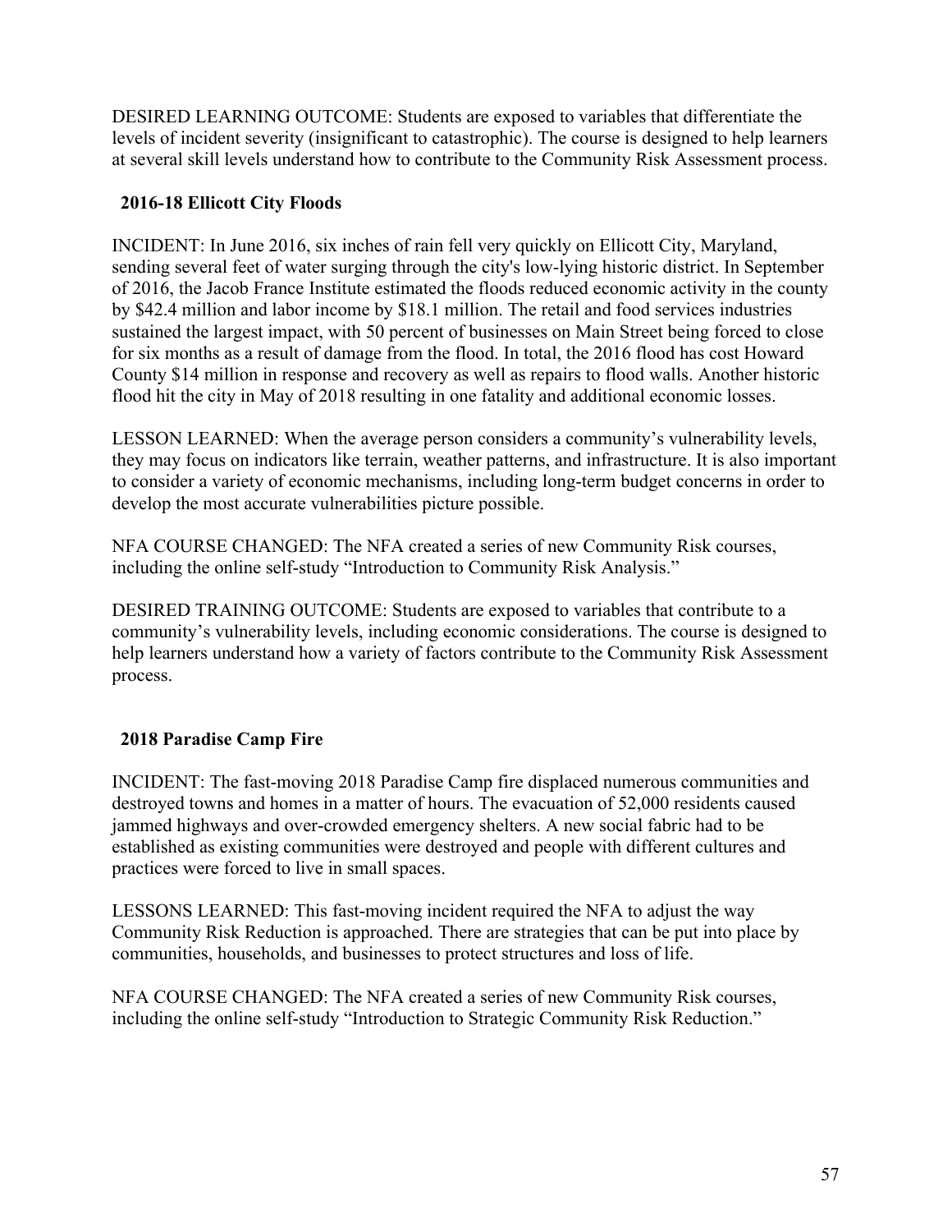DESIRED LEARNING OUTCOME: Students are exposed to variables that differentiate the levels of incident severity (insignificant to catastrophic). The course is designed to help learners at several skill levels understand how to contribute to the Community Risk Assessment process.

**2016-18 Ellicott City Floods**

INCIDENT: In June 2016, six inches of rain fell very quickly on Ellicott City, Maryland, sending several feet of water surging through the city's low-lying historic district. In September of 2016, the Jacob France Institute estimated the floods reduced economic activity in the county by $42.4 million and labor income by $18.1 million. The retail and food services industries sustained the largest impact, with 50 percent of businesses on Main Street being forced to close for six months as a result of damage from the flood. In total, the 2016 flood has cost Howard County $14 million in response and recovery as well as repairs to flood walls. Another historic flood hit the city in May of 2018 resulting in one fatality and additional economic losses.

LESSON LEARNED: When the average person considers a community's vulnerability levels, they may focus on indicators like terrain, weather patterns, and infrastructure. It is also important to consider a variety of economic mechanisms, including long-term budget concerns in order to develop the most accurate vulnerabilities picture possible.

NFA COURSE CHANGED: The NFA created a series of new Community Risk courses, including the online self-study "Introduction to Community Risk Analysis."

DESIRED TRAINING OUTCOME: Students are exposed to variables that contribute to a community's vulnerability levels, including economic considerations. The course is designed to help learners understand how a variety of factors contribute to the Community Risk Assessment process.

**2018 Paradise Camp Fire**

INCIDENT: The fast-moving 2018 Paradise Camp fire displaced numerous communities and destroyed towns and homes in a matter of hours. The evacuation of 52,000 residents caused jammed highways and over-crowded emergency shelters. A new social fabric had to be established as existing communities were destroyed and people with different cultures and practices were forced to live in small spaces.

LESSONS LEARNED: This fast-moving incident required the NFA to adjust the way Community Risk Reduction is approached. There are strategies that can be put into place by communities, households, and businesses to protect structures and loss of life.

NFA COURSE CHANGED: The NFA created a series of new Community Risk courses, including the online self-study "Introduction to Strategic Community Risk Reduction."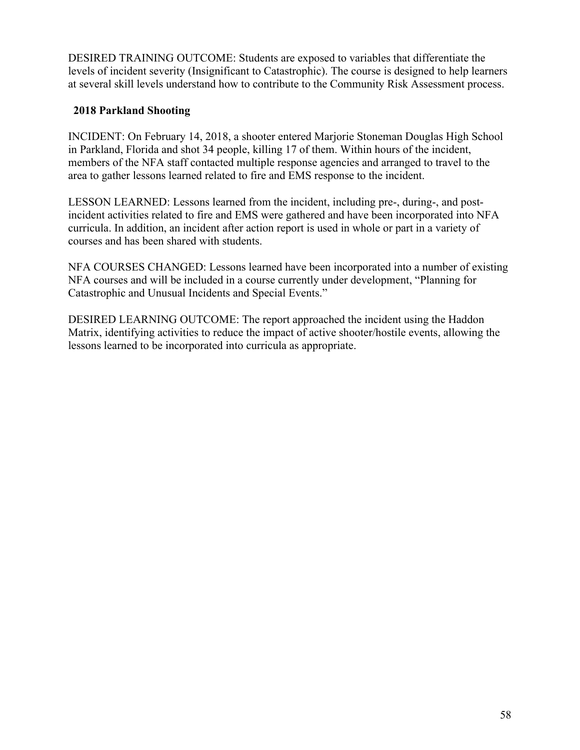DESIRED TRAINING OUTCOME: Students are exposed to variables that differentiate the levels of incident severity (Insignificant to Catastrophic). The course is designed to help learners at several skill levels understand how to contribute to the Community Risk Assessment process.

**2018 Parkland Shooting**

INCIDENT: On February 14, 2018, a shooter entered Marjorie Stoneman Douglas High School in Parkland, Florida and shot 34 people, killing 17 of them. Within hours of the incident, members of the NFA staff contacted multiple response agencies and arranged to travel to the area to gather lessons learned related to fire and EMS response to the incident.

LESSON LEARNED: Lessons learned from the incident, including pre-, during-, and post-incident activities related to fire and EMS were gathered and have been incorporated into NFA curricula. In addition, an incident after action report is used in whole or part in a variety of courses and has been shared with students.

NFA COURSES CHANGED: Lessons learned have been incorporated into a number of existing NFA courses and will be included in a course currently under development, "Planning for Catastrophic and Unusual Incidents and Special Events."

DESIRED LEARNING OUTCOME: The report approached the incident using the Haddon Matrix, identifying activities to reduce the impact of active shooter/hostile events, allowing the lessons learned to be incorporated into curricula as appropriate.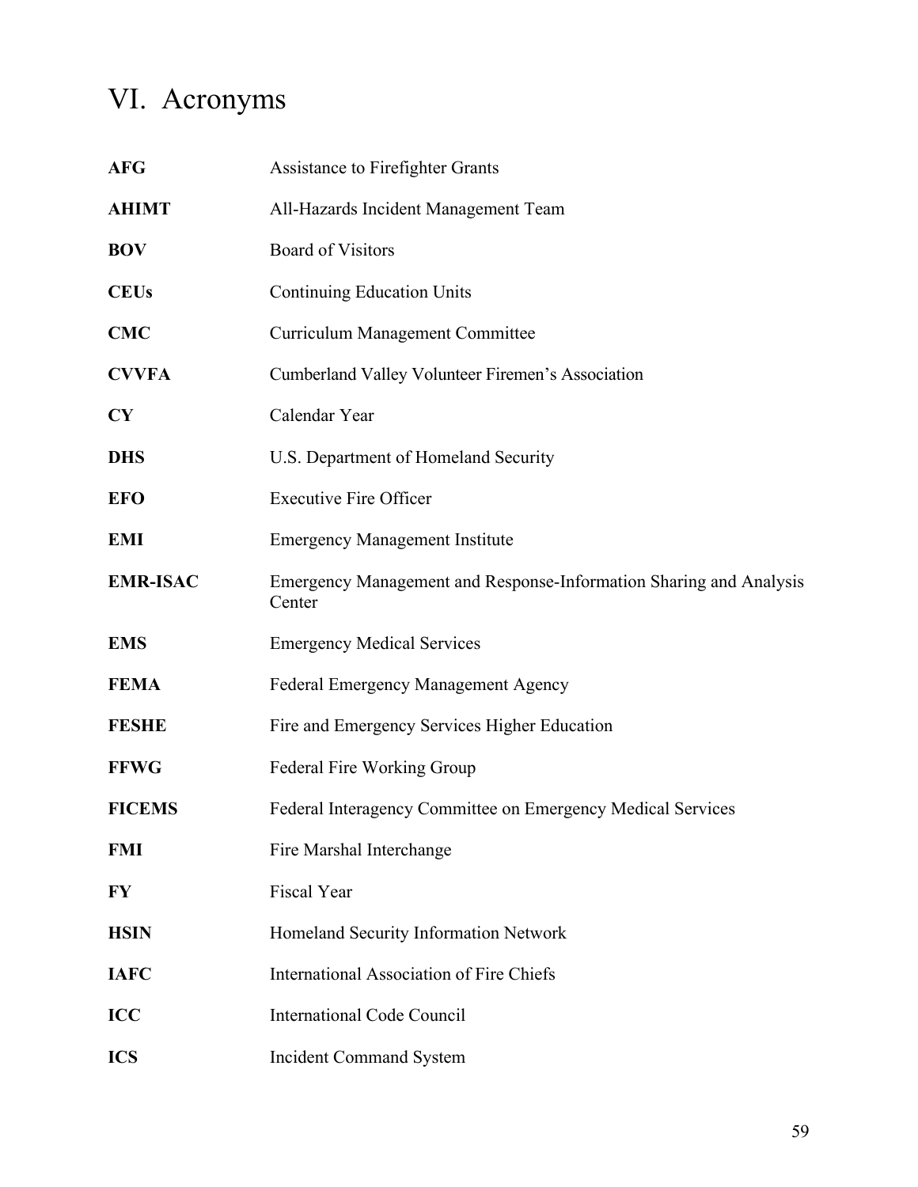# VI. Acronyms

| | |
|---|---|
| **AFG** | Assistance to Firefighter Grants |
| **AHIMT** | All-Hazards Incident Management Team |
| **BOV** | Board of Visitors |
| **CEUs** | Continuing Education Units |
| **CMC** | Curriculum Management Committee |
| **CVVFA** | Cumberland Valley Volunteer Firemen's Association |
| **CY** | Calendar Year |
| **DHS** | U.S. Department of Homeland Security |
| **EFO** | Executive Fire Officer |
| **EMI** | Emergency Management Institute |
| **EMR-ISAC** | Emergency Management and Response-Information Sharing and Analysis Center |
| **EMS** | Emergency Medical Services |
| **FEMA** | Federal Emergency Management Agency |
| **FESHE** | Fire and Emergency Services Higher Education |
| **FFWG** | Federal Fire Working Group |
| **FICEMS** | Federal Interagency Committee on Emergency Medical Services |
| **FMI** | Fire Marshal Interchange |
| **FY** | Fiscal Year |
| **HSIN** | Homeland Security Information Network |
| **IAFC** | International Association of Fire Chiefs |
| **ICC** | International Code Council |
| **ICS** | Incident Command System |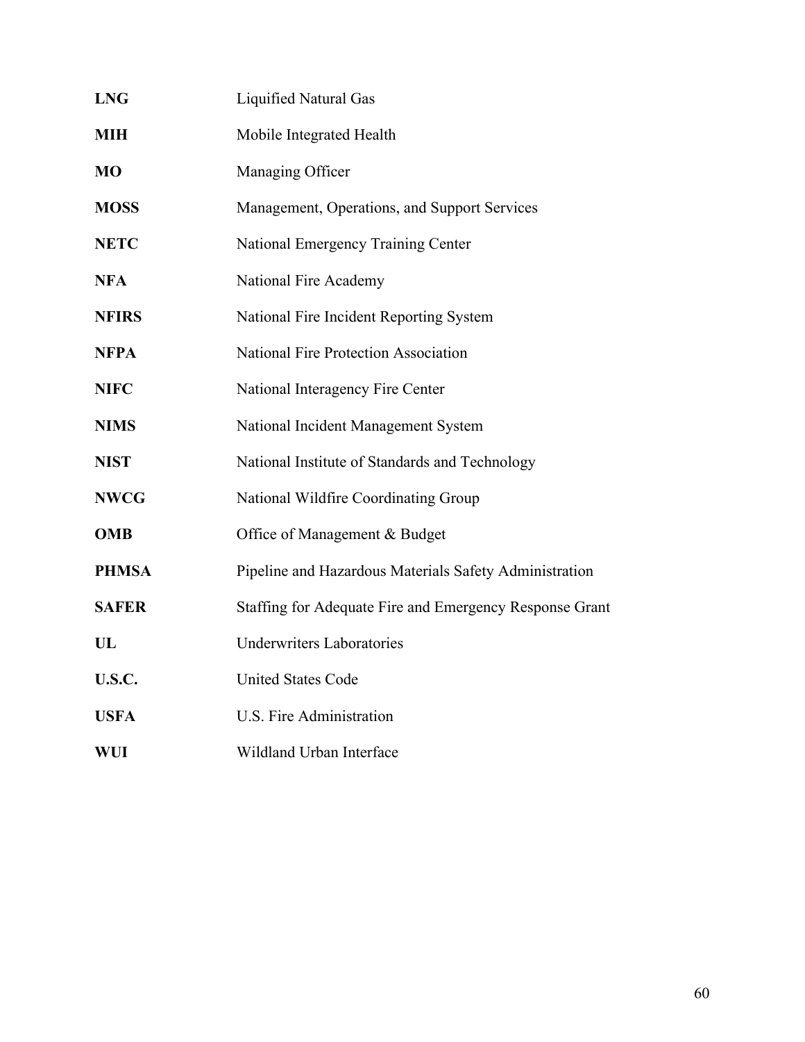| | |
|---|---|
| **LNG** | Liquified Natural Gas |
| **MIH** | Mobile Integrated Health |
| **MO** | Managing Officer |
| **MOSS** | Management, Operations, and Support Services |
| **NETC** | National Emergency Training Center |
| **NFA** | National Fire Academy |
| **NFIRS** | National Fire Incident Reporting System |
| **NFPA** | National Fire Protection Association |
| **NIFC** | National Interagency Fire Center |
| **NIMS** | National Incident Management System |
| **NIST** | National Institute of Standards and Technology |
| **NWCG** | National Wildfire Coordinating Group |
| **OMB** | Office of Management & Budget |
| **PHMSA** | Pipeline and Hazardous Materials Safety Administration |
| **SAFER** | Staffing for Adequate Fire and Emergency Response Grant |
| **UL** | Underwriters Laboratories |
| **U.S.C.** | United States Code |
| **USFA** | U.S. Fire Administration |
| **WUI** | Wildland Urban Interface |